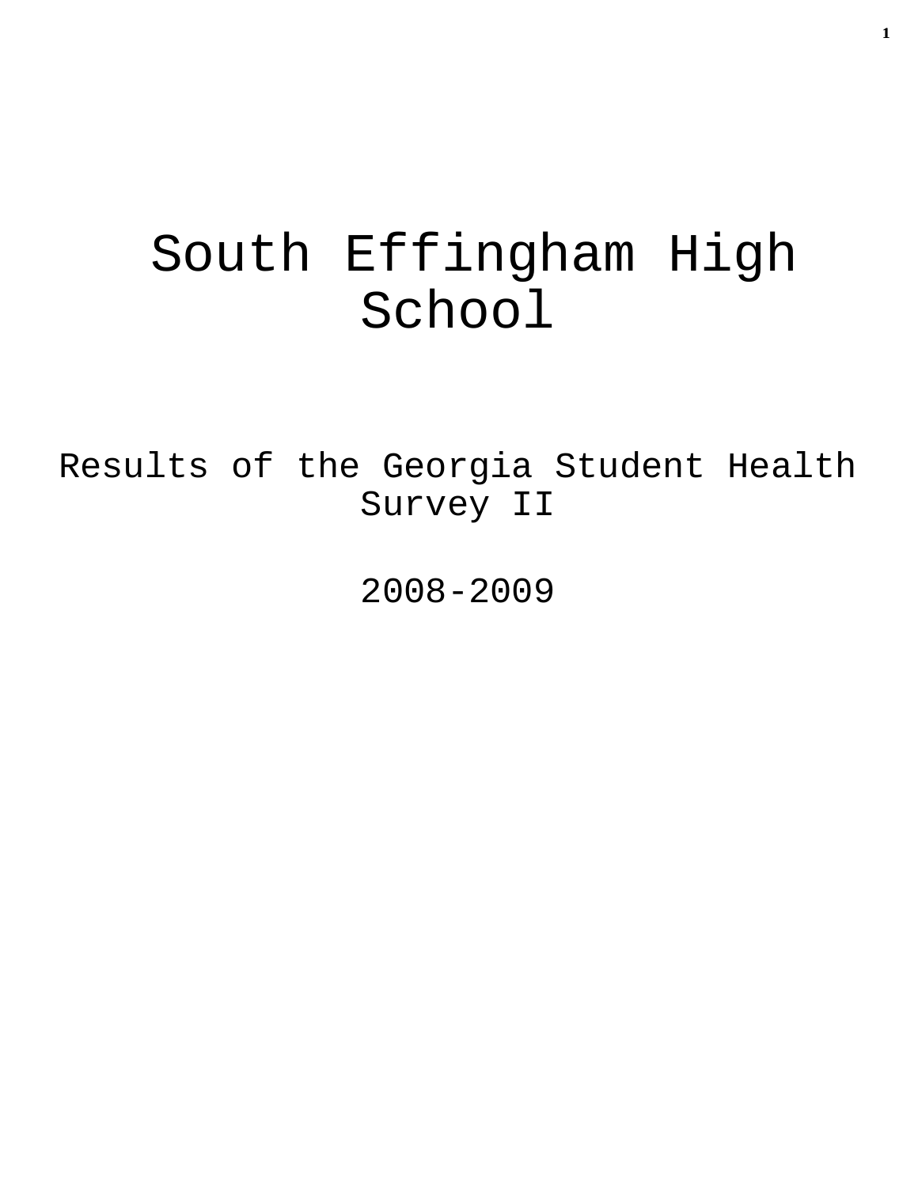# South Effingham High School

Results of the Georgia Student Health Survey II

2008-2009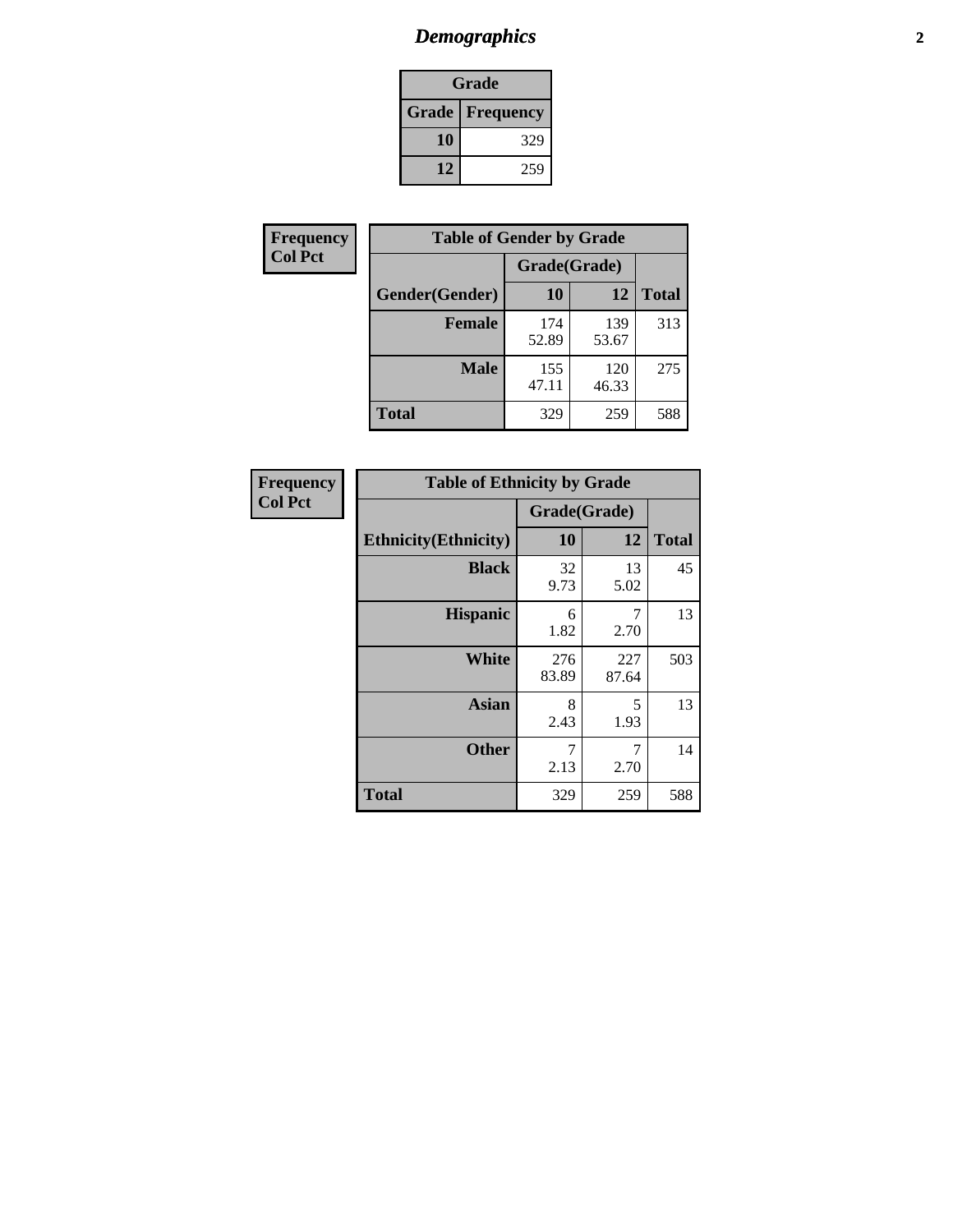# *Demographics*

| Grade | |
|---|---|
| **Grade** | **Frequency** |
| **10** | 329 |
| **12** | 259 |

**Frequency**
**Col Pct**

| Table of Gender by Grade | | | |
|---|---|---|---|
| | Grade(Grade) | | |
| **Gender(Gender)** | **10** | **12** | **Total** |
| **Female** | 174<br>52.89 | 139<br>53.67 | 313 |
| **Male** | 155<br>47.11 | 120<br>46.33 | 275 |
| **Total** | 329 | 259 | 588 |

**Frequency**
**Col Pct**

| Table of Ethnicity by Grade | | | |
|---|---|---|---|
| | Grade(Grade) | | |
| **Ethnicity(Ethnicity)** | **10** | **12** | **Total** |
| **Black** | 32<br>9.73 | 13<br>5.02 | 45 |
| **Hispanic** | 6<br>1.82 | 7<br>2.70 | 13 |
| **White** | 276<br>83.89 | 227<br>87.64 | 503 |
| **Asian** | 8<br>2.43 | 5<br>1.93 | 13 |
| **Other** | 7<br>2.13 | 7<br>2.70 | 14 |
| **Total** | 329 | 259 | 588 |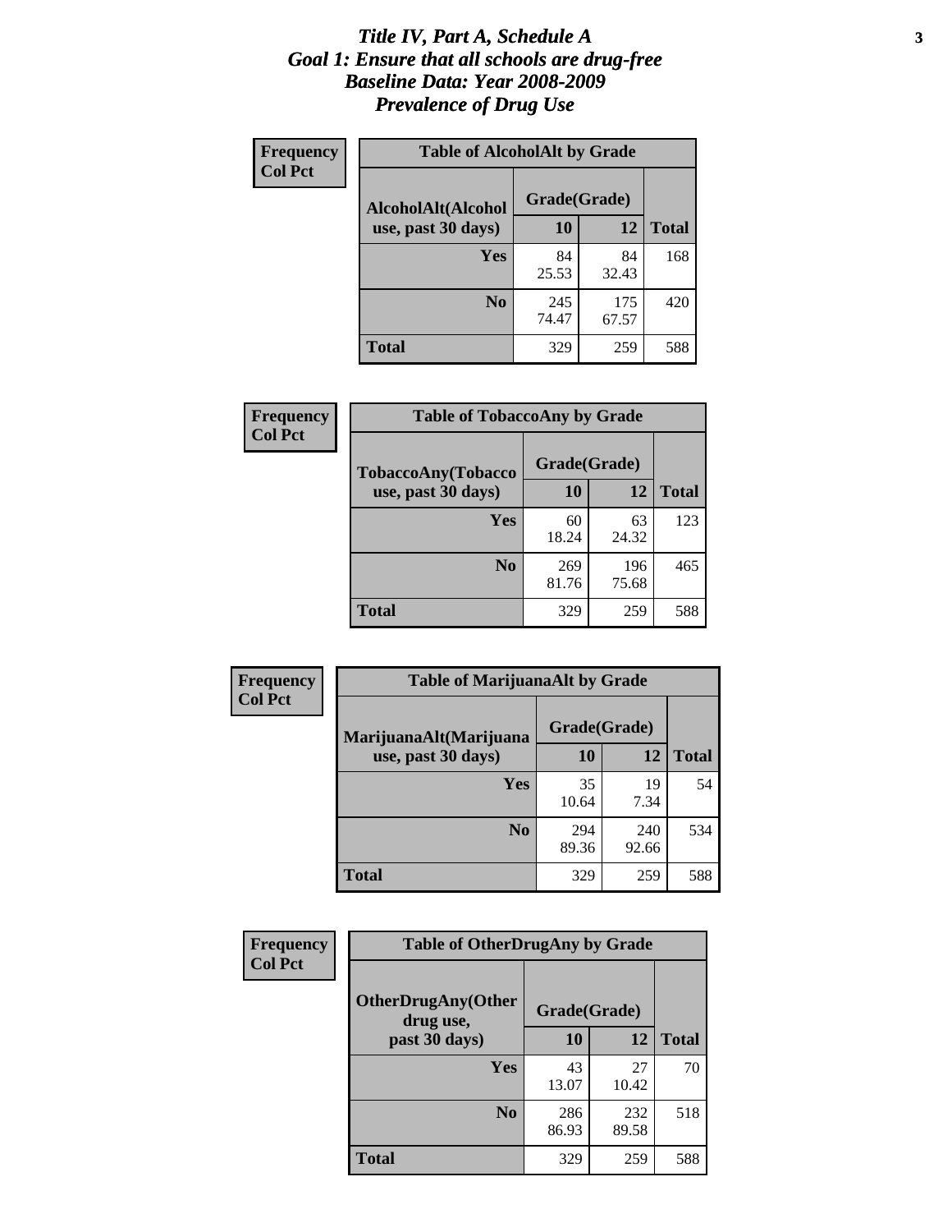# *Title IV, Part A, Schedule A*
# *Goal 1: Ensure that all schools are drug-free*
# *Baseline Data: Year 2008-2009*
# *Prevalence of Drug Use*

**Frequency**
**Col Pct**

**Table of AlcoholAlt by Grade**

| AlcoholAlt(Alcohol use, past 30 days) | Grade(Grade) | | Total |
|---|---|---|---|
| | 10 | 12 | |
| Yes | 84<br>25.53 | 84<br>32.43 | 168 |
| No | 245<br>74.47 | 175<br>67.57 | 420 |
| Total | 329 | 259 | 588 |

**Frequency**
**Col Pct**

**Table of TobaccoAny by Grade**

| TobaccoAny(Tobacco use, past 30 days) | Grade(Grade) | | Total |
|---|---|---|---|
| | 10 | 12 | |
| Yes | 60<br>18.24 | 63<br>24.32 | 123 |
| No | 269<br>81.76 | 196<br>75.68 | 465 |
| Total | 329 | 259 | 588 |

**Frequency**
**Col Pct**

**Table of MarijuanaAlt by Grade**

| MarijuanaAlt(Marijuana use, past 30 days) | Grade(Grade) | | Total |
|---|---|---|---|
| | 10 | 12 | |
| Yes | 35<br>10.64 | 19<br>7.34 | 54 |
| No | 294<br>89.36 | 240<br>92.66 | 534 |
| Total | 329 | 259 | 588 |

**Frequency**
**Col Pct**

**Table of OtherDrugAny by Grade**

| OtherDrugAny(Other drug use, past 30 days) | Grade(Grade) | | Total |
|---|---|---|---|
| | 10 | 12 | |
| Yes | 43<br>13.07 | 27<br>10.42 | 70 |
| No | 286<br>86.93 | 232<br>89.58 | 518 |
| Total | 329 | 259 | 588 |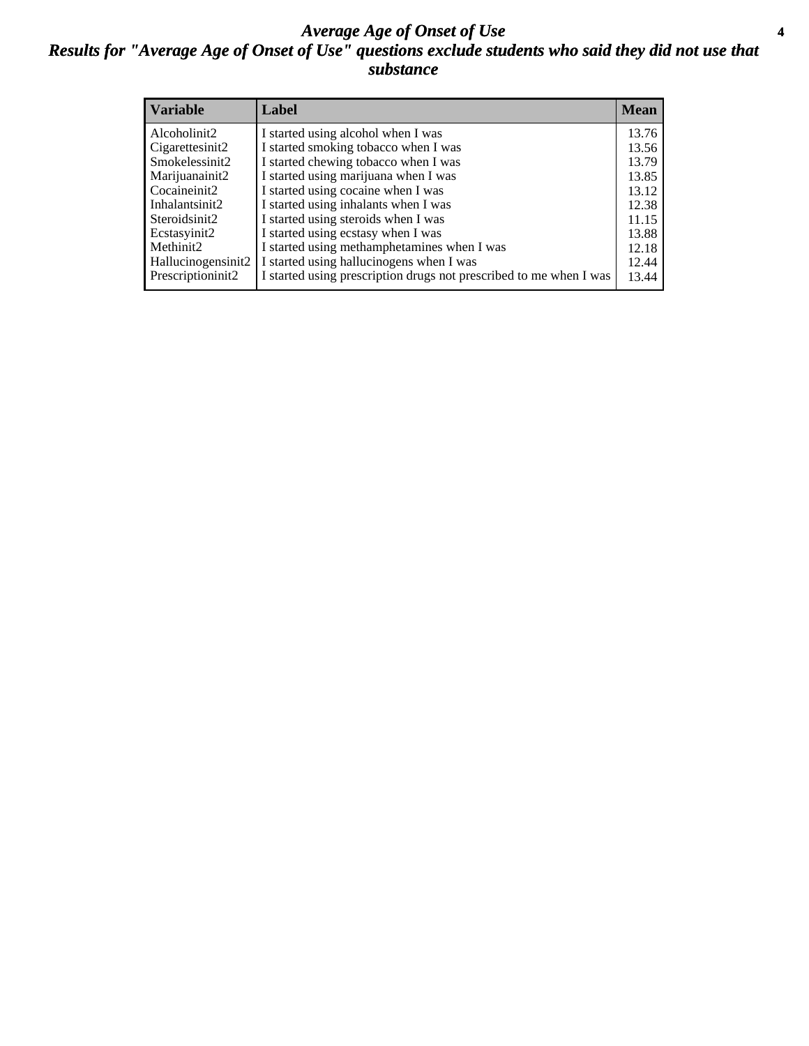# *Average Age of Onset of Use*

## *Results for "Average Age of Onset of Use" questions exclude students who said they did not use that substance*

| Variable | Label | Mean |
|---|---|---|
| Alcoholinit2 | I started using alcohol when I was | 13.76 |
| Cigarettesinit2 | I started smoking tobacco when I was | 13.56 |
| Smokelessinit2 | I started chewing tobacco when I was | 13.79 |
| Marijuanainit2 | I started using marijuana when I was | 13.85 |
| Cocaineinit2 | I started using cocaine when I was | 13.12 |
| Inhalantsinit2 | I started using inhalants when I was | 12.38 |
| Steroidsinit2 | I started using steroids when I was | 11.15 |
| Ecstasyinit2 | I started using ecstasy when I was | 13.88 |
| Methinit2 | I started using methamphetamines when I was | 12.18 |
| Hallucinogensinit2 | I started using hallucinogens when I was | 12.44 |
| Prescriptioninit2 | I started using prescription drugs not prescribed to me when I was | 13.44 |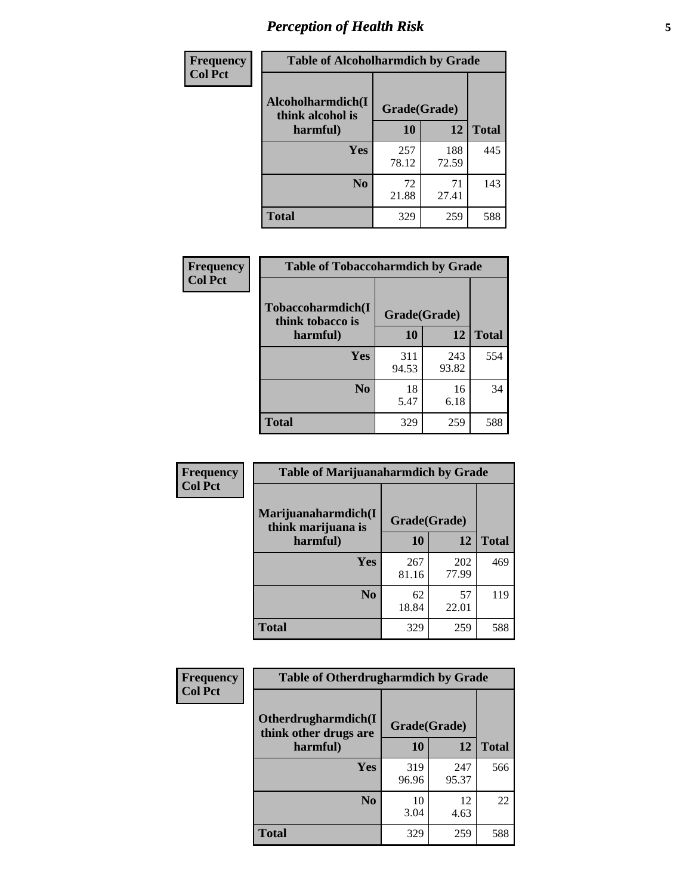## Perception of Health Risk

Frequency
Col Pct

**Table of Alcoholharmdich by Grade**

| Alcoholharmdich(I think alcohol is harmful) | Grade(Grade) | | Total |
|---|---|---|---|
| | 10 | 12 | |
| Yes | 257<br>78.12 | 188<br>72.59 | 445 |
| No | 72<br>21.88 | 71<br>27.41 | 143 |
| Total | 329 | 259 | 588 |

Frequency
Col Pct

**Table of Tobaccoharmdich by Grade**

| Tobaccoharmdich(I think tobacco is harmful) | Grade(Grade) | | Total |
|---|---|---|---|
| | 10 | 12 | |
| Yes | 311<br>94.53 | 243<br>93.82 | 554 |
| No | 18<br>5.47 | 16<br>6.18 | 34 |
| Total | 329 | 259 | 588 |

Frequency
Col Pct

**Table of Marijuanaharmdich by Grade**

| Marijuanaharmdich(I think marijuana is harmful) | Grade(Grade) | | Total |
|---|---|---|---|
| | 10 | 12 | |
| Yes | 267<br>81.16 | 202<br>77.99 | 469 |
| No | 62<br>18.84 | 57<br>22.01 | 119 |
| Total | 329 | 259 | 588 |

Frequency
Col Pct

**Table of Otherdrugharmdich by Grade**

| Otherdrugharmdich(I think other drugs are harmful) | Grade(Grade) | | Total |
|---|---|---|---|
| | 10 | 12 | |
| Yes | 319<br>96.96 | 247<br>95.37 | 566 |
| No | 10<br>3.04 | 12<br>4.63 | 22 |
| Total | 329 | 259 | 588 |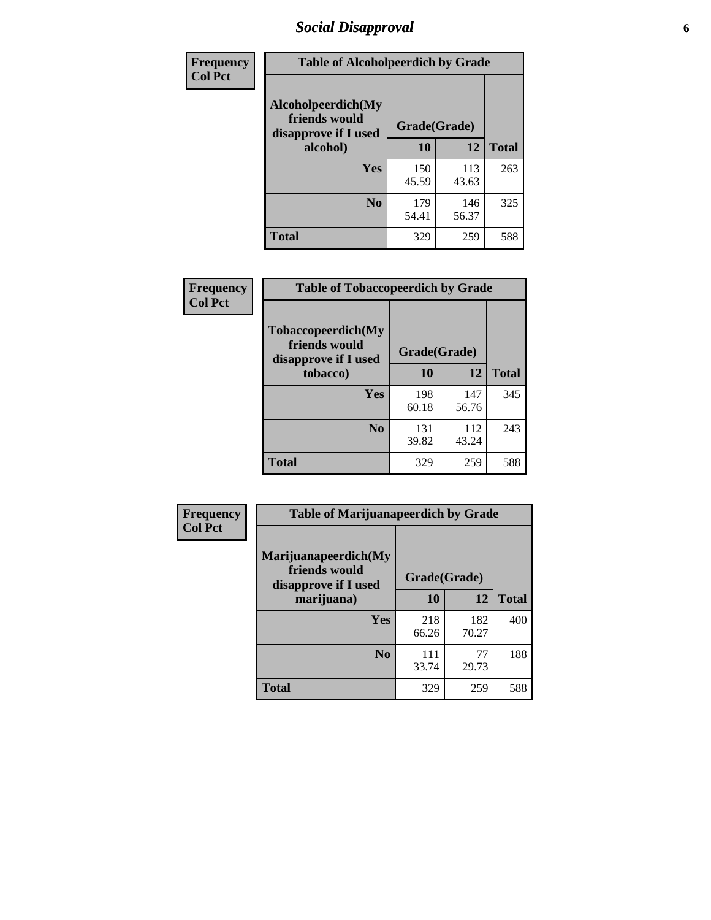| Frequency Col Pct |
|---|

| Table of Alcoholpeerdich by Grade | | | |
|---|---|---|---|
| Alcoholpeerdich(My friends would disapprove if I used alcohol) | Grade(Grade) | | |
| | 10 | 12 | Total |
| Yes | 150<br>45.59 | 113<br>43.63 | 263 |
| No | 179<br>54.41 | 146<br>56.37 | 325 |
| Total | 329 | 259 | 588 |

| Frequency Col Pct |
|---|

| Table of Tobaccopeerdich by Grade | | | |
|---|---|---|---|
| Tobaccopeerdich(My friends would disapprove if I used tobacco) | Grade(Grade) | | |
| | 10 | 12 | Total |
| Yes | 198<br>60.18 | 147<br>56.76 | 345 |
| No | 131<br>39.82 | 112<br>43.24 | 243 |
| Total | 329 | 259 | 588 |

| Frequency Col Pct |
|---|

| Table of Marijuanapeerdich by Grade | | | |
|---|---|---|---|
| Marijuanapeerdich(My friends would disapprove if I used marijuana) | Grade(Grade) | | |
| | 10 | 12 | Total |
| Yes | 218<br>66.26 | 182<br>70.27 | 400 |
| No | 111<br>33.74 | 77<br>29.73 | 188 |
| Total | 329 | 259 | 588 |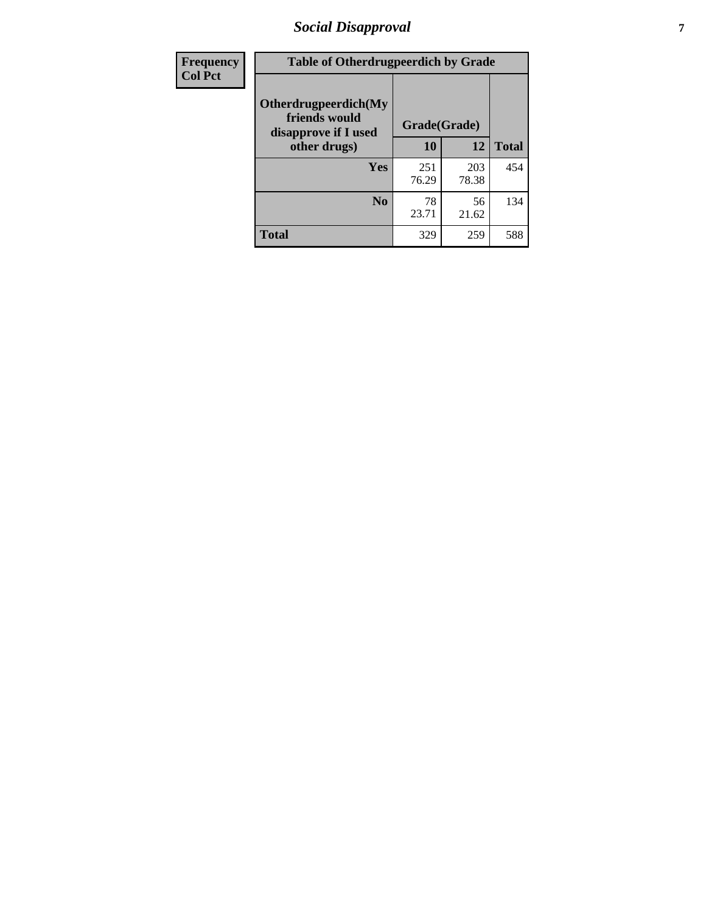| Frequency<br>Col Pct | Table of Otherdrugpeerdich by Grade | | |
|---|---|---|---|
| **Otherdrugpeerdich(My friends would disapprove if I used other drugs)** | **Grade(Grade)** | | |
| | **10** | **12** | **Total** |
| **Yes** | 251<br>76.29 | 203<br>78.38 | 454 |
| **No** | 78<br>23.71 | 56<br>21.62 | 134 |
| **Total** | 329 | 259 | 588 |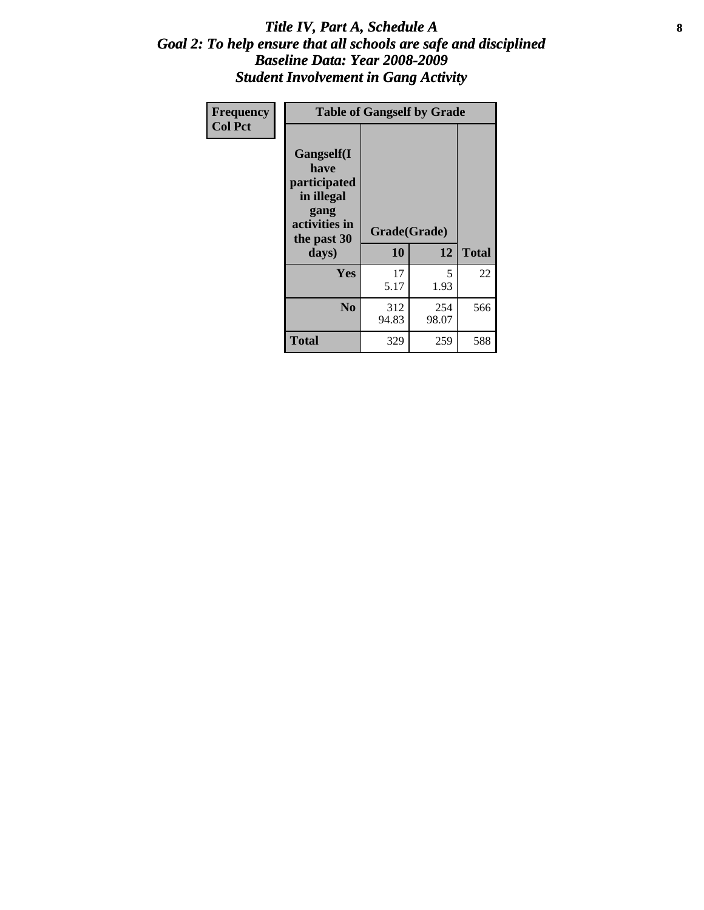# *Title IV, Part A, Schedule A*
## *Goal 2: To help ensure that all schools are safe and disciplined*
## *Baseline Data: Year 2008-2009*
## *Student Involvement in Gang Activity*

| Frequency<br>Col Pct | Table of Gangself by Grade | | |
|---|---|---|---|
| **Gangself(I have participated in illegal gang activities in the past 30 days)** | **Grade(Grade)** | | |
| | **10** | **12** | **Total** |
| **Yes** | 17<br>5.17 | 5<br>1.93 | 22 |
| **No** | 312<br>94.83 | 254<br>98.07 | 566 |
| **Total** | 329 | 259 | 588 |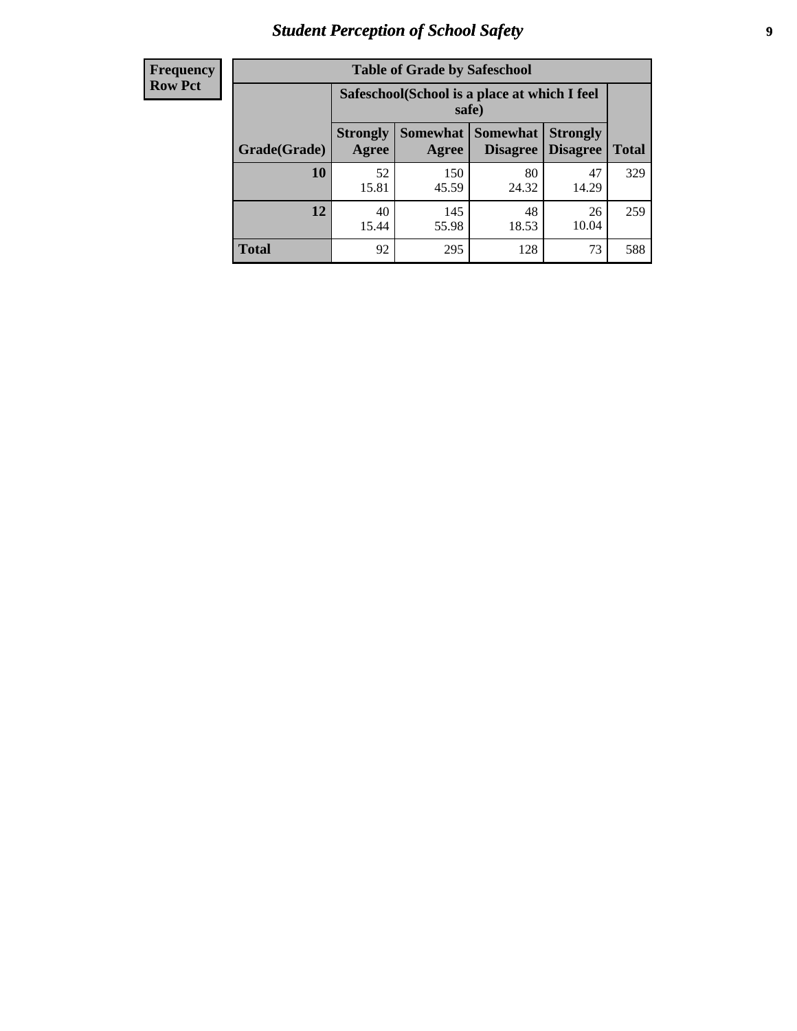| Frequency Row Pct | Table of Grade by Safeschool | | | | |
|---|---|---|---|---|---|
| | Safeschool(School is a place at which I feel safe) | | | | |
| Grade(Grade) | Strongly Agree | Somewhat Agree | Somewhat Disagree | Strongly Disagree | Total |
| **10** | 52<br>15.81 | 150<br>45.59 | 80<br>24.32 | 47<br>14.29 | 329 |
| **12** | 40<br>15.44 | 145<br>55.98 | 48<br>18.53 | 26<br>10.04 | 259 |
| **Total** | 92 | 295 | 128 | 73 | 588 |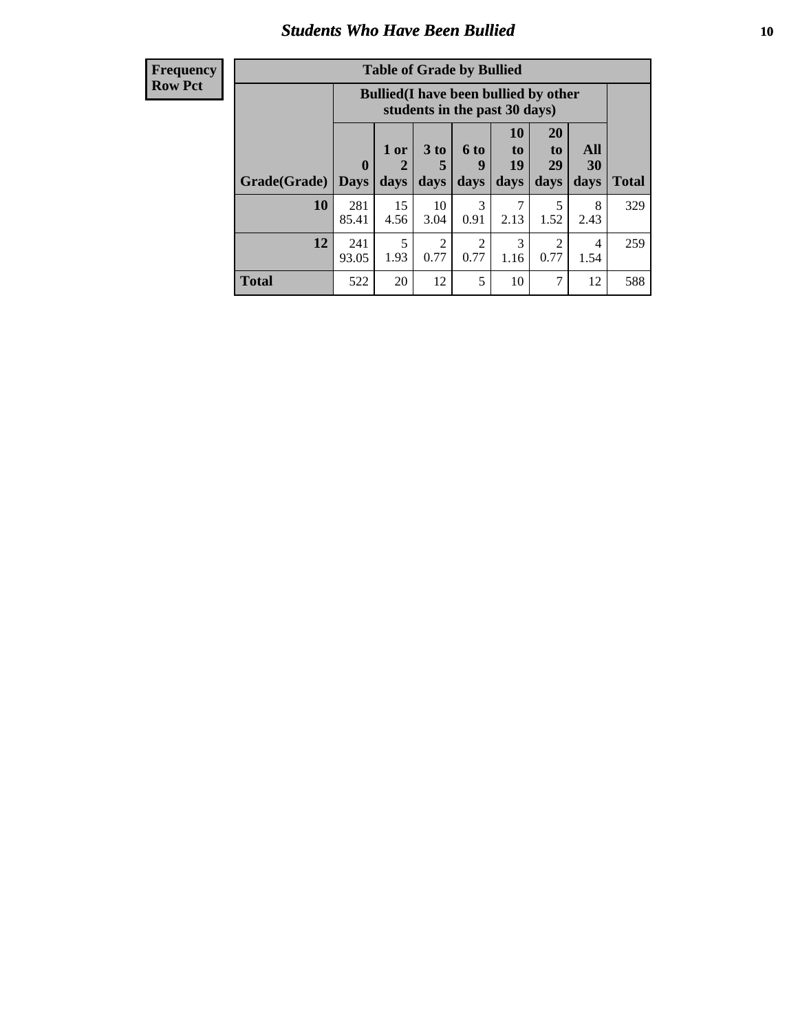# Students Who Have Been Bullied

| Frequency<br>Row Pct |
|---|

**Table of Grade by Bullied**

| Grade(Grade) | Bullied(I have been bullied by other students in the past 30 days) | | | | | | | Total |
|---|---|---|---|---|---|---|---|---|
| | 0 Days | 1 or 2 days | 3 to 5 days | 6 to 9 days | 10 to 19 days | 20 to 29 days | All 30 days | |
| **10** | 281<br>85.41 | 15<br>4.56 | 10<br>3.04 | 3<br>0.91 | 7<br>2.13 | 5<br>1.52 | 8<br>2.43 | 329 |
| **12** | 241<br>93.05 | 5<br>1.93 | 2<br>0.77 | 2<br>0.77 | 3<br>1.16 | 2<br>0.77 | 4<br>1.54 | 259 |
| **Total** | 522 | 20 | 12 | 5 | 10 | 7 | 12 | 588 |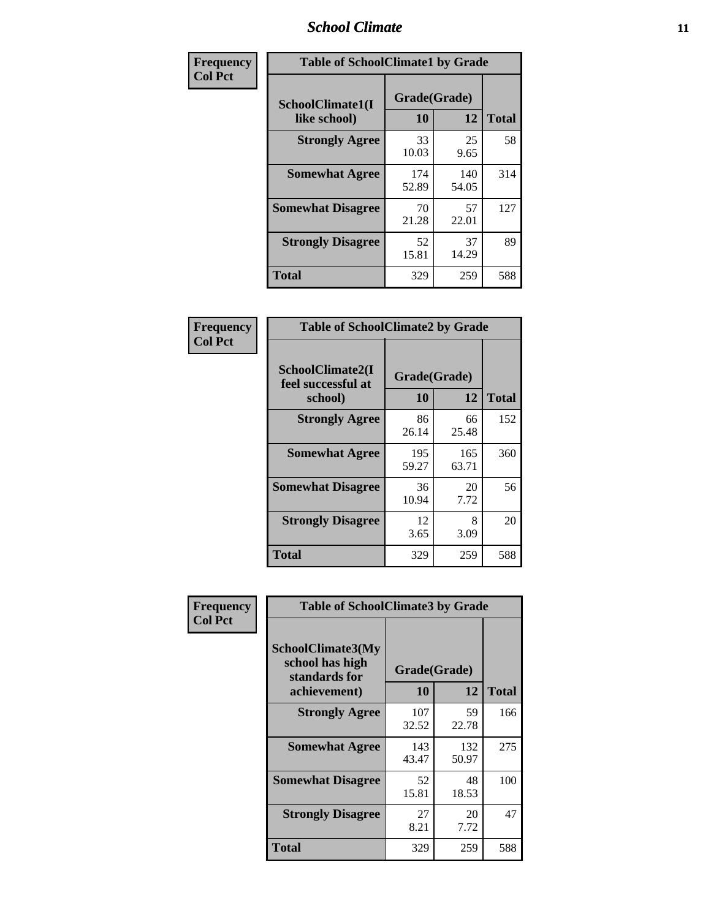| Frequency Col Pct | Table of SchoolClimate1 by Grade | | |
|---|---|---|---|
| SchoolClimate1(I like school) | Grade(Grade) | | |
| | 10 | 12 | Total |
| Strongly Agree | 33<br>10.03 | 25<br>9.65 | 58 |
| Somewhat Agree | 174<br>52.89 | 140<br>54.05 | 314 |
| Somewhat Disagree | 70<br>21.28 | 57<br>22.01 | 127 |
| Strongly Disagree | 52<br>15.81 | 37<br>14.29 | 89 |
| Total | 329 | 259 | 588 |

| Frequency Col Pct | Table of SchoolClimate2 by Grade | | |
|---|---|---|---|
| SchoolClimate2(I feel successful at school) | Grade(Grade) | | |
| | 10 | 12 | Total |
| Strongly Agree | 86<br>26.14 | 66<br>25.48 | 152 |
| Somewhat Agree | 195<br>59.27 | 165<br>63.71 | 360 |
| Somewhat Disagree | 36<br>10.94 | 20<br>7.72 | 56 |
| Strongly Disagree | 12<br>3.65 | 8<br>3.09 | 20 |
| Total | 329 | 259 | 588 |

| Frequency Col Pct | Table of SchoolClimate3 by Grade | | |
|---|---|---|---|
| SchoolClimate3(My school has high standards for achievement) | Grade(Grade) | | |
| | 10 | 12 | Total |
| Strongly Agree | 107<br>32.52 | 59<br>22.78 | 166 |
| Somewhat Agree | 143<br>43.47 | 132<br>50.97 | 275 |
| Somewhat Disagree | 52<br>15.81 | 48<br>18.53 | 100 |
| Strongly Disagree | 27<br>8.21 | 20<br>7.72 | 47 |
| Total | 329 | 259 | 588 |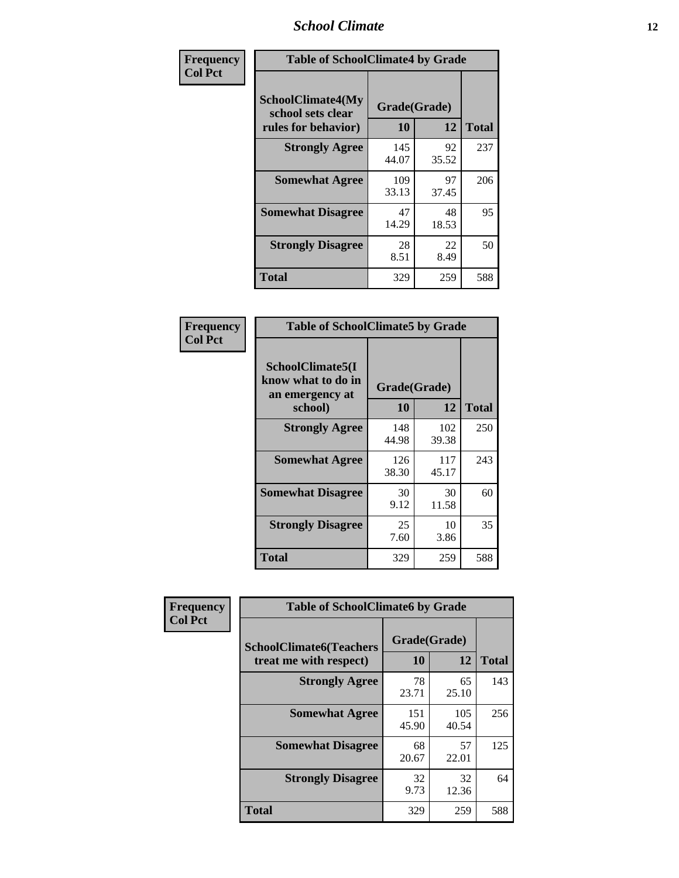| Frequency<br>Col Pct |
|---|

**Table of SchoolClimate4 by Grade**

| SchoolClimate4(My school sets clear rules for behavior) | Grade(Grade) | | Total |
|---|---|---|---|
| | 10 | 12 | |
| Strongly Agree | 145<br>44.07 | 92<br>35.52 | 237 |
| Somewhat Agree | 109<br>33.13 | 97<br>37.45 | 206 |
| Somewhat Disagree | 47<br>14.29 | 48<br>18.53 | 95 |
| Strongly Disagree | 28<br>8.51 | 22<br>8.49 | 50 |
| Total | 329 | 259 | 588 |

| Frequency<br>Col Pct |
|---|

**Table of SchoolClimate5 by Grade**

| SchoolClimate5(I know what to do in an emergency at school) | Grade(Grade) | | Total |
|---|---|---|---|
| | 10 | 12 | |
| Strongly Agree | 148<br>44.98 | 102<br>39.38 | 250 |
| Somewhat Agree | 126<br>38.30 | 117<br>45.17 | 243 |
| Somewhat Disagree | 30<br>9.12 | 30<br>11.58 | 60 |
| Strongly Disagree | 25<br>7.60 | 10<br>3.86 | 35 |
| Total | 329 | 259 | 588 |

| Frequency<br>Col Pct |
|---|

**Table of SchoolClimate6 by Grade**

| SchoolClimate6(Teachers treat me with respect) | Grade(Grade) | | Total |
|---|---|---|---|
| | 10 | 12 | |
| Strongly Agree | 78<br>23.71 | 65<br>25.10 | 143 |
| Somewhat Agree | 151<br>45.90 | 105<br>40.54 | 256 |
| Somewhat Disagree | 68<br>20.67 | 57<br>22.01 | 125 |
| Strongly Disagree | 32<br>9.73 | 32<br>12.36 | 64 |
| Total | 329 | 259 | 588 |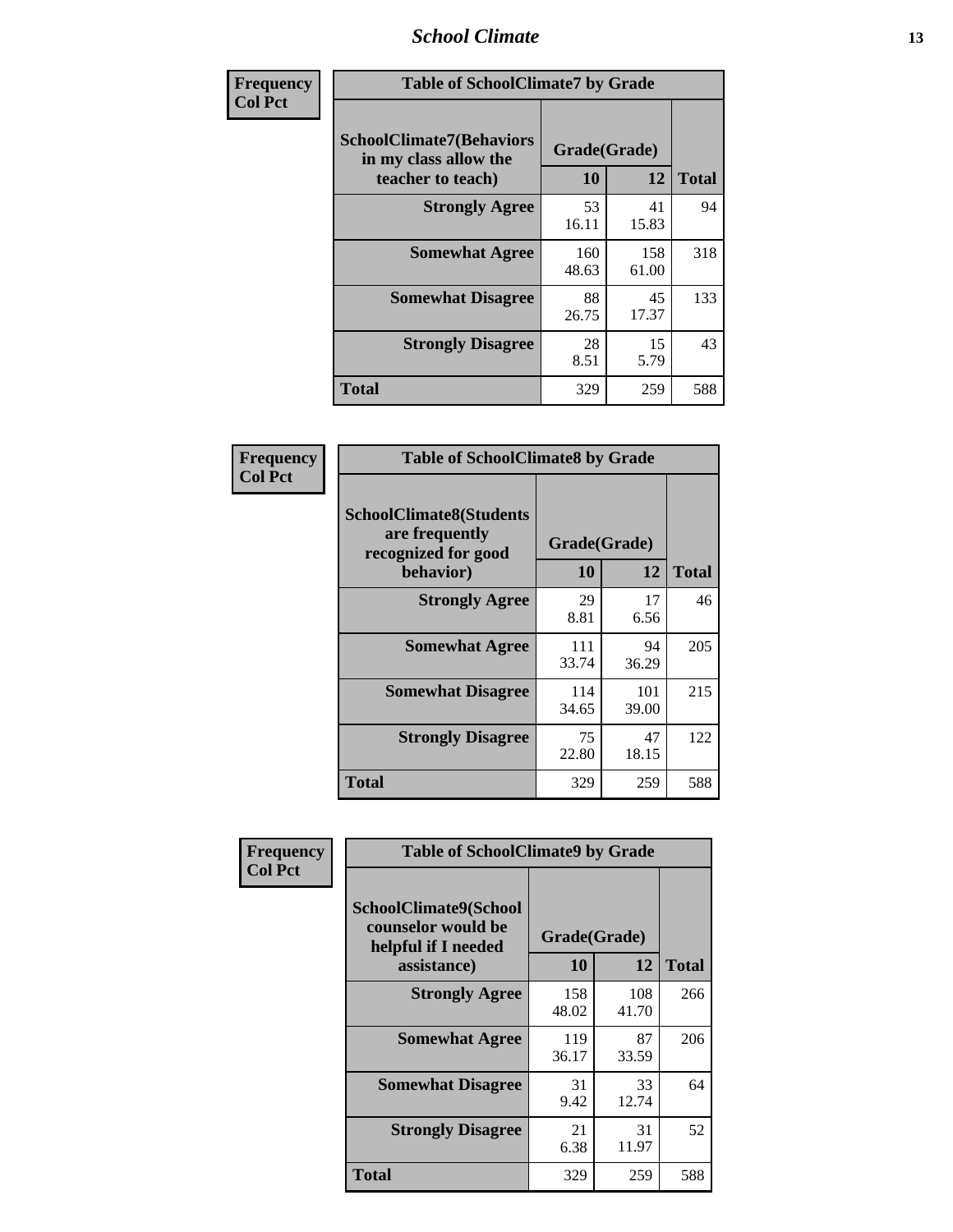| Frequency<br>Col Pct |
|---|

**Table of SchoolClimate7 by Grade**

| SchoolClimate7(Behaviors in my class allow the teacher to teach) | Grade(Grade) | | Total |
|---|---|---|---|
| | 10 | 12 | |
| Strongly Agree | 53<br>16.11 | 41<br>15.83 | 94 |
| Somewhat Agree | 160<br>48.63 | 158<br>61.00 | 318 |
| Somewhat Disagree | 88<br>26.75 | 45<br>17.37 | 133 |
| Strongly Disagree | 28<br>8.51 | 15<br>5.79 | 43 |
| Total | 329 | 259 | 588 |

| Frequency<br>Col Pct |
|---|

**Table of SchoolClimate8 by Grade**

| SchoolClimate8(Students are frequently recognized for good behavior) | Grade(Grade) | | Total |
|---|---|---|---|
| | 10 | 12 | |
| Strongly Agree | 29<br>8.81 | 17<br>6.56 | 46 |
| Somewhat Agree | 111<br>33.74 | 94<br>36.29 | 205 |
| Somewhat Disagree | 114<br>34.65 | 101<br>39.00 | 215 |
| Strongly Disagree | 75<br>22.80 | 47<br>18.15 | 122 |
| Total | 329 | 259 | 588 |

| Frequency<br>Col Pct |
|---|

**Table of SchoolClimate9 by Grade**

| SchoolClimate9(School counselor would be helpful if I needed assistance) | Grade(Grade) | | Total |
|---|---|---|---|
| | 10 | 12 | |
| Strongly Agree | 158<br>48.02 | 108<br>41.70 | 266 |
| Somewhat Agree | 119<br>36.17 | 87<br>33.59 | 206 |
| Somewhat Disagree | 31<br>9.42 | 33<br>12.74 | 64 |
| Strongly Disagree | 21<br>6.38 | 31<br>11.97 | 52 |
| Total | 329 | 259 | 588 |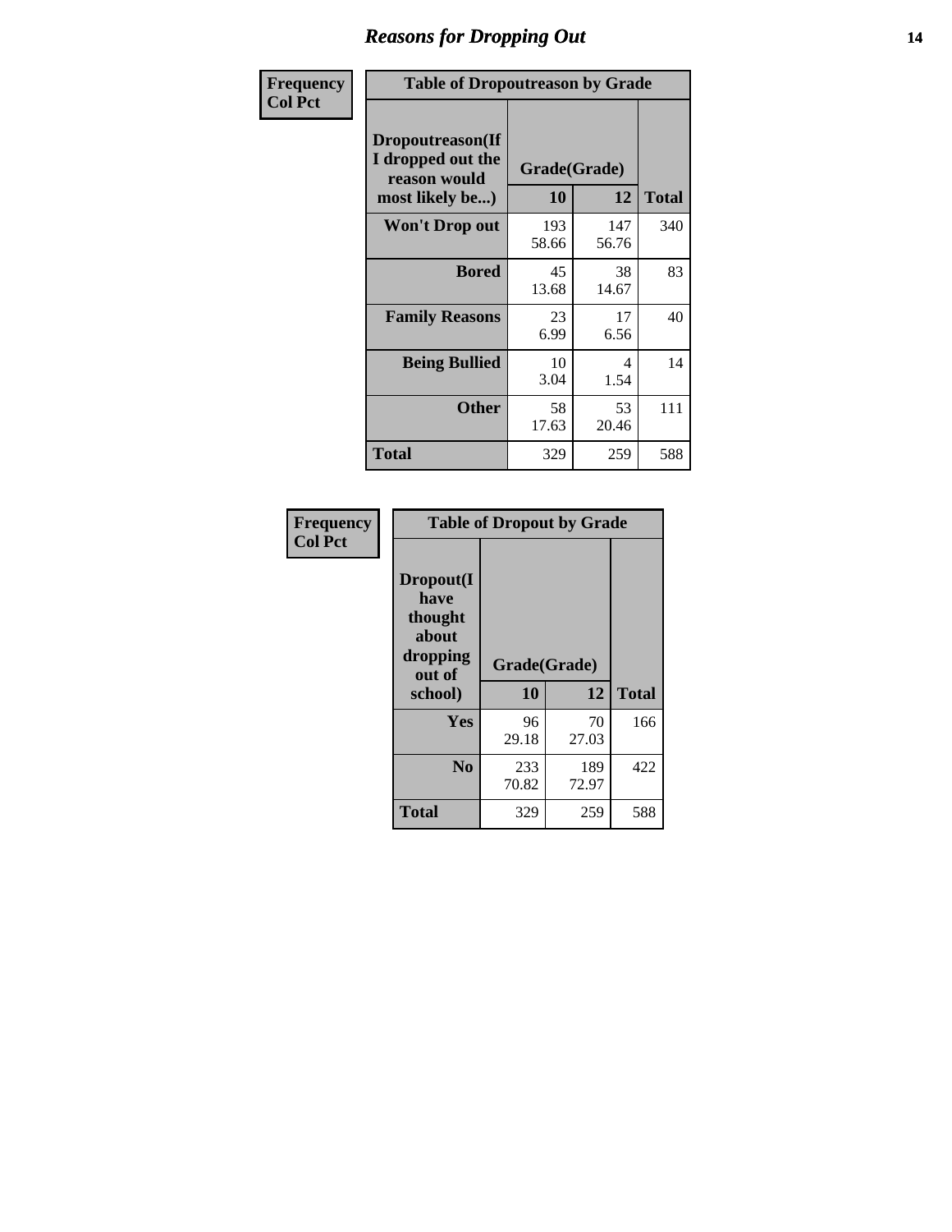## Reasons for Dropping Out

| Frequency<br>Col Pct | | | |
|---|---|---|---|

**Table of Dropoutreason by Grade**

| Dropoutreason(If I dropped out the reason would most likely be...) | Grade(Grade) 10 | 12 | Total |
|---|---|---|---|
| Won't Drop out | 193<br>58.66 | 147<br>56.76 | 340 |
| Bored | 45<br>13.68 | 38<br>14.67 | 83 |
| Family Reasons | 23<br>6.99 | 17<br>6.56 | 40 |
| Being Bullied | 10<br>3.04 | 4<br>1.54 | 14 |
| Other | 58<br>17.63 | 53<br>20.46 | 111 |
| Total | 329 | 259 | 588 |

| Frequency<br>Col Pct | | | |
|---|---|---|---|

**Table of Dropout by Grade**

| Dropout(I have thought about dropping out of school) | Grade(Grade) 10 | 12 | Total |
|---|---|---|---|
| Yes | 96<br>29.18 | 70<br>27.03 | 166 |
| No | 233<br>70.82 | 189<br>72.97 | 422 |
| Total | 329 | 259 | 588 |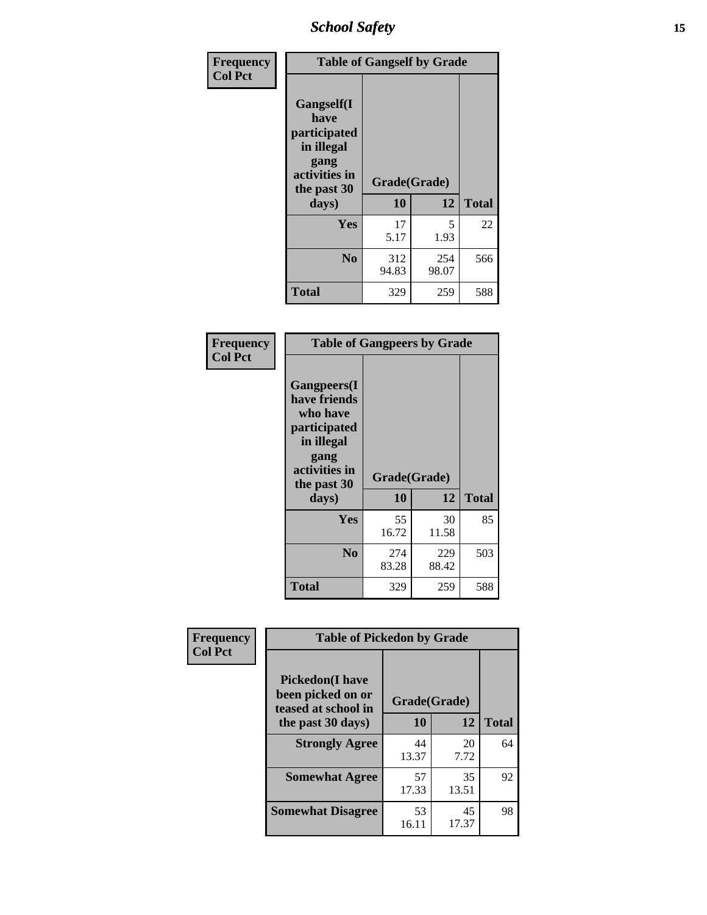| Frequency Col Pct | Table of Gangself by Grade | | |
|---|---|---|---|
| Gangself(I have participated in illegal gang activities in the past 30 days) | Grade(Grade) | | |
| | 10 | 12 | Total |
| Yes | 17<br>5.17 | 5<br>1.93 | 22 |
| No | 312<br>94.83 | 254<br>98.07 | 566 |
| Total | 329 | 259 | 588 |

| Frequency Col Pct | Table of Gangpeers by Grade | | |
|---|---|---|---|
| Gangpeers(I have friends who have participated in illegal gang activities in the past 30 days) | Grade(Grade) | | |
| | 10 | 12 | Total |
| Yes | 55<br>16.72 | 30<br>11.58 | 85 |
| No | 274<br>83.28 | 229<br>88.42 | 503 |
| Total | 329 | 259 | 588 |

| Frequency Col Pct | Table of Pickedon by Grade | | |
|---|---|---|---|
| Pickedon(I have been picked on or teased at school in the past 30 days) | Grade(Grade) | | |
| | 10 | 12 | Total |
| Strongly Agree | 44<br>13.37 | 20<br>7.72 | 64 |
| Somewhat Agree | 57<br>17.33 | 35<br>13.51 | 92 |
| Somewhat Disagree | 53<br>16.11 | 45<br>17.37 | 98 |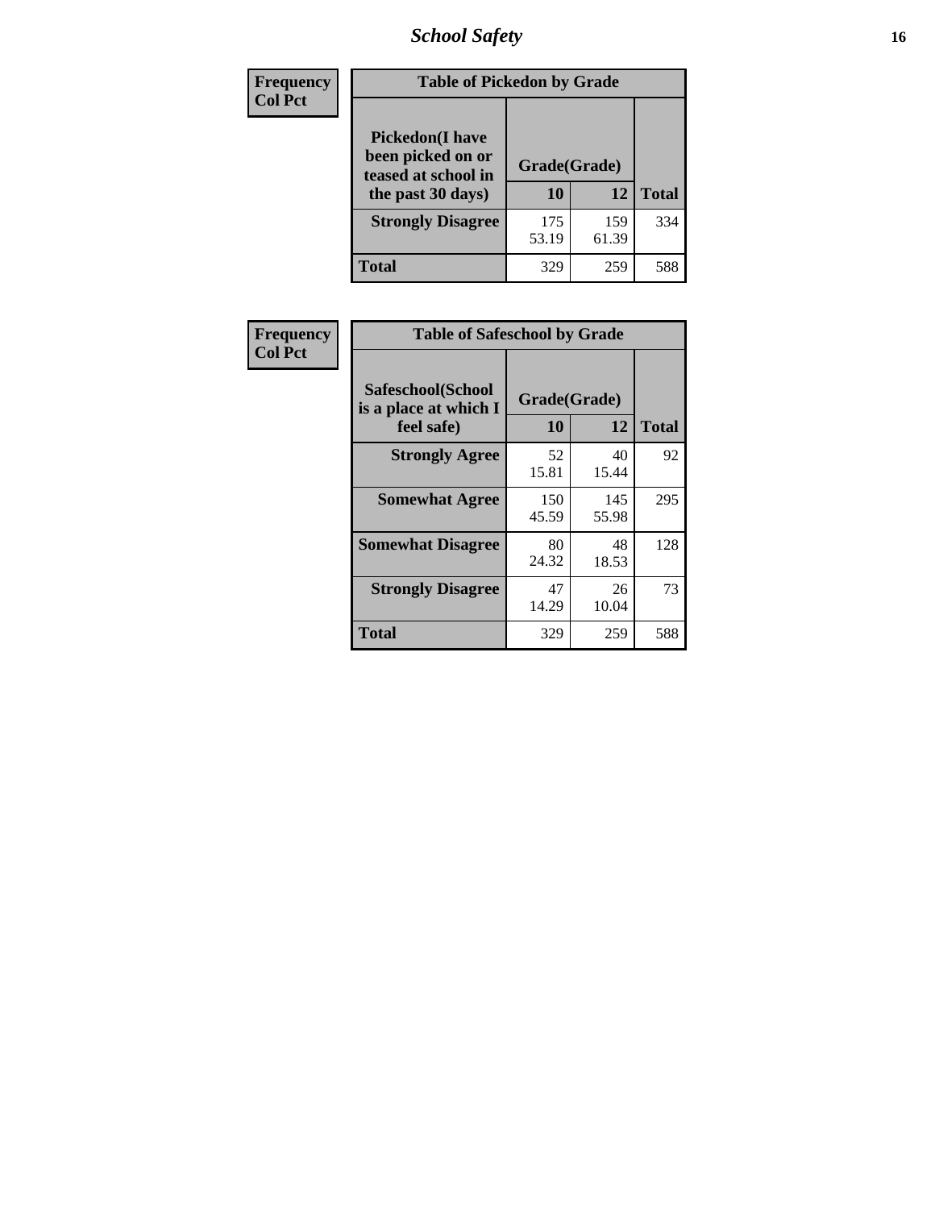| Frequency<br>Col Pct | Table of Pickedon by Grade | | |
|---|---|---|---|
| **Pickedon(I have been picked on or teased at school in the past 30 days)** | **Grade(Grade)** | | |
| | **10** | **12** | **Total** |
| **Strongly Disagree** | 175<br>53.19 | 159<br>61.39 | 334 |
| **Total** | 329 | 259 | 588 |

| Frequency<br>Col Pct | Table of Safeschool by Grade | | |
|---|---|---|---|
| **Safeschool(School is a place at which I feel safe)** | **Grade(Grade)** | | |
| | **10** | **12** | **Total** |
| **Strongly Agree** | 52<br>15.81 | 40<br>15.44 | 92 |
| **Somewhat Agree** | 150<br>45.59 | 145<br>55.98 | 295 |
| **Somewhat Disagree** | 80<br>24.32 | 48<br>18.53 | 128 |
| **Strongly Disagree** | 47<br>14.29 | 26<br>10.04 | 73 |
| **Total** | 329 | 259 | 588 |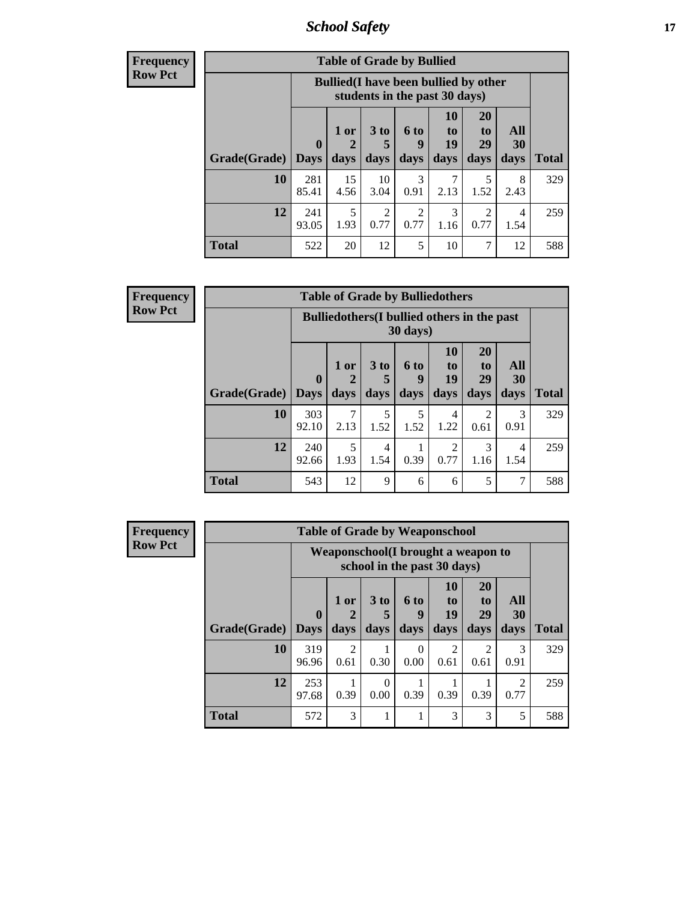## School Safety

**Frequency**
**Row Pct**

**Table of Grade by Bullied**

| Grade(Grade) | Bullied(I have been bullied by other students in the past 30 days) | | | | | | | Total |
|---|---|---|---|---|---|---|---|---|
| | 0 Days | 1 or 2 days | 3 to 5 days | 6 to 9 days | 10 to 19 days | 20 to 29 days | All 30 days | |
| **10** | 281<br>85.41 | 15<br>4.56 | 10<br>3.04 | 3<br>0.91 | 7<br>2.13 | 5<br>1.52 | 8<br>2.43 | 329 |
| **12** | 241<br>93.05 | 5<br>1.93 | 2<br>0.77 | 2<br>0.77 | 3<br>1.16 | 2<br>0.77 | 4<br>1.54 | 259 |
| **Total** | 522 | 20 | 12 | 5 | 10 | 7 | 12 | 588 |

**Frequency**
**Row Pct**

**Table of Grade by Bulliedothers**

| Grade(Grade) | Bulliedothers(I bullied others in the past 30 days) | | | | | | | Total |
|---|---|---|---|---|---|---|---|---|
| | 0 Days | 1 or 2 days | 3 to 5 days | 6 to 9 days | 10 to 19 days | 20 to 29 days | All 30 days | |
| **10** | 303<br>92.10 | 7<br>2.13 | 5<br>1.52 | 5<br>1.52 | 4<br>1.22 | 2<br>0.61 | 3<br>0.91 | 329 |
| **12** | 240<br>92.66 | 5<br>1.93 | 4<br>1.54 | 1<br>0.39 | 2<br>0.77 | 3<br>1.16 | 4<br>1.54 | 259 |
| **Total** | 543 | 12 | 9 | 6 | 6 | 5 | 7 | 588 |

**Frequency**
**Row Pct**

**Table of Grade by Weaponschool**

| Grade(Grade) | Weaponschool(I brought a weapon to school in the past 30 days) | | | | | | | Total |
|---|---|---|---|---|---|---|---|---|
| | 0 Days | 1 or 2 days | 3 to 5 days | 6 to 9 days | 10 to 19 days | 20 to 29 days | All 30 days | |
| **10** | 319<br>96.96 | 2<br>0.61 | 1<br>0.30 | 0<br>0.00 | 2<br>0.61 | 2<br>0.61 | 3<br>0.91 | 329 |
| **12** | 253<br>97.68 | 1<br>0.39 | 0<br>0.00 | 1<br>0.39 | 1<br>0.39 | 1<br>0.39 | 2<br>0.77 | 259 |
| **Total** | 572 | 3 | 1 | 1 | 3 | 3 | 5 | 588 |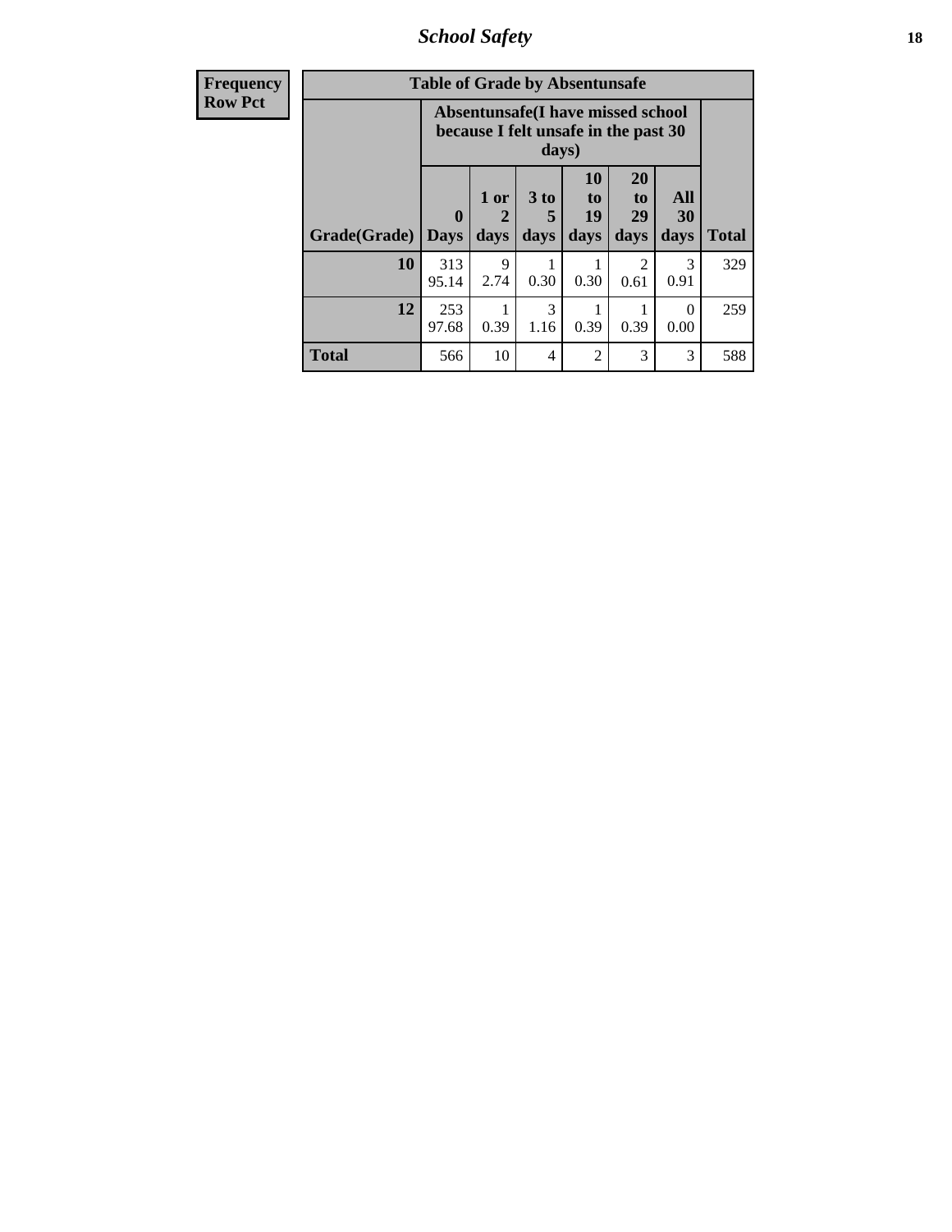| Frequency Row Pct | Table of Grade by Absentunsafe | | | | | | |
|---|---|---|---|---|---|---|---|
| | Absentunsafe(I have missed school because I felt unsafe in the past 30 days) | | | | | | |
| Grade(Grade) | 0 Days | 1 or 2 days | 3 to 5 days | 10 to 19 days | 20 to 29 days | All 30 days | Total |
| 10 | 313<br>95.14 | 9<br>2.74 | 1<br>0.30 | 1<br>0.30 | 2<br>0.61 | 3<br>0.91 | 329 |
| 12 | 253<br>97.68 | 1<br>0.39 | 3<br>1.16 | 1<br>0.39 | 1<br>0.39 | 0<br>0.00 | 259 |
| Total | 566 | 10 | 4 | 2 | 3 | 3 | 588 |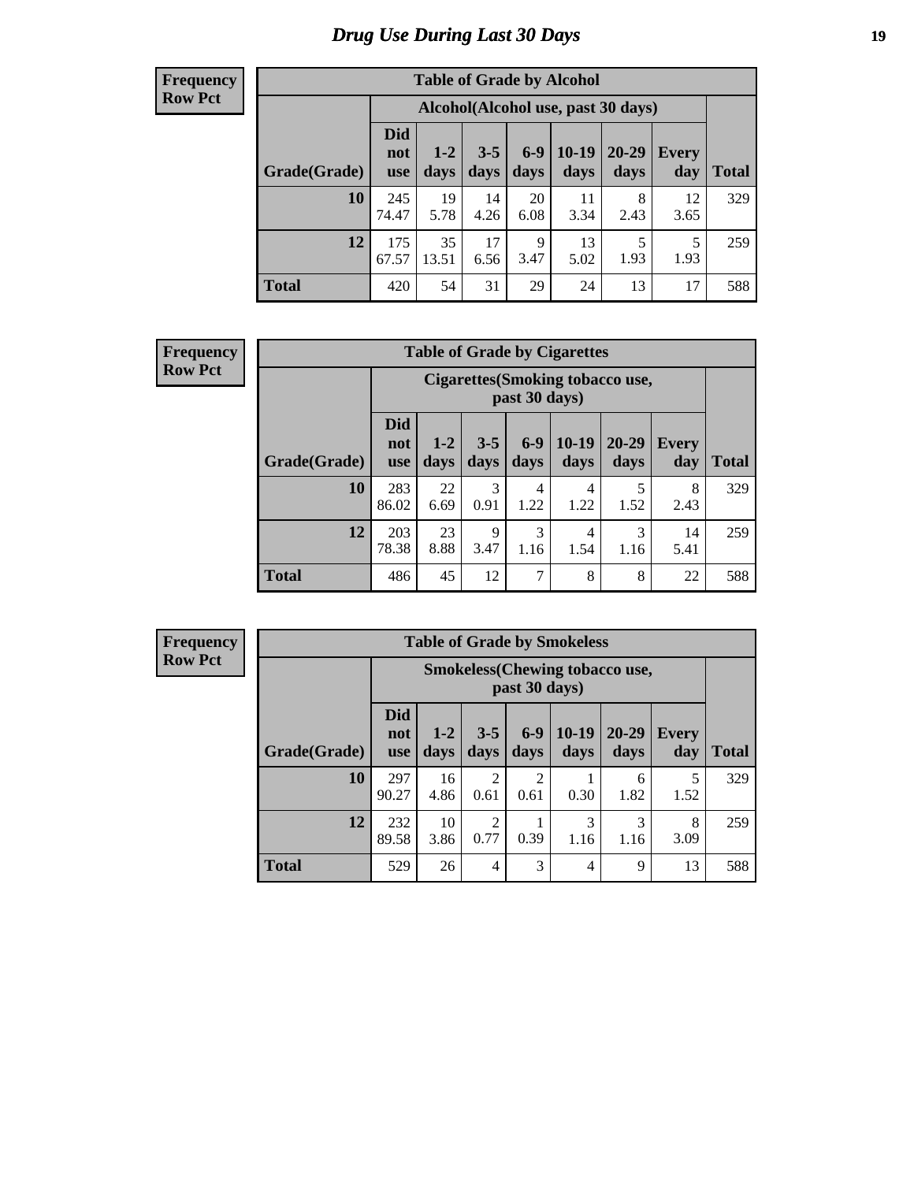# Drug Use During Last 30 Days

**Frequency**
**Row Pct**

| Table of Grade by Alcohol | | | | | | | | |
|---|---|---|---|---|---|---|---|---|
| | Alcohol(Alcohol use, past 30 days) | | | | | | | |
| Grade(Grade) | Did not use | 1-2 days | 3-5 days | 6-9 days | 10-19 days | 20-29 days | Every day | Total |
| 10 | 245<br>74.47 | 19<br>5.78 | 14<br>4.26 | 20<br>6.08 | 11<br>3.34 | 8<br>2.43 | 12<br>3.65 | 329 |
| 12 | 175<br>67.57 | 35<br>13.51 | 17<br>6.56 | 9<br>3.47 | 13<br>5.02 | 5<br>1.93 | 5<br>1.93 | 259 |
| Total | 420 | 54 | 31 | 29 | 24 | 13 | 17 | 588 |

**Frequency**
**Row Pct**

| Table of Grade by Cigarettes | | | | | | | | |
|---|---|---|---|---|---|---|---|---|
| | Cigarettes(Smoking tobacco use, past 30 days) | | | | | | | |
| Grade(Grade) | Did not use | 1-2 days | 3-5 days | 6-9 days | 10-19 days | 20-29 days | Every day | Total |
| 10 | 283<br>86.02 | 22<br>6.69 | 3<br>0.91 | 4<br>1.22 | 4<br>1.22 | 5<br>1.52 | 8<br>2.43 | 329 |
| 12 | 203<br>78.38 | 23<br>8.88 | 9<br>3.47 | 3<br>1.16 | 4<br>1.54 | 3<br>1.16 | 14<br>5.41 | 259 |
| Total | 486 | 45 | 12 | 7 | 8 | 8 | 22 | 588 |

**Frequency**
**Row Pct**

| Table of Grade by Smokeless | | | | | | | | |
|---|---|---|---|---|---|---|---|---|
| | Smokeless(Chewing tobacco use, past 30 days) | | | | | | | |
| Grade(Grade) | Did not use | 1-2 days | 3-5 days | 6-9 days | 10-19 days | 20-29 days | Every day | Total |
| 10 | 297<br>90.27 | 16<br>4.86 | 2<br>0.61 | 2<br>0.61 | 1<br>0.30 | 6<br>1.82 | 5<br>1.52 | 329 |
| 12 | 232<br>89.58 | 10<br>3.86 | 2<br>0.77 | 1<br>0.39 | 3<br>1.16 | 3<br>1.16 | 8<br>3.09 | 259 |
| Total | 529 | 26 | 4 | 3 | 4 | 9 | 13 | 588 |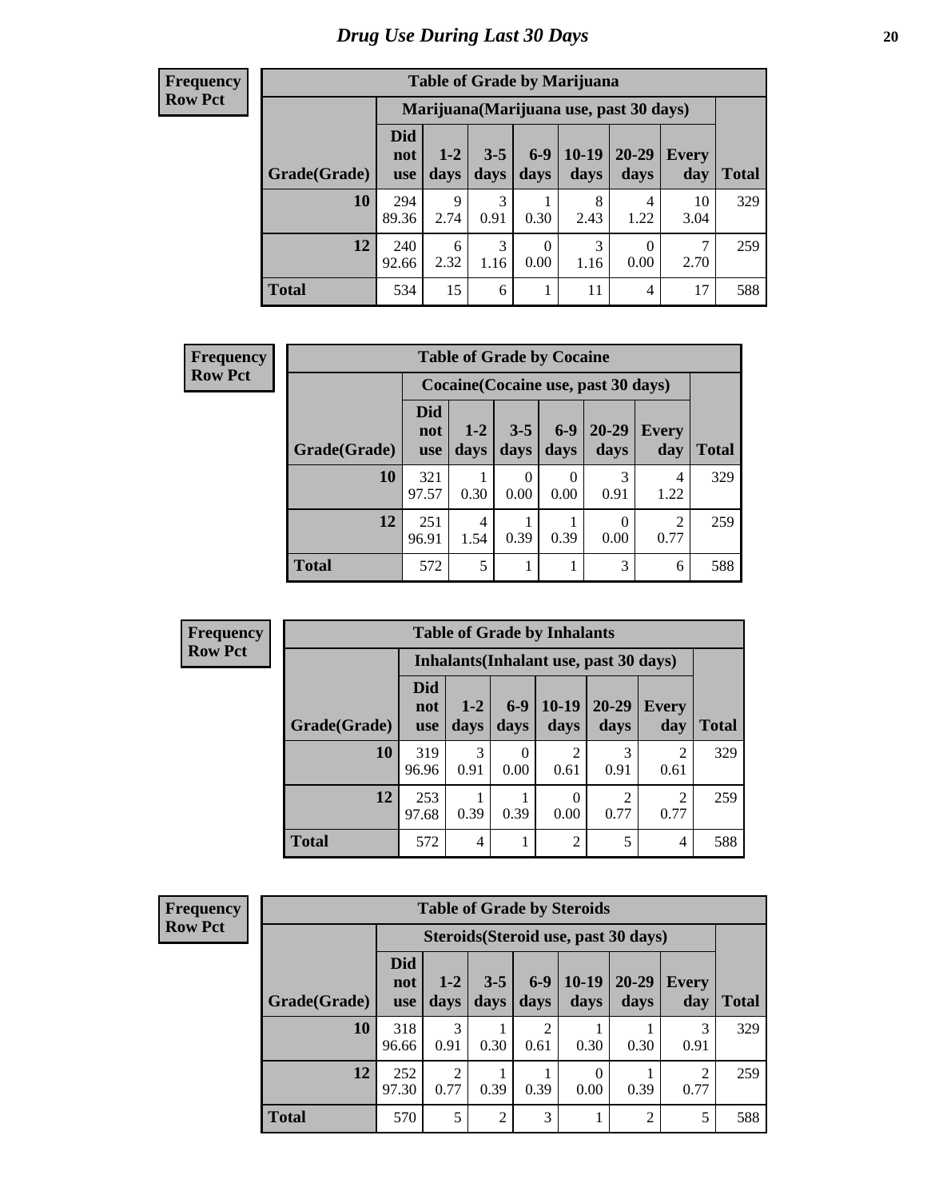# Drug Use During Last 30 Days

**Frequency**
**Row Pct**

| Table of Grade by Marijuana | | | | | | | | |
|---|---|---|---|---|---|---|---|---|
| | Marijuana(Marijuana use, past 30 days) | | | | | | | |
| Grade(Grade) | Did not use | 1-2 days | 3-5 days | 6-9 days | 10-19 days | 20-29 days | Every day | Total |
| 10 | 294<br>89.36 | 9<br>2.74 | 3<br>0.91 | 1<br>0.30 | 8<br>2.43 | 4<br>1.22 | 10<br>3.04 | 329 |
| 12 | 240<br>92.66 | 6<br>2.32 | 3<br>1.16 | 0<br>0.00 | 3<br>1.16 | 0<br>0.00 | 7<br>2.70 | 259 |
| Total | 534 | 15 | 6 | 1 | 11 | 4 | 17 | 588 |

**Frequency**
**Row Pct**

| Table of Grade by Cocaine | | | | | | | |
|---|---|---|---|---|---|---|---|
| | Cocaine(Cocaine use, past 30 days) | | | | | | |
| Grade(Grade) | Did not use | 1-2 days | 3-5 days | 6-9 days | 20-29 days | Every day | Total |
| 10 | 321<br>97.57 | 1<br>0.30 | 0<br>0.00 | 0<br>0.00 | 3<br>0.91 | 4<br>1.22 | 329 |
| 12 | 251<br>96.91 | 4<br>1.54 | 1<br>0.39 | 1<br>0.39 | 0<br>0.00 | 2<br>0.77 | 259 |
| Total | 572 | 5 | 1 | 1 | 3 | 6 | 588 |

**Frequency**
**Row Pct**

| Table of Grade by Inhalants | | | | | | | |
|---|---|---|---|---|---|---|---|
| | Inhalants(Inhalant use, past 30 days) | | | | | | |
| Grade(Grade) | Did not use | 1-2 days | 6-9 days | 10-19 days | 20-29 days | Every day | Total |
| 10 | 319<br>96.96 | 3<br>0.91 | 0<br>0.00 | 2<br>0.61 | 3<br>0.91 | 2<br>0.61 | 329 |
| 12 | 253<br>97.68 | 1<br>0.39 | 1<br>0.39 | 0<br>0.00 | 2<br>0.77 | 2<br>0.77 | 259 |
| Total | 572 | 4 | 1 | 2 | 5 | 4 | 588 |

**Frequency**
**Row Pct**

| Table of Grade by Steroids | | | | | | | | |
|---|---|---|---|---|---|---|---|---|
| | Steroids(Steroid use, past 30 days) | | | | | | | |
| Grade(Grade) | Did not use | 1-2 days | 3-5 days | 6-9 days | 10-19 days | 20-29 days | Every day | Total |
| 10 | 318<br>96.66 | 3<br>0.91 | 1<br>0.30 | 2<br>0.61 | 1<br>0.30 | 1<br>0.30 | 3<br>0.91 | 329 |
| 12 | 252<br>97.30 | 2<br>0.77 | 1<br>0.39 | 1<br>0.39 | 0<br>0.00 | 1<br>0.39 | 2<br>0.77 | 259 |
| Total | 570 | 5 | 2 | 3 | 1 | 2 | 5 | 588 |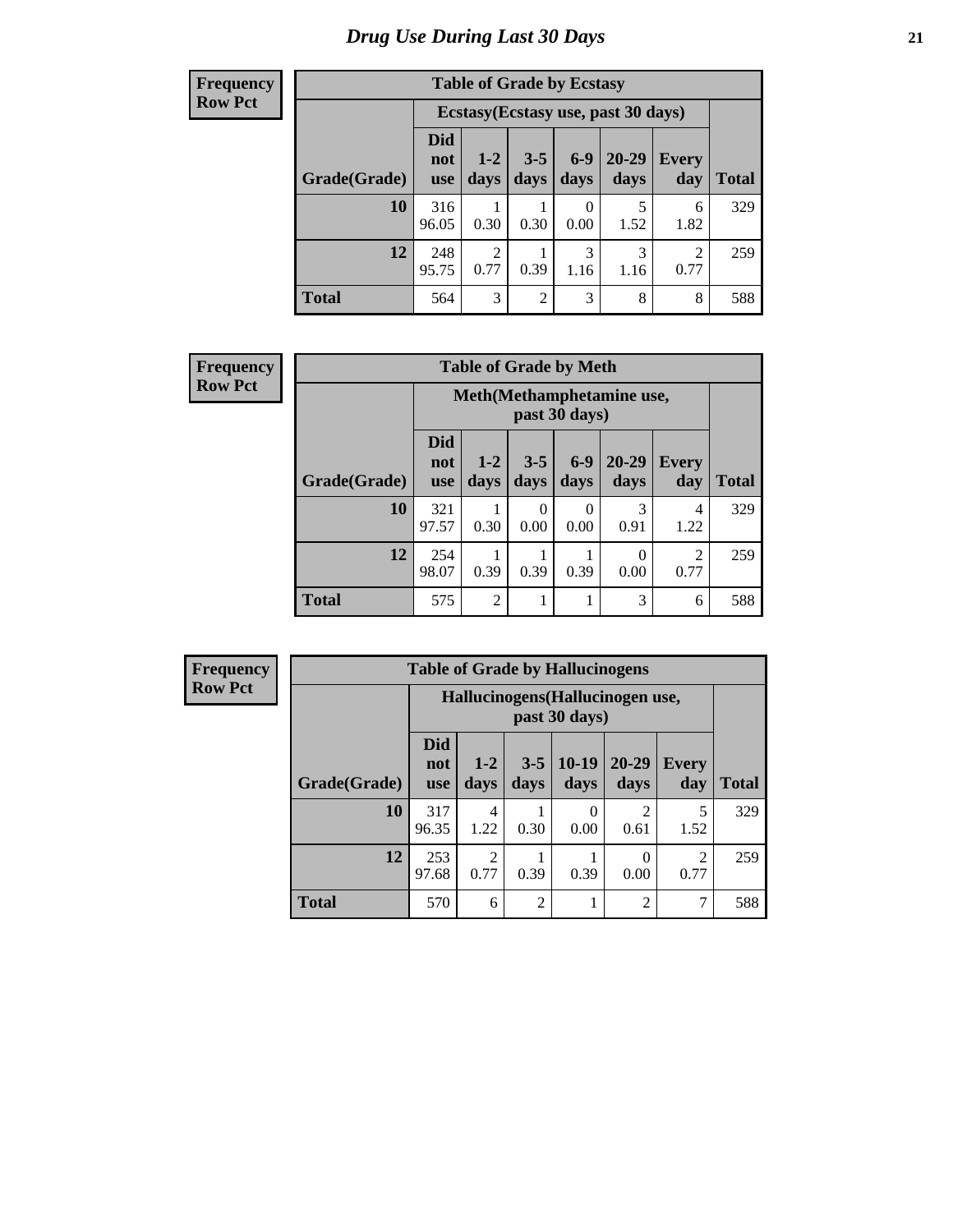# Drug Use During Last 30 Days

**Frequency**
**Row Pct**

| Table of Grade by Ecstasy | | | | | | | |
|---|---|---|---|---|---|---|---|
| | Ecstasy(Ecstasy use, past 30 days) | | | | | | |
| Grade(Grade) | Did not use | 1-2 days | 3-5 days | 6-9 days | 20-29 days | Every day | Total |
| **10** | 316<br>96.05 | 1<br>0.30 | 1<br>0.30 | 0<br>0.00 | 5<br>1.52 | 6<br>1.82 | 329 |
| **12** | 248<br>95.75 | 2<br>0.77 | 1<br>0.39 | 3<br>1.16 | 3<br>1.16 | 2<br>0.77 | 259 |
| **Total** | 564 | 3 | 2 | 3 | 8 | 8 | 588 |

**Frequency**
**Row Pct**

| Table of Grade by Meth | | | | | | | |
|---|---|---|---|---|---|---|---|
| | Meth(Methamphetamine use, past 30 days) | | | | | | |
| Grade(Grade) | Did not use | 1-2 days | 3-5 days | 6-9 days | 20-29 days | Every day | Total |
| **10** | 321<br>97.57 | 1<br>0.30 | 0<br>0.00 | 0<br>0.00 | 3<br>0.91 | 4<br>1.22 | 329 |
| **12** | 254<br>98.07 | 1<br>0.39 | 1<br>0.39 | 1<br>0.39 | 0<br>0.00 | 2<br>0.77 | 259 |
| **Total** | 575 | 2 | 1 | 1 | 3 | 6 | 588 |

**Frequency**
**Row Pct**

| Table of Grade by Hallucinogens | | | | | | | |
|---|---|---|---|---|---|---|---|
| | Hallucinogens(Hallucinogen use, past 30 days) | | | | | | |
| Grade(Grade) | Did not use | 1-2 days | 3-5 days | 10-19 days | 20-29 days | Every day | Total |
| **10** | 317<br>96.35 | 4<br>1.22 | 1<br>0.30 | 0<br>0.00 | 2<br>0.61 | 5<br>1.52 | 329 |
| **12** | 253<br>97.68 | 2<br>0.77 | 1<br>0.39 | 1<br>0.39 | 0<br>0.00 | 2<br>0.77 | 259 |
| **Total** | 570 | 6 | 2 | 1 | 2 | 7 | 588 |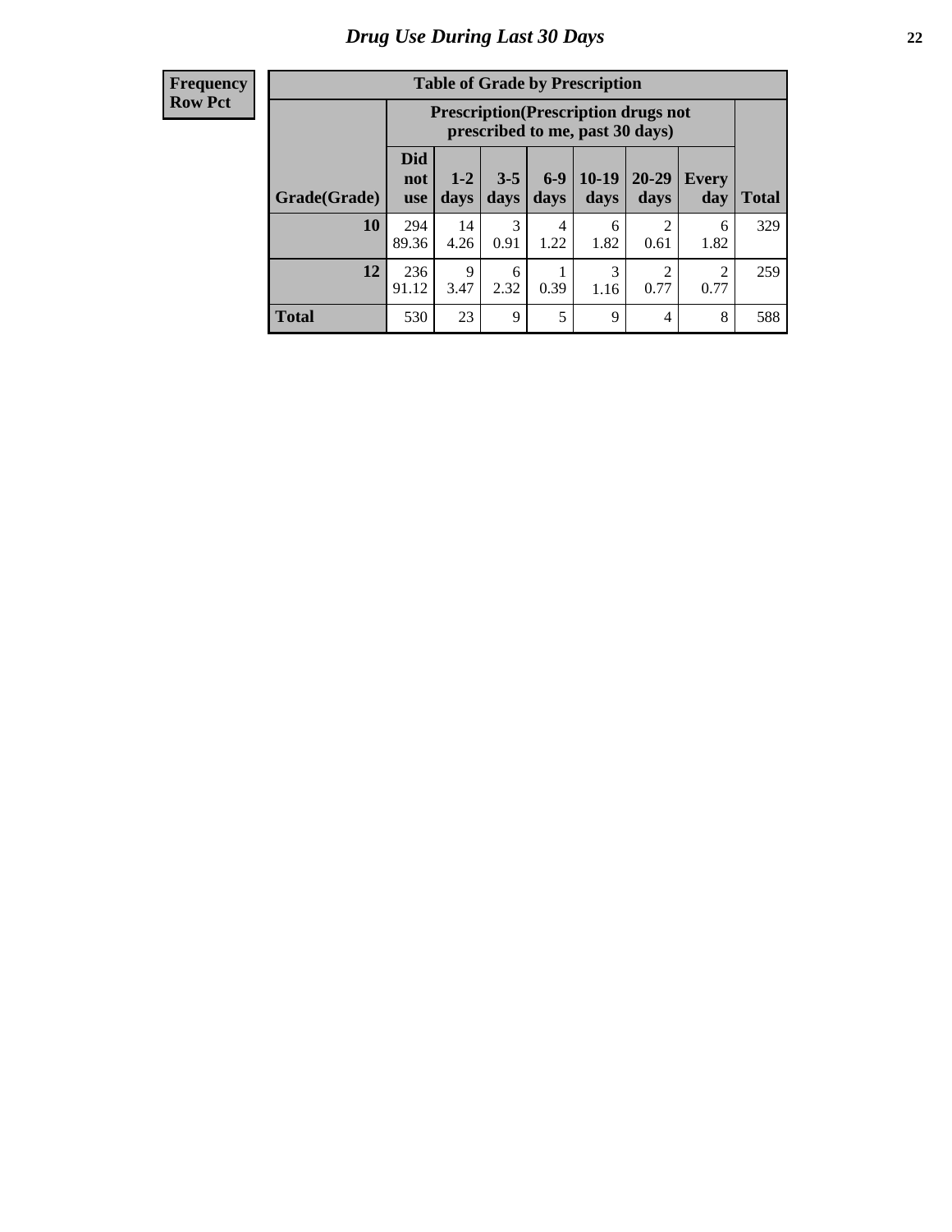# Drug Use During Last 30 Days

| Frequency<br>Row Pct |
|---|

**Table of Grade by Prescription**

| Grade(Grade) | Prescription(Prescription drugs not prescribed to me, past 30 days) | | | | | | | Total |
|---|---|---|---|---|---|---|---|---|
| | Did not use | 1-2 days | 3-5 days | 6-9 days | 10-19 days | 20-29 days | Every day | |
| **10** | 294<br>89.36 | 14<br>4.26 | 3<br>0.91 | 4<br>1.22 | 6<br>1.82 | 2<br>0.61 | 6<br>1.82 | 329 |
| **12** | 236<br>91.12 | 9<br>3.47 | 6<br>2.32 | 1<br>0.39 | 3<br>1.16 | 2<br>0.77 | 2<br>0.77 | 259 |
| **Total** | 530 | 23 | 9 | 5 | 9 | 4 | 8 | 588 |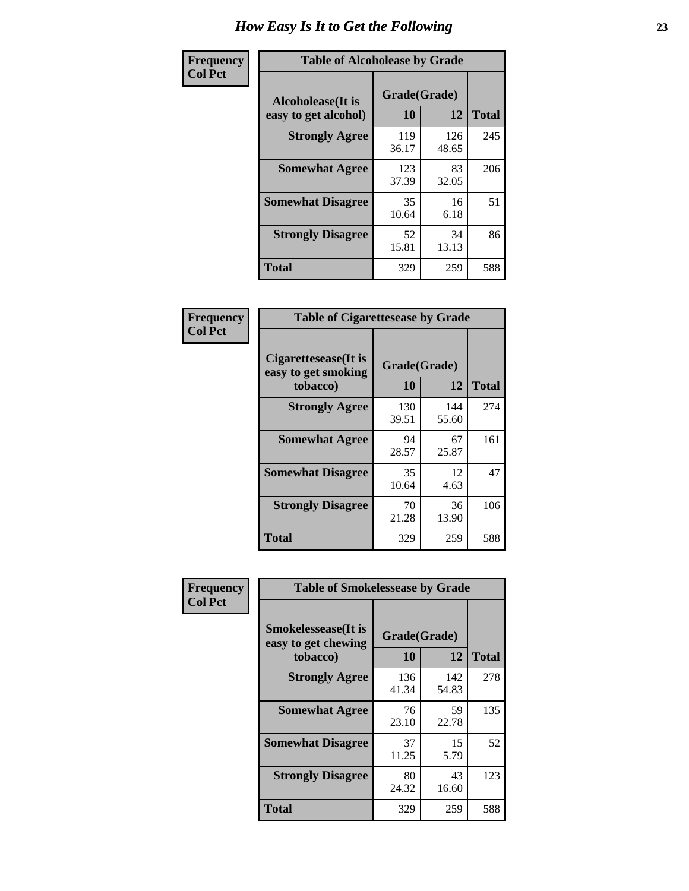# How Easy Is It to Get the Following

**Frequency**
**Col Pct**

**Table of Alcoholease by Grade**

| Alcoholease(It is easy to get alcohol) | Grade(Grade) | | Total |
|---|---|---|---|
| | 10 | 12 | |
| **Strongly Agree** | 119<br>36.17 | 126<br>48.65 | 245 |
| **Somewhat Agree** | 123<br>37.39 | 83<br>32.05 | 206 |
| **Somewhat Disagree** | 35<br>10.64 | 16<br>6.18 | 51 |
| **Strongly Disagree** | 52<br>15.81 | 34<br>13.13 | 86 |
| **Total** | 329 | 259 | 588 |

**Frequency**
**Col Pct**

**Table of Cigarettesease by Grade**

| Cigarettesease(It is easy to get smoking tobacco) | Grade(Grade) | | Total |
|---|---|---|---|
| | 10 | 12 | |
| **Strongly Agree** | 130<br>39.51 | 144<br>55.60 | 274 |
| **Somewhat Agree** | 94<br>28.57 | 67<br>25.87 | 161 |
| **Somewhat Disagree** | 35<br>10.64 | 12<br>4.63 | 47 |
| **Strongly Disagree** | 70<br>21.28 | 36<br>13.90 | 106 |
| **Total** | 329 | 259 | 588 |

**Frequency**
**Col Pct**

**Table of Smokelessease by Grade**

| Smokelessease(It is easy to get chewing tobacco) | Grade(Grade) | | Total |
|---|---|---|---|
| | 10 | 12 | |
| **Strongly Agree** | 136<br>41.34 | 142<br>54.83 | 278 |
| **Somewhat Agree** | 76<br>23.10 | 59<br>22.78 | 135 |
| **Somewhat Disagree** | 37<br>11.25 | 15<br>5.79 | 52 |
| **Strongly Disagree** | 80<br>24.32 | 43<br>16.60 | 123 |
| **Total** | 329 | 259 | 588 |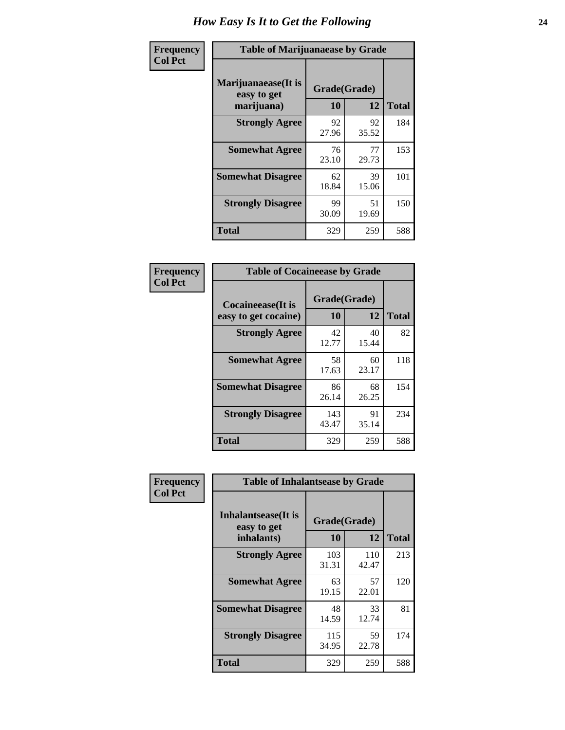# How Easy Is It to Get the Following

**Frequency**
**Col Pct**

**Table of Marijuanaease by Grade**

| Marijuanaease(It is easy to get marijuana) | Grade(Grade) | | Total |
|---|---|---|---|
| | 10 | 12 | |
| Strongly Agree | 92<br>27.96 | 92<br>35.52 | 184 |
| Somewhat Agree | 76<br>23.10 | 77<br>29.73 | 153 |
| Somewhat Disagree | 62<br>18.84 | 39<br>15.06 | 101 |
| Strongly Disagree | 99<br>30.09 | 51<br>19.69 | 150 |
| Total | 329 | 259 | 588 |

**Frequency**
**Col Pct**

**Table of Cocaineease by Grade**

| Cocaineease(It is easy to get cocaine) | Grade(Grade) | | Total |
|---|---|---|---|
| | 10 | 12 | |
| Strongly Agree | 42<br>12.77 | 40<br>15.44 | 82 |
| Somewhat Agree | 58<br>17.63 | 60<br>23.17 | 118 |
| Somewhat Disagree | 86<br>26.14 | 68<br>26.25 | 154 |
| Strongly Disagree | 143<br>43.47 | 91<br>35.14 | 234 |
| Total | 329 | 259 | 588 |

**Frequency**
**Col Pct**

**Table of Inhalantsease by Grade**

| Inhalantsease(It is easy to get inhalants) | Grade(Grade) | | Total |
|---|---|---|---|
| | 10 | 12 | |
| Strongly Agree | 103<br>31.31 | 110<br>42.47 | 213 |
| Somewhat Agree | 63<br>19.15 | 57<br>22.01 | 120 |
| Somewhat Disagree | 48<br>14.59 | 33<br>12.74 | 81 |
| Strongly Disagree | 115<br>34.95 | 59<br>22.78 | 174 |
| Total | 329 | 259 | 588 |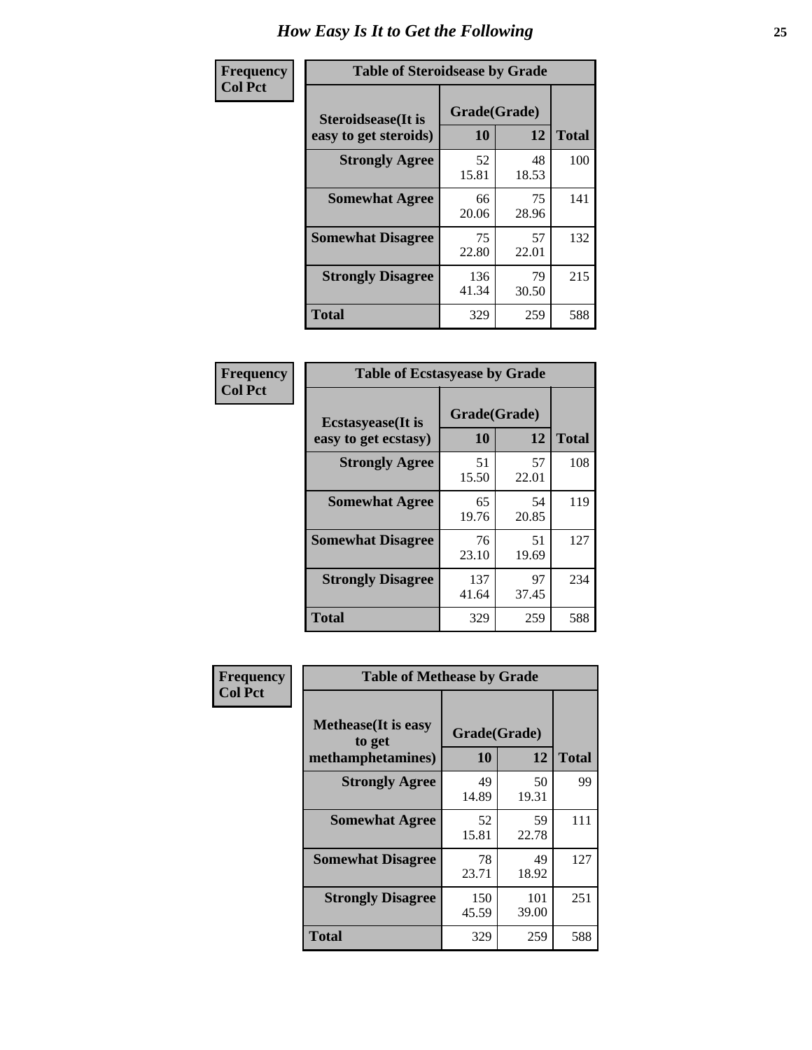# How Easy Is It to Get the Following

**Frequency**
**Col Pct**

| Table of Steroidsease by Grade | | | |
|---|---|---|---|
| **Steroidsease(It is easy to get steroids)** | **Grade(Grade)** | | **Total** |
| | **10** | **12** | |
| **Strongly Agree** | 52<br>15.81 | 48<br>18.53 | 100 |
| **Somewhat Agree** | 66<br>20.06 | 75<br>28.96 | 141 |
| **Somewhat Disagree** | 75<br>22.80 | 57<br>22.01 | 132 |
| **Strongly Disagree** | 136<br>41.34 | 79<br>30.50 | 215 |
| **Total** | 329 | 259 | 588 |

**Frequency**
**Col Pct**

| Table of Ecstasyease by Grade | | | |
|---|---|---|---|
| **Ecstasyease(It is easy to get ecstasy)** | **Grade(Grade)** | | **Total** |
| | **10** | **12** | |
| **Strongly Agree** | 51<br>15.50 | 57<br>22.01 | 108 |
| **Somewhat Agree** | 65<br>19.76 | 54<br>20.85 | 119 |
| **Somewhat Disagree** | 76<br>23.10 | 51<br>19.69 | 127 |
| **Strongly Disagree** | 137<br>41.64 | 97<br>37.45 | 234 |
| **Total** | 329 | 259 | 588 |

**Frequency**
**Col Pct**

| Table of Methease by Grade | | | |
|---|---|---|---|
| **Methease(It is easy to get methamphetamines)** | **Grade(Grade)** | | **Total** |
| | **10** | **12** | |
| **Strongly Agree** | 49<br>14.89 | 50<br>19.31 | 99 |
| **Somewhat Agree** | 52<br>15.81 | 59<br>22.78 | 111 |
| **Somewhat Disagree** | 78<br>23.71 | 49<br>18.92 | 127 |
| **Strongly Disagree** | 150<br>45.59 | 101<br>39.00 | 251 |
| **Total** | 329 | 259 | 588 |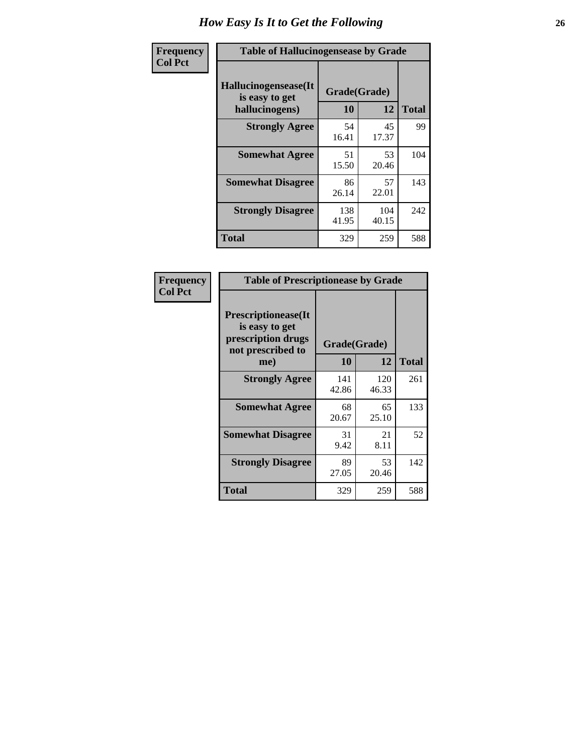# How Easy Is It to Get the Following

**Frequency**
**Col Pct**

**Table of Hallucinogensease by Grade**

| Hallucinogensease(It is easy to get hallucinogens) | Grade(Grade) 10 | 12 | Total |
|---|---|---|---|
| **Strongly Agree** | 54<br>16.41 | 45<br>17.37 | 99 |
| **Somewhat Agree** | 51<br>15.50 | 53<br>20.46 | 104 |
| **Somewhat Disagree** | 86<br>26.14 | 57<br>22.01 | 143 |
| **Strongly Disagree** | 138<br>41.95 | 104<br>40.15 | 242 |
| **Total** | 329 | 259 | 588 |

**Frequency**
**Col Pct**

**Table of Prescriptionease by Grade**

| Prescriptionease(It is easy to get prescription drugs not prescribed to me) | Grade(Grade) 10 | 12 | Total |
|---|---|---|---|
| **Strongly Agree** | 141<br>42.86 | 120<br>46.33 | 261 |
| **Somewhat Agree** | 68<br>20.67 | 65<br>25.10 | 133 |
| **Somewhat Disagree** | 31<br>9.42 | 21<br>8.11 | 52 |
| **Strongly Disagree** | 89<br>27.05 | 53<br>20.46 | 142 |
| **Total** | 329 | 259 | 588 |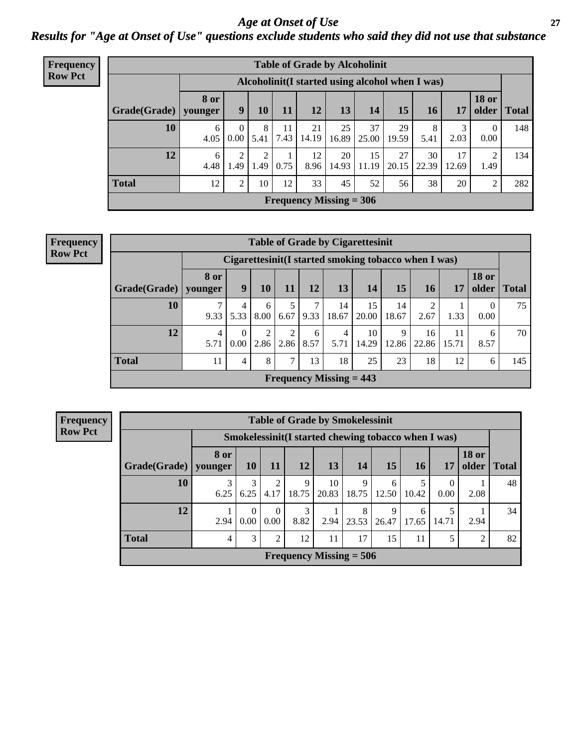# Age at Onset of Use

## Results for "Age at Onset of Use" questions exclude students who said they did not use that substance

**Frequency**
**Row Pct**

| Table of Grade by Alcoholinit | | | | | | | | | | | | |
|---|---|---|---|---|---|---|---|---|---|---|---|---|
| | Alcoholinit(I started using alcohol when I was) | | | | | | | | | | | |
| Grade(Grade) | 8 or younger | 9 | 10 | 11 | 12 | 13 | 14 | 15 | 16 | 17 | 18 or older | Total |
| 10 | 6<br>4.05 | 0<br>0.00 | 8<br>5.41 | 11<br>7.43 | 21<br>14.19 | 25<br>16.89 | 37<br>25.00 | 29<br>19.59 | 8<br>5.41 | 3<br>2.03 | 0<br>0.00 | 148 |
| 12 | 6<br>4.48 | 2<br>1.49 | 2<br>1.49 | 1<br>0.75 | 12<br>8.96 | 20<br>14.93 | 15<br>11.19 | 27<br>20.15 | 30<br>22.39 | 17<br>12.69 | 2<br>1.49 | 134 |
| Total | 12 | 2 | 10 | 12 | 33 | 45 | 52 | 56 | 38 | 20 | 2 | 282 |
| Frequency Missing = 306 | | | | | | | | | | | | |

**Frequency**
**Row Pct**

| Table of Grade by Cigarettesinit | | | | | | | | | | | | |
|---|---|---|---|---|---|---|---|---|---|---|---|---|
| | Cigarettesinit(I started smoking tobacco when I was) | | | | | | | | | | | |
| Grade(Grade) | 8 or younger | 9 | 10 | 11 | 12 | 13 | 14 | 15 | 16 | 17 | 18 or older | Total |
| 10 | 7<br>9.33 | 4<br>5.33 | 6<br>8.00 | 5<br>6.67 | 7<br>9.33 | 14<br>18.67 | 15<br>20.00 | 14<br>18.67 | 2<br>2.67 | 1<br>1.33 | 0<br>0.00 | 75 |
| 12 | 4<br>5.71 | 0<br>0.00 | 2<br>2.86 | 2<br>2.86 | 6<br>8.57 | 4<br>5.71 | 10<br>14.29 | 9<br>12.86 | 16<br>22.86 | 11<br>15.71 | 6<br>8.57 | 70 |
| Total | 11 | 4 | 8 | 7 | 13 | 18 | 25 | 23 | 18 | 12 | 6 | 145 |
| Frequency Missing = 443 | | | | | | | | | | | | |

**Frequency**
**Row Pct**

| Table of Grade by Smokelessinit | | | | | | | | | | | |
|---|---|---|---|---|---|---|---|---|---|---|---|
| | Smokelessinit(I started chewing tobacco when I was) | | | | | | | | | | |
| Grade(Grade) | 8 or younger | 10 | 11 | 12 | 13 | 14 | 15 | 16 | 17 | 18 or older | Total |
| 10 | 3<br>6.25 | 3<br>6.25 | 2<br>4.17 | 9<br>18.75 | 10<br>20.83 | 9<br>18.75 | 6<br>12.50 | 5<br>10.42 | 0<br>0.00 | 1<br>2.08 | 48 |
| 12 | 1<br>2.94 | 0<br>0.00 | 0<br>0.00 | 3<br>8.82 | 1<br>2.94 | 8<br>23.53 | 9<br>26.47 | 6<br>17.65 | 5<br>14.71 | 1<br>2.94 | 34 |
| Total | 4 | 3 | 2 | 12 | 11 | 17 | 15 | 11 | 5 | 2 | 82 |
| Frequency Missing = 506 | | | | | | | | | | | |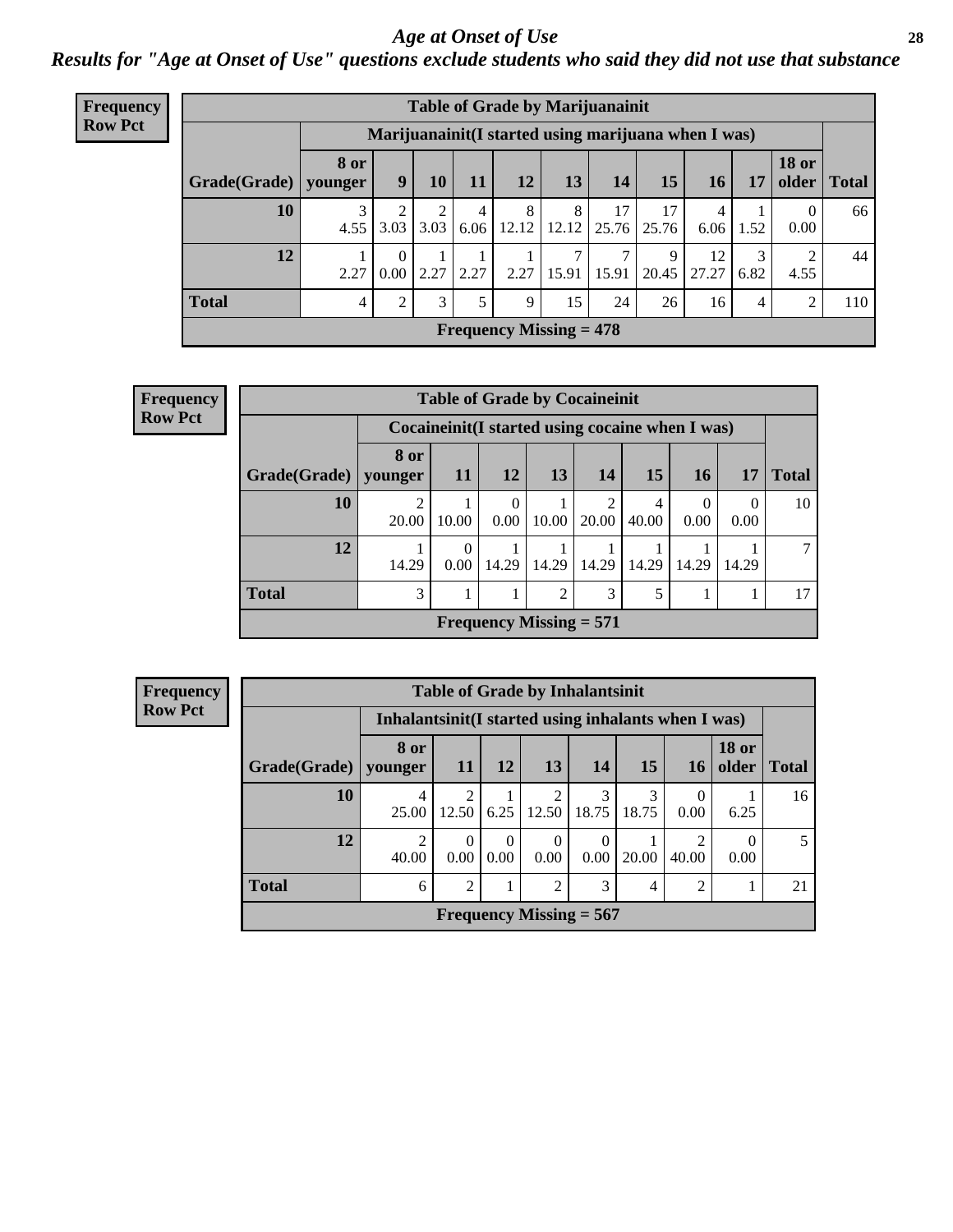# Age at Onset of Use

## Results for "Age at Onset of Use" questions exclude students who said they did not use that substance

**Frequency**
**Row Pct**

**Table of Grade by Marijuanainit**

| | Marijuanainit(I started using marijuana when I was) | | | | | | | | | | | |
|---|---|---|---|---|---|---|---|---|---|---|---|---|
| **Grade(Grade)** | **8 or younger** | **9** | **10** | **11** | **12** | **13** | **14** | **15** | **16** | **17** | **18 or older** | **Total** |
| **10** | 3<br>4.55 | 2<br>3.03 | 2<br>3.03 | 4<br>6.06 | 8<br>12.12 | 8<br>12.12 | 17<br>25.76 | 17<br>25.76 | 4<br>6.06 | 1<br>1.52 | 0<br>0.00 | 66 |
| **12** | 1<br>2.27 | 0<br>0.00 | 1<br>2.27 | 1<br>2.27 | 1<br>2.27 | 7<br>15.91 | 7<br>15.91 | 9<br>20.45 | 12<br>27.27 | 3<br>6.82 | 2<br>4.55 | 44 |
| **Total** | 4 | 2 | 3 | 5 | 9 | 15 | 24 | 26 | 16 | 4 | 2 | 110 |

**Frequency Missing = 478**

**Frequency**
**Row Pct**

**Table of Grade by Cocaineinit**

| | Cocaineinit(I started using cocaine when I was) | | | | | | | | |
|---|---|---|---|---|---|---|---|---|---|
| **Grade(Grade)** | **8 or younger** | **11** | **12** | **13** | **14** | **15** | **16** | **17** | **Total** |
| **10** | 2<br>20.00 | 1<br>10.00 | 0<br>0.00 | 1<br>10.00 | 2<br>20.00 | 4<br>40.00 | 0<br>0.00 | 0<br>0.00 | 10 |
| **12** | 1<br>14.29 | 0<br>0.00 | 1<br>14.29 | 1<br>14.29 | 1<br>14.29 | 1<br>14.29 | 1<br>14.29 | 1<br>14.29 | 7 |
| **Total** | 3 | 1 | 1 | 2 | 3 | 5 | 1 | 1 | 17 |

**Frequency Missing = 571**

**Frequency**
**Row Pct**

**Table of Grade by Inhalantsinit**

| | Inhalantsinit(I started using inhalants when I was) | | | | | | | | |
|---|---|---|---|---|---|---|---|---|---|
| **Grade(Grade)** | **8 or younger** | **11** | **12** | **13** | **14** | **15** | **16** | **18 or older** | **Total** |
| **10** | 4<br>25.00 | 2<br>12.50 | 1<br>6.25 | 2<br>12.50 | 3<br>18.75 | 3<br>18.75 | 0<br>0.00 | 1<br>6.25 | 16 |
| **12** | 2<br>40.00 | 0<br>0.00 | 0<br>0.00 | 0<br>0.00 | 0<br>0.00 | 1<br>20.00 | 2<br>40.00 | 0<br>0.00 | 5 |
| **Total** | 6 | 2 | 1 | 2 | 3 | 4 | 2 | 1 | 21 |

**Frequency Missing = 567**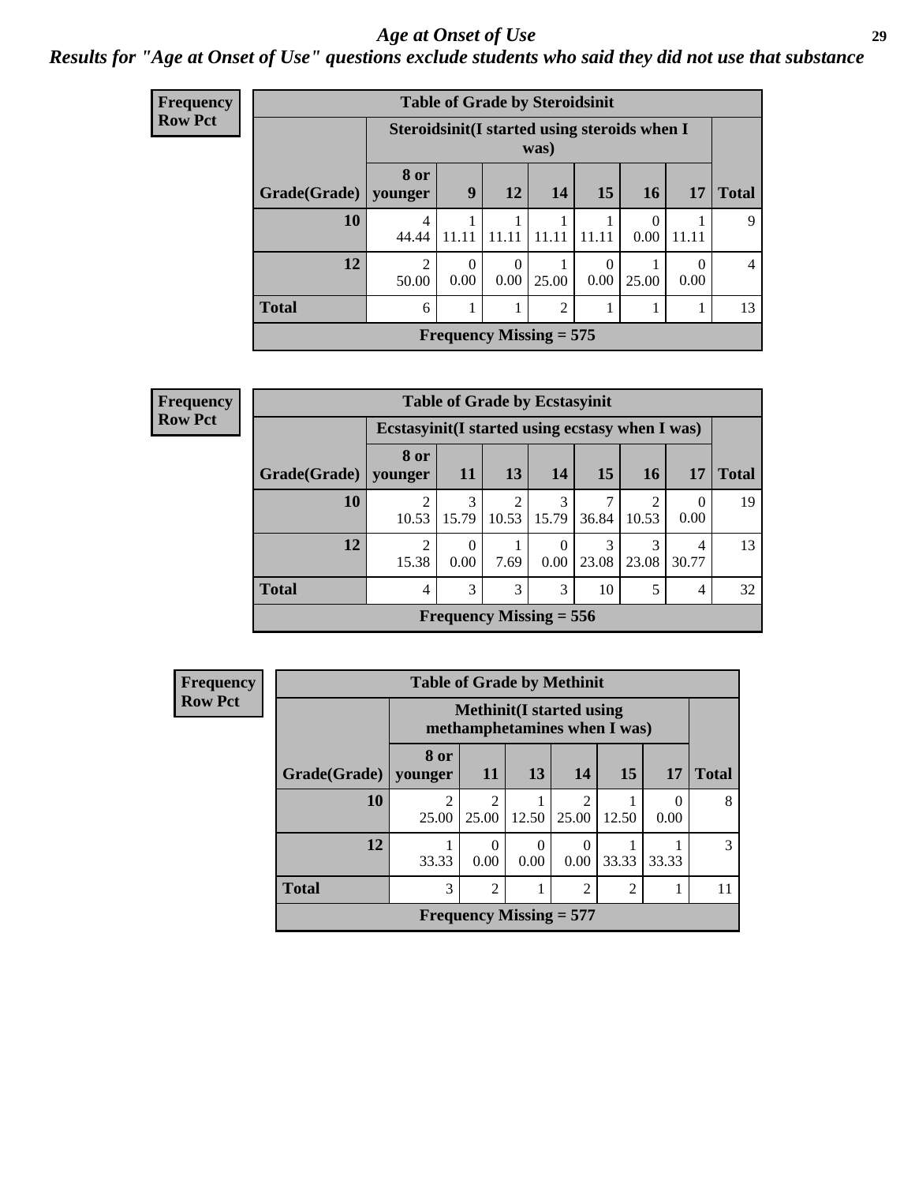# Age at Onset of Use

## Results for "Age at Onset of Use" questions exclude students who said they did not use that substance

**Frequency**
**Row Pct**

**Table of Grade by Steroidsinit**

| Grade(Grade) | Steroidsinit(I started using steroids when I was) | | | | | | | Total |
|---|---|---|---|---|---|---|---|---|
| | 8 or younger | 9 | 12 | 14 | 15 | 16 | 17 | |
| 10 | 4<br>44.44 | 1<br>11.11 | 1<br>11.11 | 1<br>11.11 | 1<br>11.11 | 0<br>0.00 | 1<br>11.11 | 9 |
| 12 | 2<br>50.00 | 0<br>0.00 | 0<br>0.00 | 1<br>25.00 | 0<br>0.00 | 1<br>25.00 | 0<br>0.00 | 4 |
| Total | 6 | 1 | 1 | 2 | 1 | 1 | 1 | 13 |

Frequency Missing = 575

**Frequency**
**Row Pct**

**Table of Grade by Ecstasyinit**

| Grade(Grade) | Ecstasyinit(I started using ecstasy when I was) | | | | | | | Total |
|---|---|---|---|---|---|---|---|---|
| | 8 or younger | 11 | 13 | 14 | 15 | 16 | 17 | |
| 10 | 2<br>10.53 | 3<br>15.79 | 2<br>10.53 | 3<br>15.79 | 7<br>36.84 | 2<br>10.53 | 0<br>0.00 | 19 |
| 12 | 2<br>15.38 | 0<br>0.00 | 1<br>7.69 | 0<br>0.00 | 3<br>23.08 | 3<br>23.08 | 4<br>30.77 | 13 |
| Total | 4 | 3 | 3 | 3 | 10 | 5 | 4 | 32 |

Frequency Missing = 556

**Frequency**
**Row Pct**

**Table of Grade by Methinit**

| Grade(Grade) | Methinit(I started using methamphetamines when I was) | | | | | | Total |
|---|---|---|---|---|---|---|---|
| | 8 or younger | 11 | 13 | 14 | 15 | 17 | |
| 10 | 2<br>25.00 | 2<br>25.00 | 1<br>12.50 | 2<br>25.00 | 1<br>12.50 | 0<br>0.00 | 8 |
| 12 | 1<br>33.33 | 0<br>0.00 | 0<br>0.00 | 0<br>0.00 | 1<br>33.33 | 1<br>33.33 | 3 |
| Total | 3 | 2 | 1 | 2 | 2 | 1 | 11 |

Frequency Missing = 577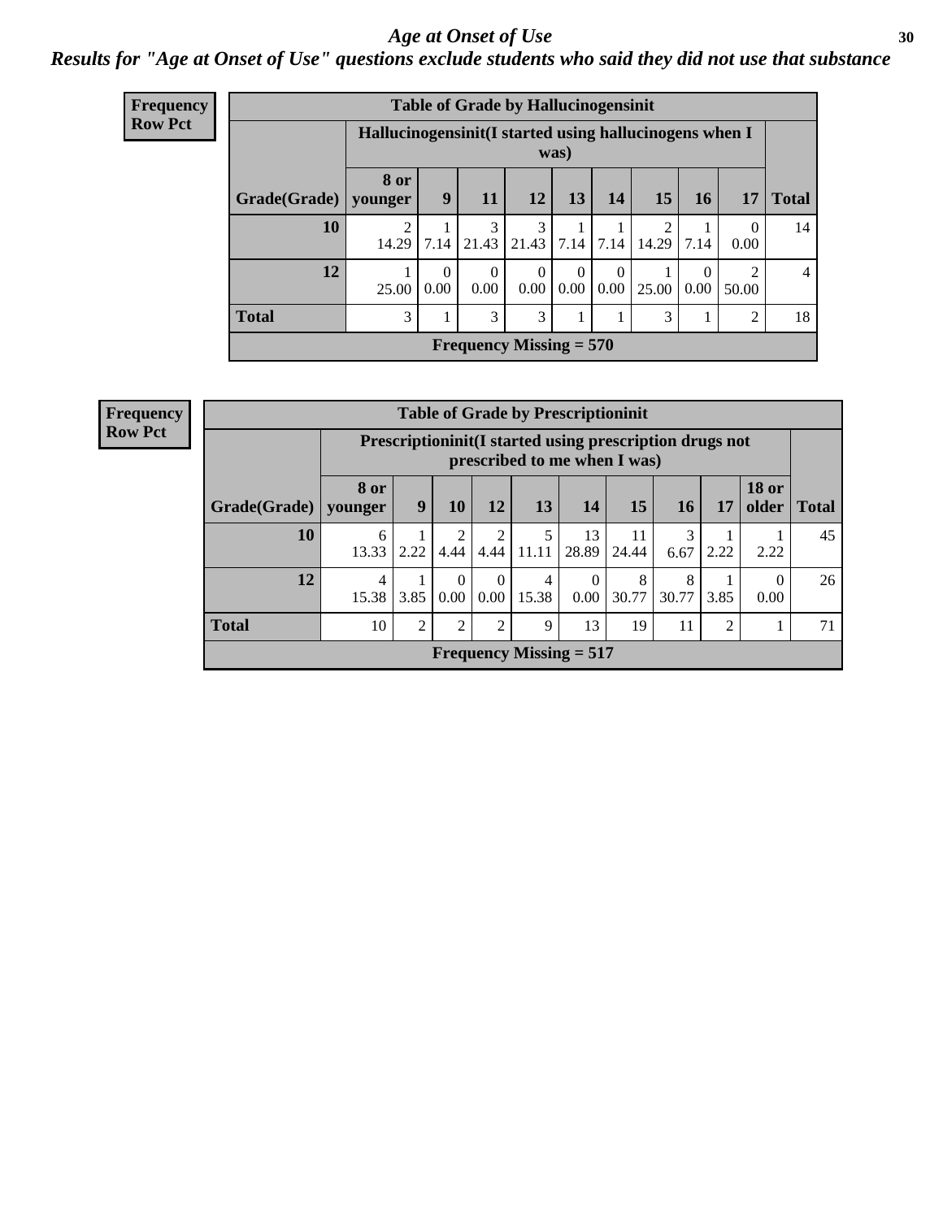# *Age at Onset of Use*

## *Results for "Age at Onset of Use" questions exclude students who said they did not use that substance*

**Frequency**
**Row Pct**

| Table of Grade by Hallucinogensinit | | | | | | | | | | |
|---|---|---|---|---|---|---|---|---|---|---|
| | Hallucinogensinit(I started using hallucinogens when I was) | | | | | | | | | |
| Grade(Grade) | 8 or younger | 9 | 11 | 12 | 13 | 14 | 15 | 16 | 17 | Total |
| 10 | 2<br>14.29 | 1<br>7.14 | 3<br>21.43 | 3<br>21.43 | 1<br>7.14 | 1<br>7.14 | 2<br>14.29 | 1<br>7.14 | 0<br>0.00 | 14 |
| 12 | 1<br>25.00 | 0<br>0.00 | 0<br>0.00 | 0<br>0.00 | 0<br>0.00 | 0<br>0.00 | 1<br>25.00 | 0<br>0.00 | 2<br>50.00 | 4 |
| Total | 3 | 1 | 3 | 3 | 1 | 1 | 3 | 1 | 2 | 18 |
| Frequency Missing = 570 | | | | | | | | | | |

**Frequency**
**Row Pct**

| Table of Grade by Prescriptioninit | | | | | | | | | | | |
|---|---|---|---|---|---|---|---|---|---|---|---|
| | Prescriptioninit(I started using prescription drugs not prescribed to me when I was) | | | | | | | | | | |
| Grade(Grade) | 8 or younger | 9 | 10 | 12 | 13 | 14 | 15 | 16 | 17 | 18 or older | Total |
| 10 | 6<br>13.33 | 1<br>2.22 | 2<br>4.44 | 2<br>4.44 | 5<br>11.11 | 13<br>28.89 | 11<br>24.44 | 3<br>6.67 | 1<br>2.22 | 1<br>2.22 | 45 |
| 12 | 4<br>15.38 | 1<br>3.85 | 0<br>0.00 | 0<br>0.00 | 4<br>15.38 | 0<br>0.00 | 8<br>30.77 | 8<br>30.77 | 1<br>3.85 | 0<br>0.00 | 26 |
| Total | 10 | 2 | 2 | 2 | 9 | 13 | 19 | 11 | 2 | 1 | 71 |
| Frequency Missing = 517 | | | | | | | | | | | |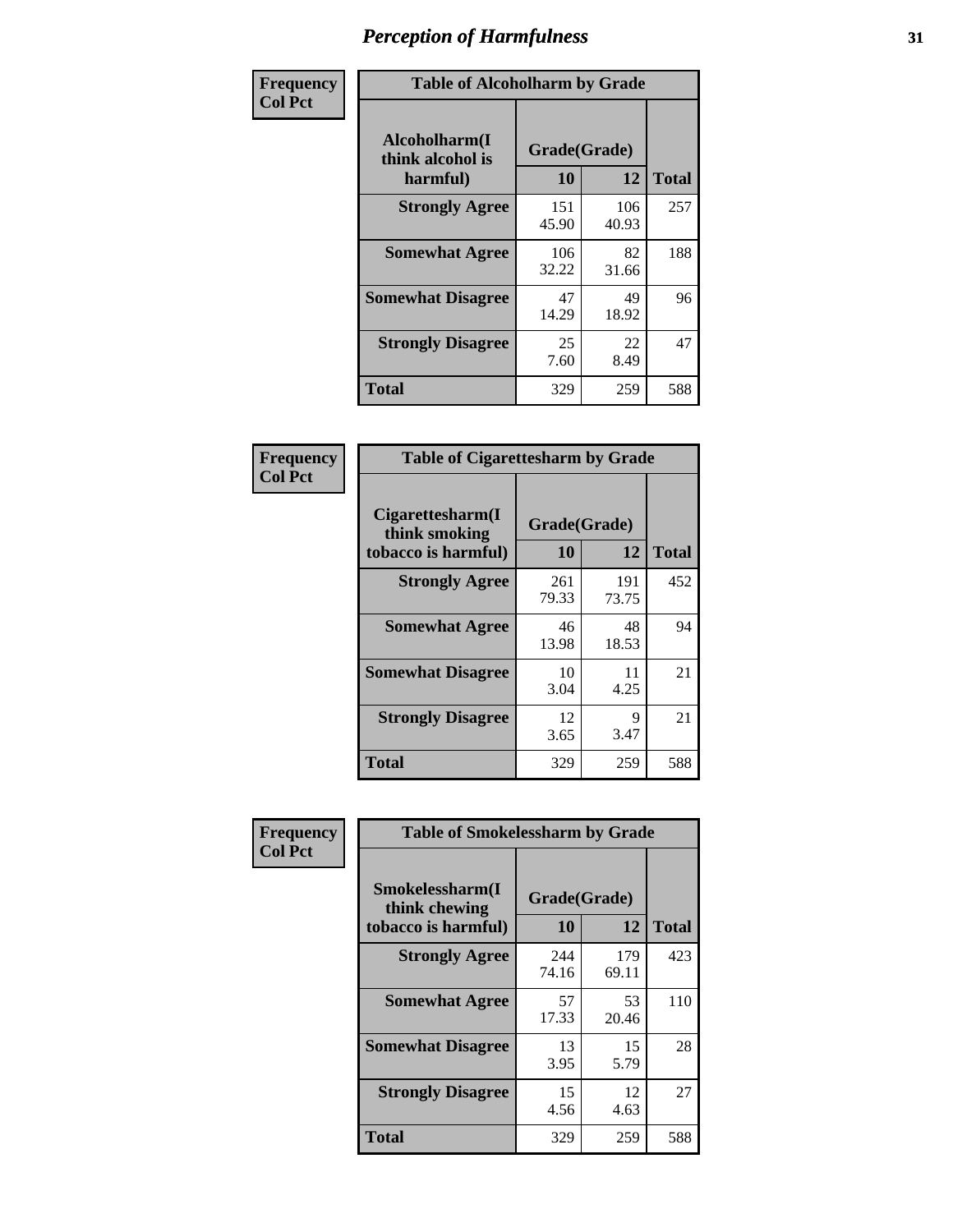# Perception of Harmfulness

**Frequency**
**Col Pct**

| Table of Alcoholharm by Grade | | | |
|---|---|---|---|
| **Alcoholharm(I think alcohol is harmful)** | **Grade(Grade)** | | **Total** |
| | **10** | **12** | |
| **Strongly Agree** | 151<br>45.90 | 106<br>40.93 | 257 |
| **Somewhat Agree** | 106<br>32.22 | 82<br>31.66 | 188 |
| **Somewhat Disagree** | 47<br>14.29 | 49<br>18.92 | 96 |
| **Strongly Disagree** | 25<br>7.60 | 22<br>8.49 | 47 |
| **Total** | 329 | 259 | 588 |

**Frequency**
**Col Pct**

| Table of Cigarettesharm by Grade | | | |
|---|---|---|---|
| **Cigarettesharm(I think smoking tobacco is harmful)** | **Grade(Grade)** | | **Total** |
| | **10** | **12** | |
| **Strongly Agree** | 261<br>79.33 | 191<br>73.75 | 452 |
| **Somewhat Agree** | 46<br>13.98 | 48<br>18.53 | 94 |
| **Somewhat Disagree** | 10<br>3.04 | 11<br>4.25 | 21 |
| **Strongly Disagree** | 12<br>3.65 | 9<br>3.47 | 21 |
| **Total** | 329 | 259 | 588 |

**Frequency**
**Col Pct**

| Table of Smokelessharm by Grade | | | |
|---|---|---|---|
| **Smokelessharm(I think chewing tobacco is harmful)** | **Grade(Grade)** | | **Total** |
| | **10** | **12** | |
| **Strongly Agree** | 244<br>74.16 | 179<br>69.11 | 423 |
| **Somewhat Agree** | 57<br>17.33 | 53<br>20.46 | 110 |
| **Somewhat Disagree** | 13<br>3.95 | 15<br>5.79 | 28 |
| **Strongly Disagree** | 15<br>4.56 | 12<br>4.63 | 27 |
| **Total** | 329 | 259 | 588 |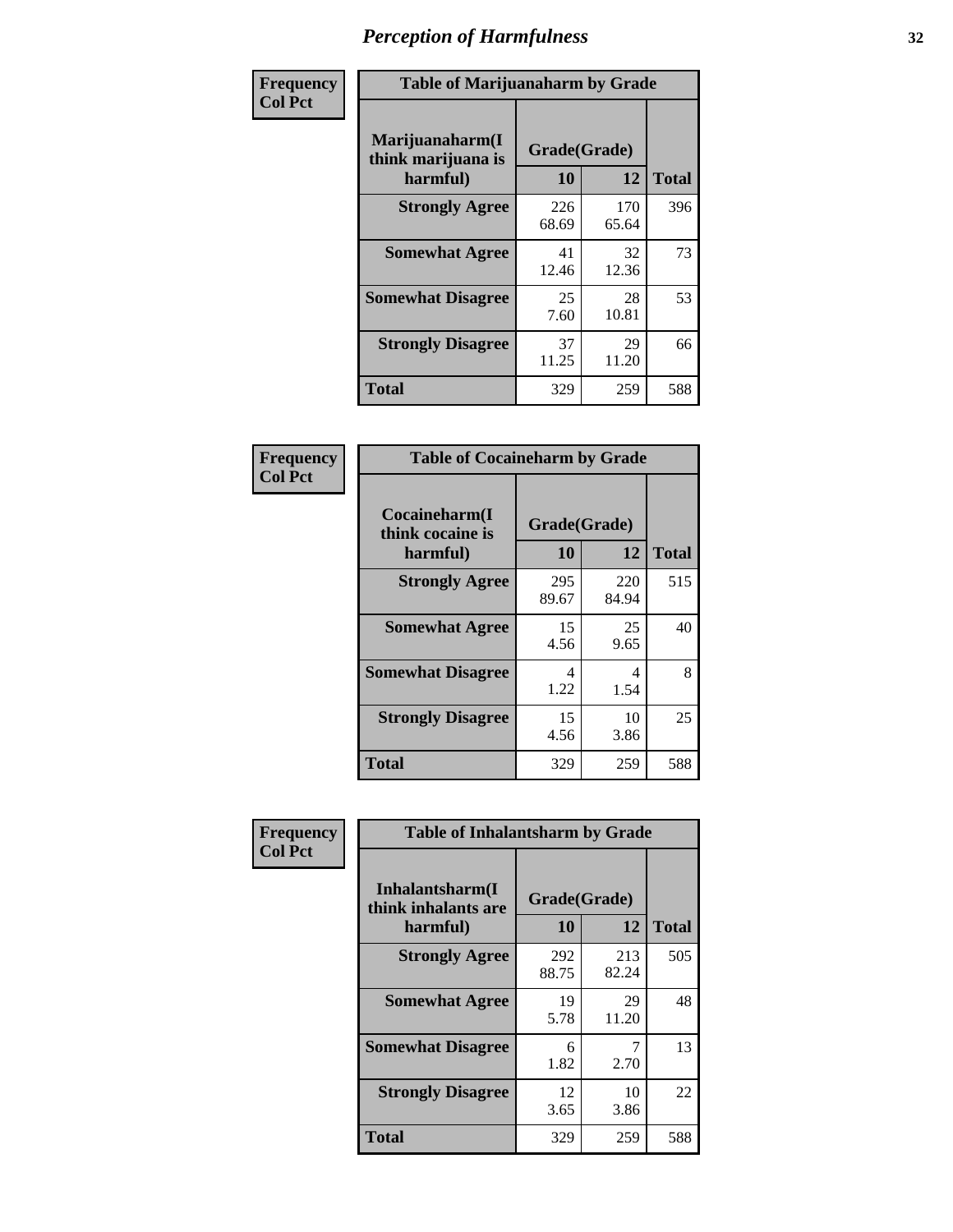# Perception of Harmfulness

**Frequency**
**Col Pct**

**Table of Marijuanaharm by Grade**

| Marijuanaharm(I think marijuana is harmful) | Grade(Grade) 10 | 12 | Total |
|---|---|---|---|
| **Strongly Agree** | 226<br>68.69 | 170<br>65.64 | 396 |
| **Somewhat Agree** | 41<br>12.46 | 32<br>12.36 | 73 |
| **Somewhat Disagree** | 25<br>7.60 | 28<br>10.81 | 53 |
| **Strongly Disagree** | 37<br>11.25 | 29<br>11.20 | 66 |
| **Total** | 329 | 259 | 588 |

**Frequency**
**Col Pct**

**Table of Cocaineharm by Grade**

| Cocaineharm(I think cocaine is harmful) | Grade(Grade) 10 | 12 | Total |
|---|---|---|---|
| **Strongly Agree** | 295<br>89.67 | 220<br>84.94 | 515 |
| **Somewhat Agree** | 15<br>4.56 | 25<br>9.65 | 40 |
| **Somewhat Disagree** | 4<br>1.22 | 4<br>1.54 | 8 |
| **Strongly Disagree** | 15<br>4.56 | 10<br>3.86 | 25 |
| **Total** | 329 | 259 | 588 |

**Frequency**
**Col Pct**

**Table of Inhalantsharm by Grade**

| Inhalantsharm(I think inhalants are harmful) | Grade(Grade) 10 | 12 | Total |
|---|---|---|---|
| **Strongly Agree** | 292<br>88.75 | 213<br>82.24 | 505 |
| **Somewhat Agree** | 19<br>5.78 | 29<br>11.20 | 48 |
| **Somewhat Disagree** | 6<br>1.82 | 7<br>2.70 | 13 |
| **Strongly Disagree** | 12<br>3.65 | 10<br>3.86 | 22 |
| **Total** | 329 | 259 | 588 |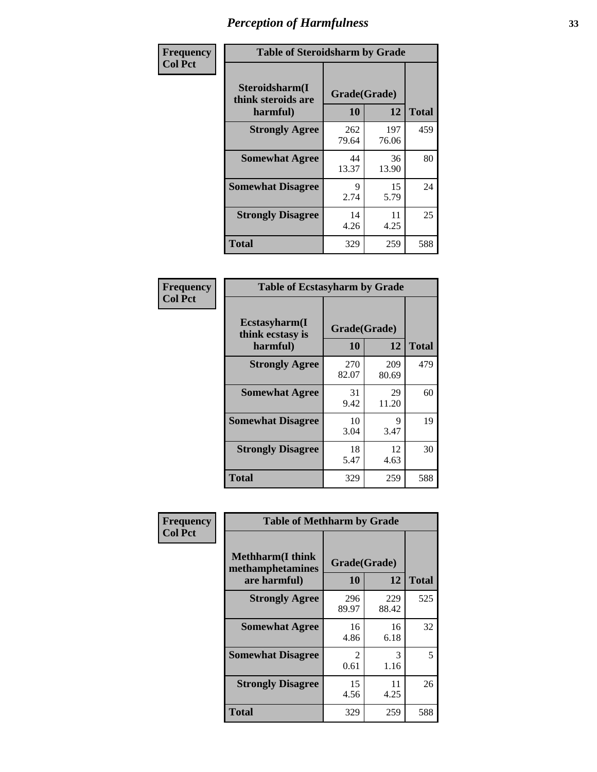# Perception of Harmfulness

| Frequency Col Pct | Table of Steroidsharm by Grade | | |
|---|---|---|---|
| **Steroidsharm(I think steroids are harmful)** | **Grade(Grade)** | | |
| | **10** | **12** | **Total** |
| **Strongly Agree** | 262<br>79.64 | 197<br>76.06 | 459 |
| **Somewhat Agree** | 44<br>13.37 | 36<br>13.90 | 80 |
| **Somewhat Disagree** | 9<br>2.74 | 15<br>5.79 | 24 |
| **Strongly Disagree** | 14<br>4.26 | 11<br>4.25 | 25 |
| **Total** | 329 | 259 | 588 |

| Frequency Col Pct | Table of Ecstasyharm by Grade | | |
|---|---|---|---|
| **Ecstasyharm(I think ecstasy is harmful)** | **Grade(Grade)** | | |
| | **10** | **12** | **Total** |
| **Strongly Agree** | 270<br>82.07 | 209<br>80.69 | 479 |
| **Somewhat Agree** | 31<br>9.42 | 29<br>11.20 | 60 |
| **Somewhat Disagree** | 10<br>3.04 | 9<br>3.47 | 19 |
| **Strongly Disagree** | 18<br>5.47 | 12<br>4.63 | 30 |
| **Total** | 329 | 259 | 588 |

| Frequency Col Pct | Table of Methharm by Grade | | |
|---|---|---|---|
| **Methharm(I think methamphetamines are harmful)** | **Grade(Grade)** | | |
| | **10** | **12** | **Total** |
| **Strongly Agree** | 296<br>89.97 | 229<br>88.42 | 525 |
| **Somewhat Agree** | 16<br>4.86 | 16<br>6.18 | 32 |
| **Somewhat Disagree** | 2<br>0.61 | 3<br>1.16 | 5 |
| **Strongly Disagree** | 15<br>4.56 | 11<br>4.25 | 26 |
| **Total** | 329 | 259 | 588 |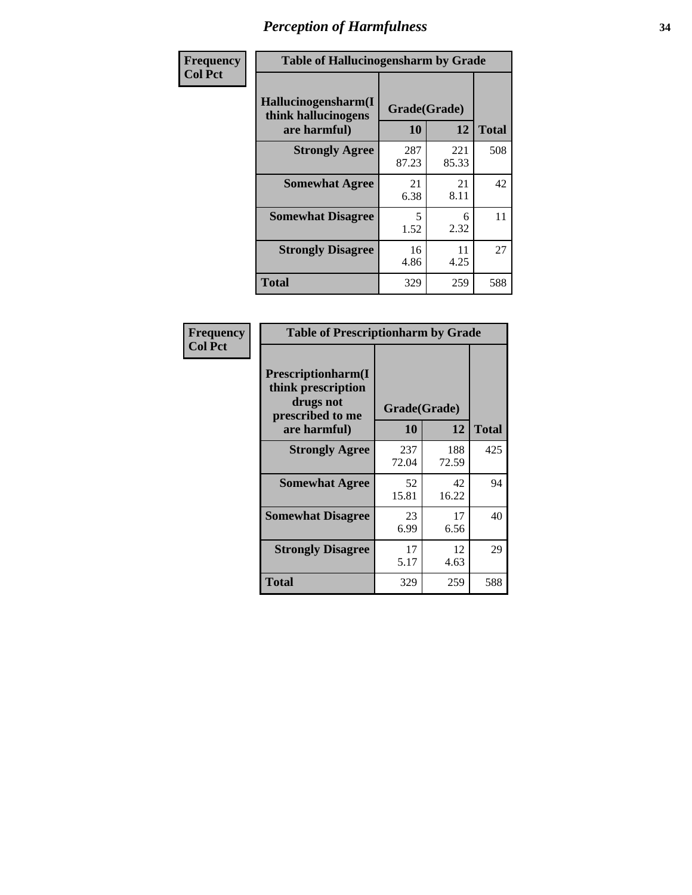# Perception of Harmfulness

| Frequency Col Pct | Table of Hallucinogensharm by Grade | | |
|---|---|---|---|
| Hallucinogensharm(I think hallucinogens are harmful) | Grade(Grade) | | |
| | 10 | 12 | Total |
| Strongly Agree | 287<br>87.23 | 221<br>85.33 | 508 |
| Somewhat Agree | 21<br>6.38 | 21<br>8.11 | 42 |
| Somewhat Disagree | 5<br>1.52 | 6<br>2.32 | 11 |
| Strongly Disagree | 16<br>4.86 | 11<br>4.25 | 27 |
| Total | 329 | 259 | 588 |

| Frequency Col Pct | Table of Prescriptionharm by Grade | | |
|---|---|---|---|
| Prescriptionharm(I think prescription drugs not prescribed to me are harmful) | Grade(Grade) | | |
| | 10 | 12 | Total |
| Strongly Agree | 237<br>72.04 | 188<br>72.59 | 425 |
| Somewhat Agree | 52<br>15.81 | 42<br>16.22 | 94 |
| Somewhat Disagree | 23<br>6.99 | 17<br>6.56 | 40 |
| Strongly Disagree | 17<br>5.17 | 12<br>4.63 | 29 |
| Total | 329 | 259 | 588 |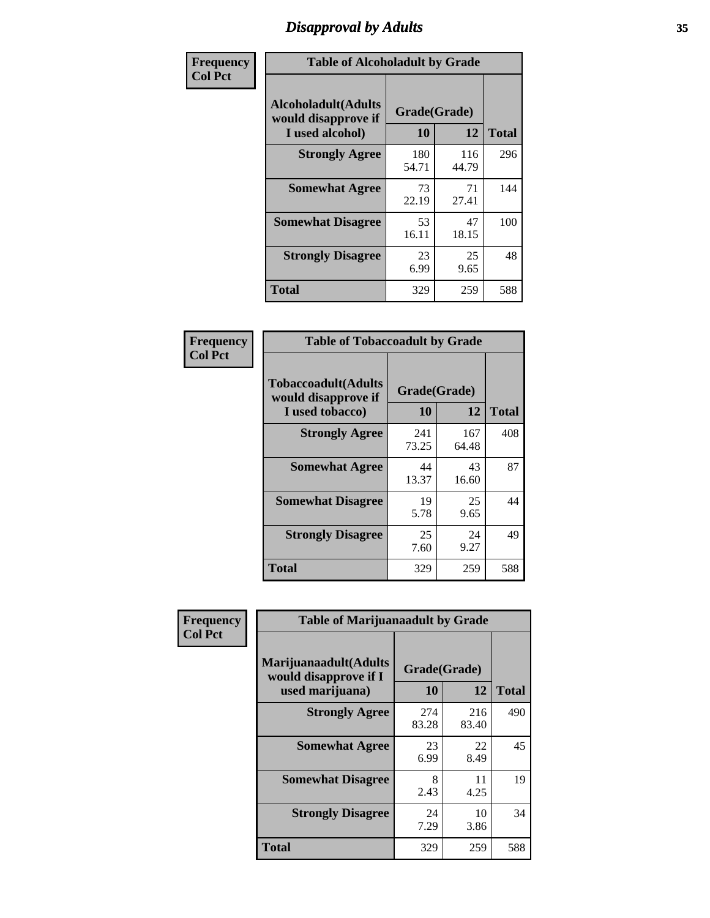# Disapproval by Adults

**Frequency**
**Col Pct**

| Table of Alcoholadult by Grade | | | |
|---|---|---|---|
| **Alcoholadult(Adults would disapprove if I used alcohol)** | **Grade(Grade)** | | **Total** |
| | **10** | **12** | |
| **Strongly Agree** | 180<br>54.71 | 116<br>44.79 | 296 |
| **Somewhat Agree** | 73<br>22.19 | 71<br>27.41 | 144 |
| **Somewhat Disagree** | 53<br>16.11 | 47<br>18.15 | 100 |
| **Strongly Disagree** | 23<br>6.99 | 25<br>9.65 | 48 |
| **Total** | 329 | 259 | 588 |

**Frequency**
**Col Pct**

| Table of Tobaccoadult by Grade | | | |
|---|---|---|---|
| **Tobaccoadult(Adults would disapprove if I used tobacco)** | **Grade(Grade)** | | **Total** |
| | **10** | **12** | |
| **Strongly Agree** | 241<br>73.25 | 167<br>64.48 | 408 |
| **Somewhat Agree** | 44<br>13.37 | 43<br>16.60 | 87 |
| **Somewhat Disagree** | 19<br>5.78 | 25<br>9.65 | 44 |
| **Strongly Disagree** | 25<br>7.60 | 24<br>9.27 | 49 |
| **Total** | 329 | 259 | 588 |

**Frequency**
**Col Pct**

| Table of Marijuanaadult by Grade | | | |
|---|---|---|---|
| **Marijuanaadult(Adults would disapprove if I used marijuana)** | **Grade(Grade)** | | **Total** |
| | **10** | **12** | |
| **Strongly Agree** | 274<br>83.28 | 216<br>83.40 | 490 |
| **Somewhat Agree** | 23<br>6.99 | 22<br>8.49 | 45 |
| **Somewhat Disagree** | 8<br>2.43 | 11<br>4.25 | 19 |
| **Strongly Disagree** | 24<br>7.29 | 10<br>3.86 | 34 |
| **Total** | 329 | 259 | 588 |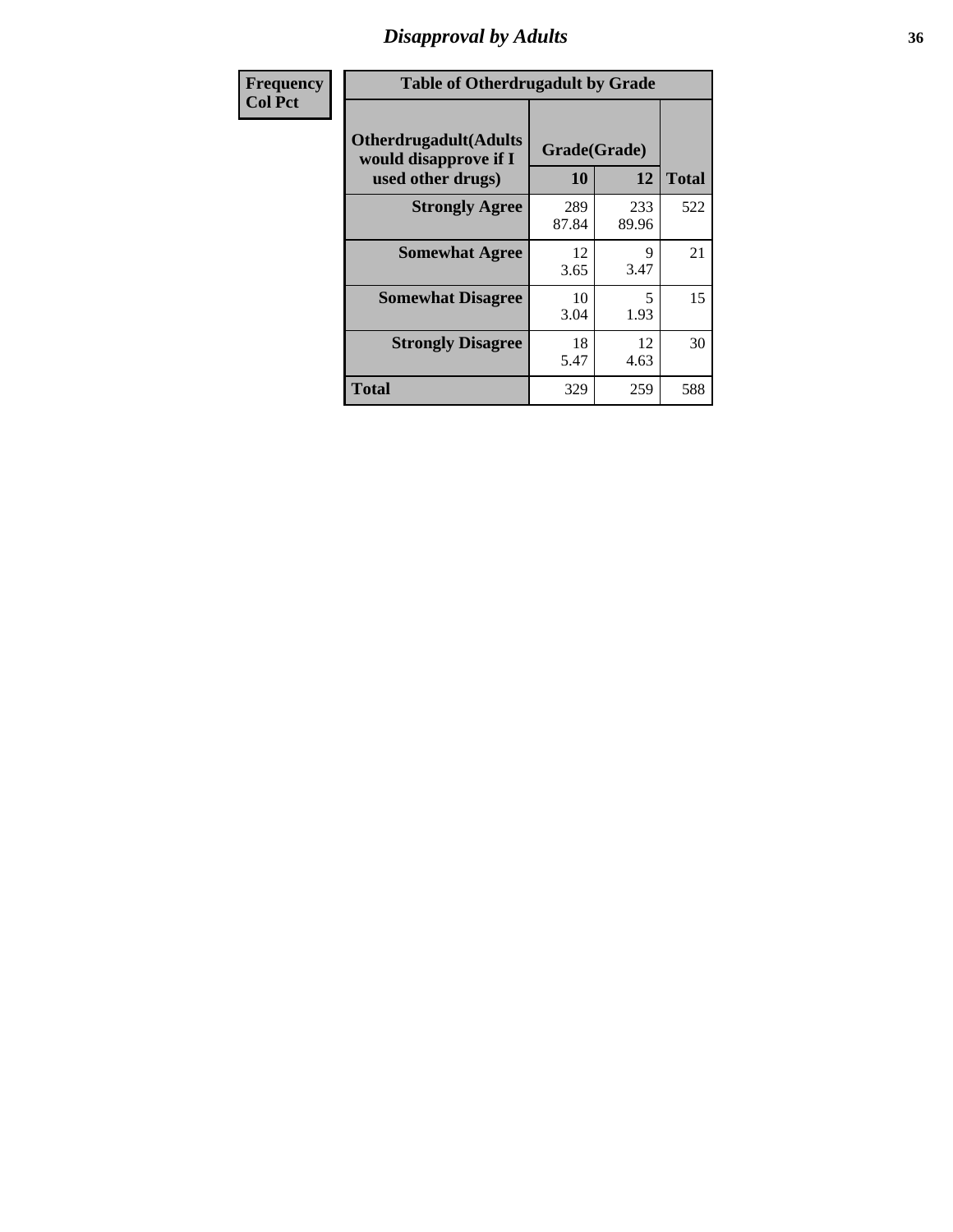## Disapproval by Adults

| Frequency Col Pct | Table of Otherdrugadult by Grade | | | |
|---|---|---|---|---|
| | Otherdrugadult(Adults would disapprove if I used other drugs) | Grade(Grade) | | |
| | | 10 | 12 | Total |
| | Strongly Agree | 289<br>87.84 | 233<br>89.96 | 522 |
| | Somewhat Agree | 12<br>3.65 | 9<br>3.47 | 21 |
| | Somewhat Disagree | 10<br>3.04 | 5<br>1.93 | 15 |
| | Strongly Disagree | 18<br>5.47 | 12<br>4.63 | 30 |
| | Total | 329 | 259 | 588 |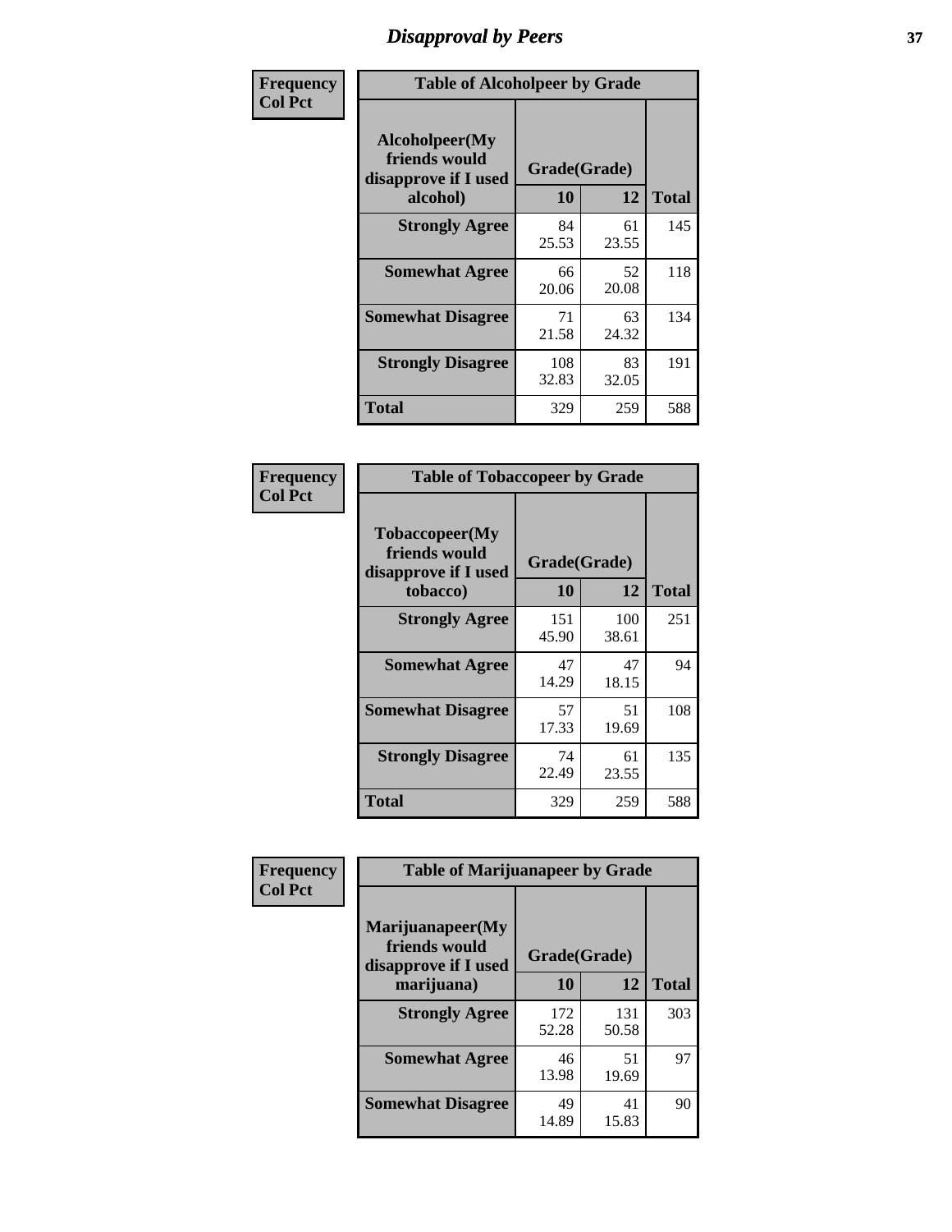# Disapproval by Peers

| Frequency Col Pct | Table of Alcoholpeer by Grade | | |
|---|---|---|---|
| Alcoholpeer(My friends would disapprove if I used alcohol) | Grade(Grade) | | |
| | 10 | 12 | Total |
| Strongly Agree | 84 25.53 | 61 23.55 | 145 |
| Somewhat Agree | 66 20.06 | 52 20.08 | 118 |
| Somewhat Disagree | 71 21.58 | 63 24.32 | 134 |
| Strongly Disagree | 108 32.83 | 83 32.05 | 191 |
| Total | 329 | 259 | 588 |

| Frequency Col Pct | Table of Tobaccopeer by Grade | | |
|---|---|---|---|
| Tobaccopeer(My friends would disapprove if I used tobacco) | Grade(Grade) | | |
| | 10 | 12 | Total |
| Strongly Agree | 151 45.90 | 100 38.61 | 251 |
| Somewhat Agree | 47 14.29 | 47 18.15 | 94 |
| Somewhat Disagree | 57 17.33 | 51 19.69 | 108 |
| Strongly Disagree | 74 22.49 | 61 23.55 | 135 |
| Total | 329 | 259 | 588 |

| Frequency Col Pct | Table of Marijuanapeer by Grade | | |
|---|---|---|---|
| Marijuanapeer(My friends would disapprove if I used marijuana) | Grade(Grade) | | |
| | 10 | 12 | Total |
| Strongly Agree | 172 52.28 | 131 50.58 | 303 |
| Somewhat Agree | 46 13.98 | 51 19.69 | 97 |
| Somewhat Disagree | 49 14.89 | 41 15.83 | 90 |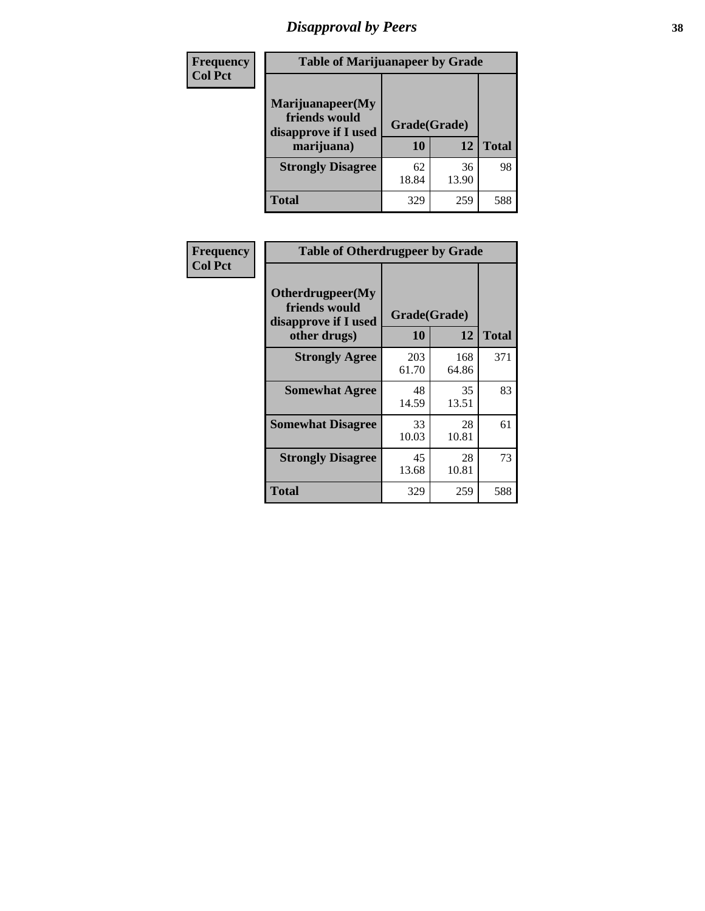## Disapproval by Peers

| Frequency<br>Col Pct | Table of Marijuanapeer by Grade | | |
|---|---|---|---|
| Marijuanapeer(My friends would disapprove if I used marijuana) | Grade(Grade) | | |
| | 10 | 12 | Total |
| Strongly Disagree | 62<br>18.84 | 36<br>13.90 | 98 |
| Total | 329 | 259 | 588 |

| Frequency<br>Col Pct | Table of Otherdrugpeer by Grade | | |
|---|---|---|---|
| Otherdrugpeer(My friends would disapprove if I used other drugs) | Grade(Grade) | | |
| | 10 | 12 | Total |
| Strongly Agree | 203<br>61.70 | 168<br>64.86 | 371 |
| Somewhat Agree | 48<br>14.59 | 35<br>13.51 | 83 |
| Somewhat Disagree | 33<br>10.03 | 28<br>10.81 | 61 |
| Strongly Disagree | 45<br>13.68 | 28<br>10.81 | 73 |
| Total | 329 | 259 | 588 |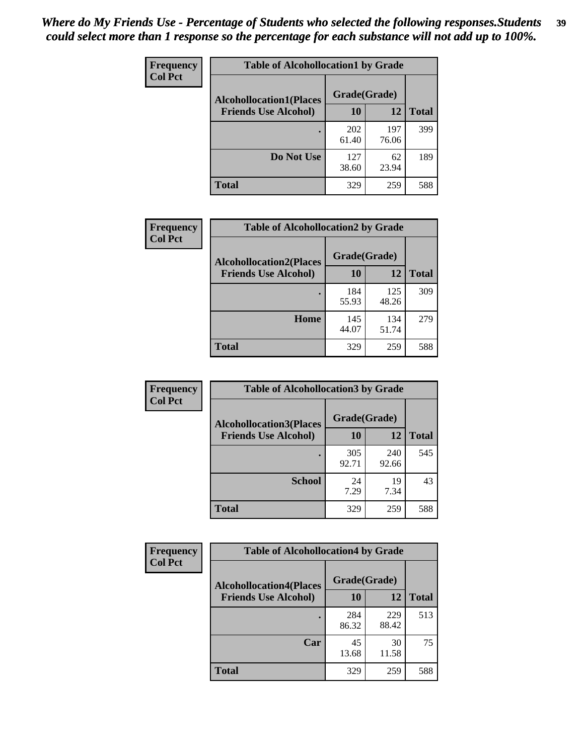*Where do My Friends Use - Percentage of Students who selected the following responses.Students could select more than 1 response so the percentage for each substance will not add up to 100%.*

**Frequency**
**Col Pct**

| Table of Alcohollocation1 by Grade | | | |
|---|---|---|---|
| Alcohollocation1(Places Friends Use Alcohol) | Grade(Grade) | | Total |
| | 10 | 12 | |
| . | 202<br>61.40 | 197<br>76.06 | 399 |
| Do Not Use | 127<br>38.60 | 62<br>23.94 | 189 |
| Total | 329 | 259 | 588 |

**Frequency**
**Col Pct**

| Table of Alcohollocation2 by Grade | | | |
|---|---|---|---|
| Alcohollocation2(Places Friends Use Alcohol) | Grade(Grade) | | Total |
| | 10 | 12 | |
| . | 184<br>55.93 | 125<br>48.26 | 309 |
| Home | 145<br>44.07 | 134<br>51.74 | 279 |
| Total | 329 | 259 | 588 |

**Frequency**
**Col Pct**

| Table of Alcohollocation3 by Grade | | | |
|---|---|---|---|
| Alcohollocation3(Places Friends Use Alcohol) | Grade(Grade) | | Total |
| | 10 | 12 | |
| . | 305<br>92.71 | 240<br>92.66 | 545 |
| School | 24<br>7.29 | 19<br>7.34 | 43 |
| Total | 329 | 259 | 588 |

**Frequency**
**Col Pct**

| Table of Alcohollocation4 by Grade | | | |
|---|---|---|---|
| Alcohollocation4(Places Friends Use Alcohol) | Grade(Grade) | | Total |
| | 10 | 12 | |
| . | 284<br>86.32 | 229<br>88.42 | 513 |
| Car | 45<br>13.68 | 30<br>11.58 | 75 |
| Total | 329 | 259 | 588 |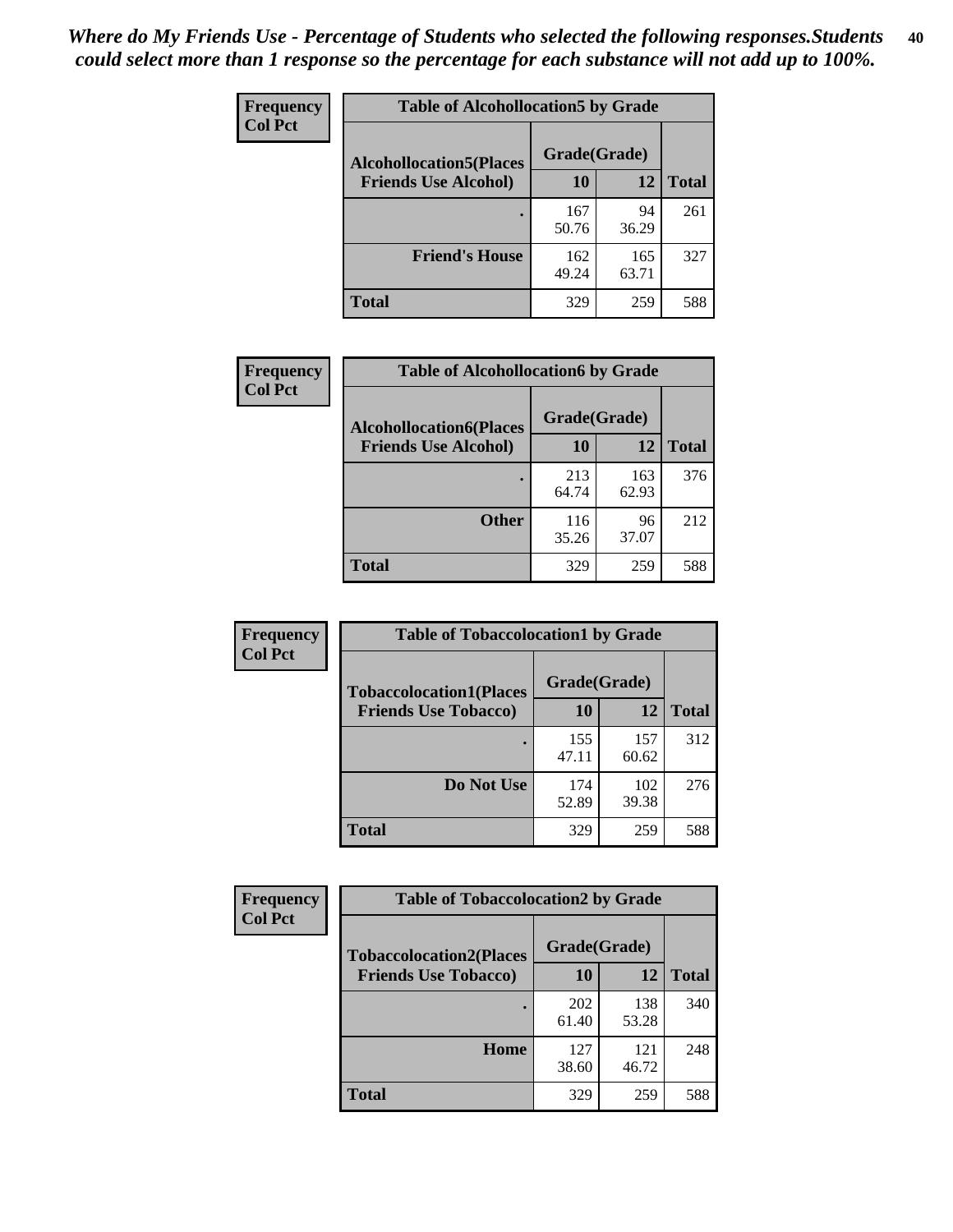*Where do My Friends Use - Percentage of Students who selected the following responses.Students could select more than 1 response so the percentage for each substance will not add up to 100%.*

**Frequency**
**Col Pct**

| Table of Alcohollocation5 by Grade | | | |
|---|---|---|---|
| **Alcohollocation5(Places Friends Use Alcohol)** | **Grade(Grade)** | | |
| | **10** | **12** | **Total** |
| **.** | 167<br>50.76 | 94<br>36.29 | 261 |
| **Friend's House** | 162<br>49.24 | 165<br>63.71 | 327 |
| **Total** | 329 | 259 | 588 |

**Frequency**
**Col Pct**

| Table of Alcohollocation6 by Grade | | | |
|---|---|---|---|
| **Alcohollocation6(Places Friends Use Alcohol)** | **Grade(Grade)** | | |
| | **10** | **12** | **Total** |
| **.** | 213<br>64.74 | 163<br>62.93 | 376 |
| **Other** | 116<br>35.26 | 96<br>37.07 | 212 |
| **Total** | 329 | 259 | 588 |

**Frequency**
**Col Pct**

| Table of Tobaccolocation1 by Grade | | | |
|---|---|---|---|
| **Tobaccolocation1(Places Friends Use Tobacco)** | **Grade(Grade)** | | |
| | **10** | **12** | **Total** |
| **.** | 155<br>47.11 | 157<br>60.62 | 312 |
| **Do Not Use** | 174<br>52.89 | 102<br>39.38 | 276 |
| **Total** | 329 | 259 | 588 |

**Frequency**
**Col Pct**

| Table of Tobaccolocation2 by Grade | | | |
|---|---|---|---|
| **Tobaccolocation2(Places Friends Use Tobacco)** | **Grade(Grade)** | | |
| | **10** | **12** | **Total** |
| **.** | 202<br>61.40 | 138<br>53.28 | 340 |
| **Home** | 127<br>38.60 | 121<br>46.72 | 248 |
| **Total** | 329 | 259 | 588 |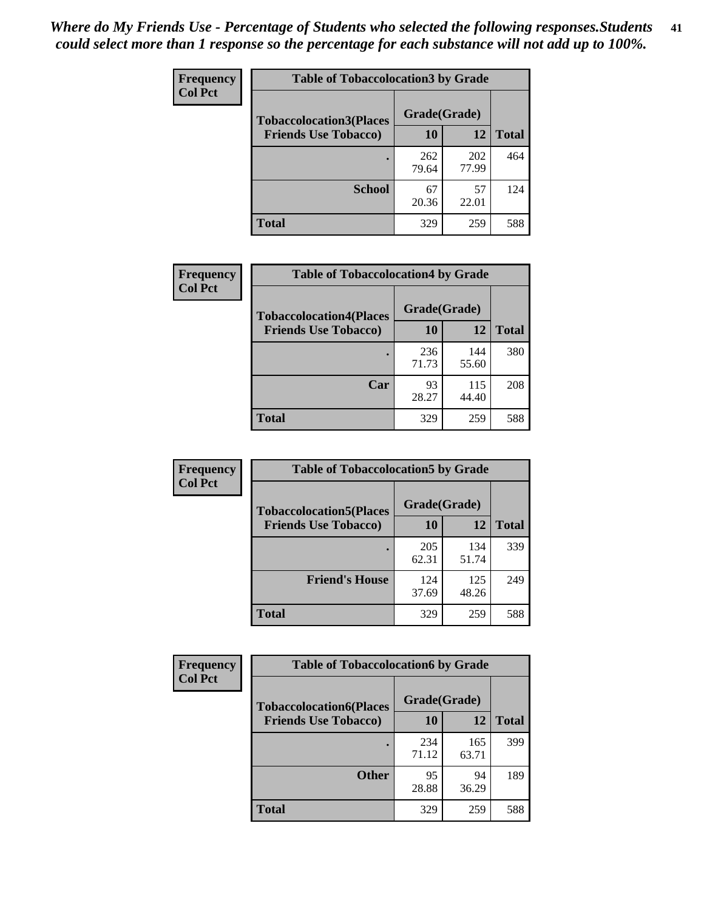*Where do My Friends Use - Percentage of Students who selected the following responses.Students could select more than 1 response so the percentage for each substance will not add up to 100%.*

**Frequency**
**Col Pct**

| Table of Tobaccolocation3 by Grade | | | |
|---|---|---|---|
| **Tobaccolocation3(Places Friends Use Tobacco)** | **Grade(Grade)** | | |
| | **10** | **12** | **Total** |
| **.** | 262<br>79.64 | 202<br>77.99 | 464 |
| **School** | 67<br>20.36 | 57<br>22.01 | 124 |
| **Total** | 329 | 259 | 588 |

**Frequency**
**Col Pct**

| Table of Tobaccolocation4 by Grade | | | |
|---|---|---|---|
| **Tobaccolocation4(Places Friends Use Tobacco)** | **Grade(Grade)** | | |
| | **10** | **12** | **Total** |
| **.** | 236<br>71.73 | 144<br>55.60 | 380 |
| **Car** | 93<br>28.27 | 115<br>44.40 | 208 |
| **Total** | 329 | 259 | 588 |

**Frequency**
**Col Pct**

| Table of Tobaccolocation5 by Grade | | | |
|---|---|---|---|
| **Tobaccolocation5(Places Friends Use Tobacco)** | **Grade(Grade)** | | |
| | **10** | **12** | **Total** |
| **.** | 205<br>62.31 | 134<br>51.74 | 339 |
| **Friend's House** | 124<br>37.69 | 125<br>48.26 | 249 |
| **Total** | 329 | 259 | 588 |

**Frequency**
**Col Pct**

| Table of Tobaccolocation6 by Grade | | | |
|---|---|---|---|
| **Tobaccolocation6(Places Friends Use Tobacco)** | **Grade(Grade)** | | |
| | **10** | **12** | **Total** |
| **.** | 234<br>71.12 | 165<br>63.71 | 399 |
| **Other** | 95<br>28.88 | 94<br>36.29 | 189 |
| **Total** | 329 | 259 | 588 |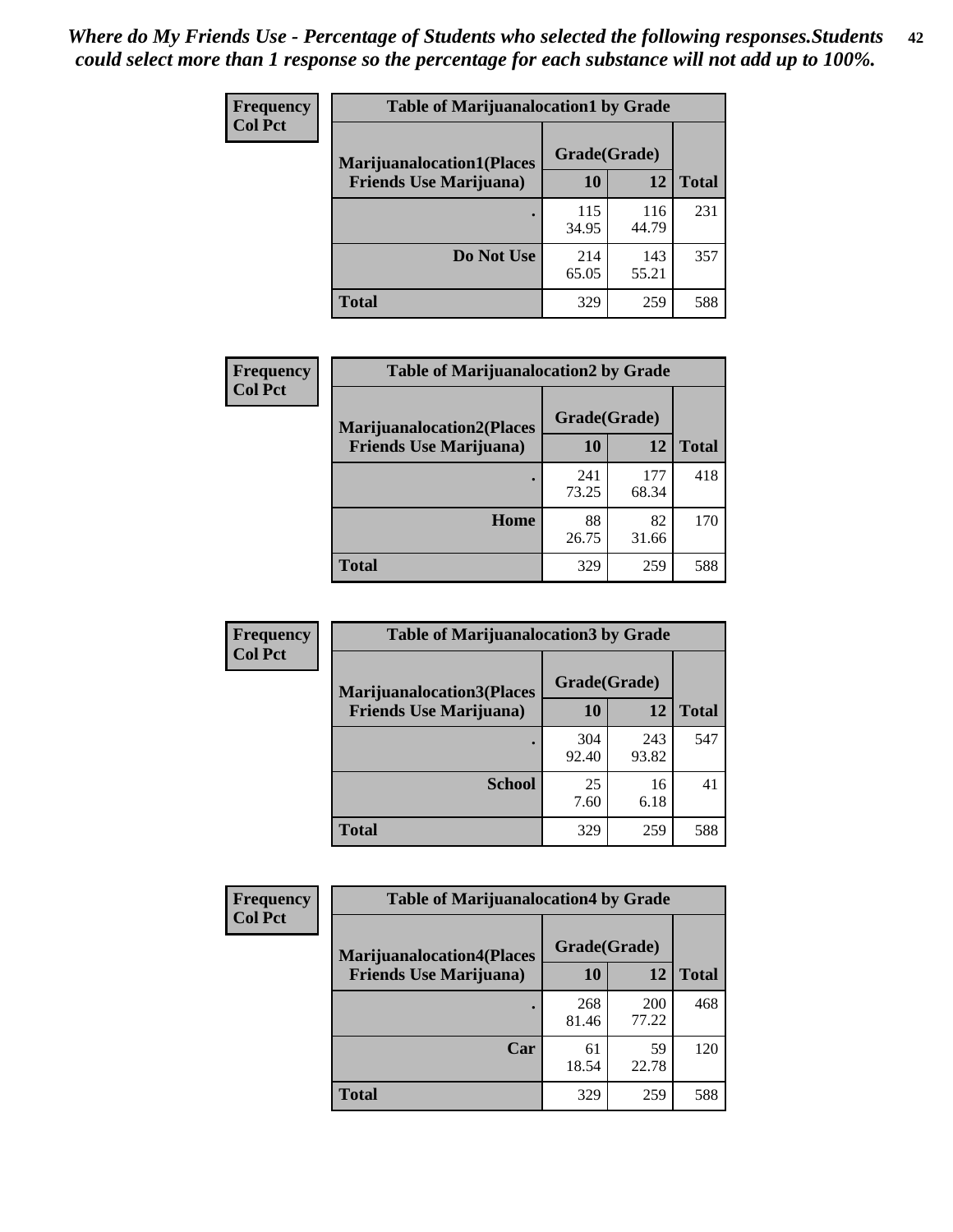*Where do My Friends Use - Percentage of Students who selected the following responses.Students could select more than 1 response so the percentage for each substance will not add up to 100%.*

**Frequency**
**Col Pct**

| Table of Marijuanalocation1 by Grade | | | |
|---|---|---|---|
| **Marijuanalocation1(Places Friends Use Marijuana)** | **Grade(Grade)** | | |
| | **10** | **12** | **Total** |
| **.** | 115<br>34.95 | 116<br>44.79 | 231 |
| **Do Not Use** | 214<br>65.05 | 143<br>55.21 | 357 |
| **Total** | 329 | 259 | 588 |

**Frequency**
**Col Pct**

| Table of Marijuanalocation2 by Grade | | | |
|---|---|---|---|
| **Marijuanalocation2(Places Friends Use Marijuana)** | **Grade(Grade)** | | |
| | **10** | **12** | **Total** |
| **.** | 241<br>73.25 | 177<br>68.34 | 418 |
| **Home** | 88<br>26.75 | 82<br>31.66 | 170 |
| **Total** | 329 | 259 | 588 |

**Frequency**
**Col Pct**

| Table of Marijuanalocation3 by Grade | | | |
|---|---|---|---|
| **Marijuanalocation3(Places Friends Use Marijuana)** | **Grade(Grade)** | | |
| | **10** | **12** | **Total** |
| **.** | 304<br>92.40 | 243<br>93.82 | 547 |
| **School** | 25<br>7.60 | 16<br>6.18 | 41 |
| **Total** | 329 | 259 | 588 |

**Frequency**
**Col Pct**

| Table of Marijuanalocation4 by Grade | | | |
|---|---|---|---|
| **Marijuanalocation4(Places Friends Use Marijuana)** | **Grade(Grade)** | | |
| | **10** | **12** | **Total** |
| **.** | 268<br>81.46 | 200<br>77.22 | 468 |
| **Car** | 61<br>18.54 | 59<br>22.78 | 120 |
| **Total** | 329 | 259 | 588 |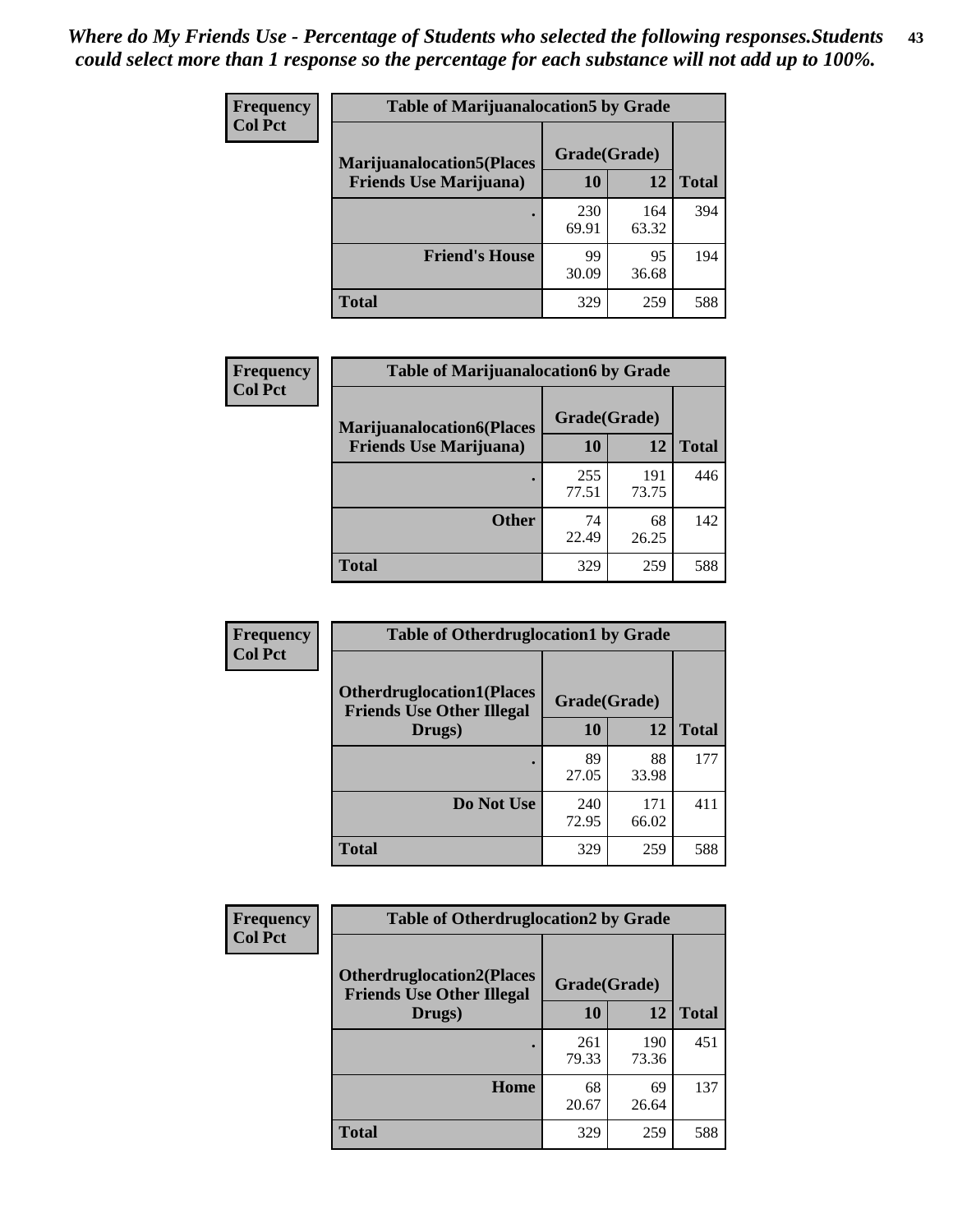*Where do My Friends Use - Percentage of Students who selected the following responses.Students could select more than 1 response so the percentage for each substance will not add up to 100%.*

**Frequency**
**Col Pct**

| Table of Marijuanalocation5 by Grade | | | |
|---|---|---|---|
| **Marijuanalocation5(Places Friends Use Marijuana)** | **Grade(Grade)** | | **Total** |
| | **10** | **12** | |
| . | 230<br>69.91 | 164<br>63.32 | 394 |
| **Friend's House** | 99<br>30.09 | 95<br>36.68 | 194 |
| **Total** | 329 | 259 | 588 |

**Frequency**
**Col Pct**

| Table of Marijuanalocation6 by Grade | | | |
|---|---|---|---|
| **Marijuanalocation6(Places Friends Use Marijuana)** | **Grade(Grade)** | | **Total** |
| | **10** | **12** | |
| . | 255<br>77.51 | 191<br>73.75 | 446 |
| **Other** | 74<br>22.49 | 68<br>26.25 | 142 |
| **Total** | 329 | 259 | 588 |

**Frequency**
**Col Pct**

| Table of Otherdruglocation1 by Grade | | | |
|---|---|---|---|
| **Otherdruglocation1(Places Friends Use Other Illegal Drugs)** | **Grade(Grade)** | | **Total** |
| | **10** | **12** | |
| . | 89<br>27.05 | 88<br>33.98 | 177 |
| **Do Not Use** | 240<br>72.95 | 171<br>66.02 | 411 |
| **Total** | 329 | 259 | 588 |

**Frequency**
**Col Pct**

| Table of Otherdruglocation2 by Grade | | | |
|---|---|---|---|
| **Otherdruglocation2(Places Friends Use Other Illegal Drugs)** | **Grade(Grade)** | | **Total** |
| | **10** | **12** | |
| . | 261<br>79.33 | 190<br>73.36 | 451 |
| **Home** | 68<br>20.67 | 69<br>26.64 | 137 |
| **Total** | 329 | 259 | 588 |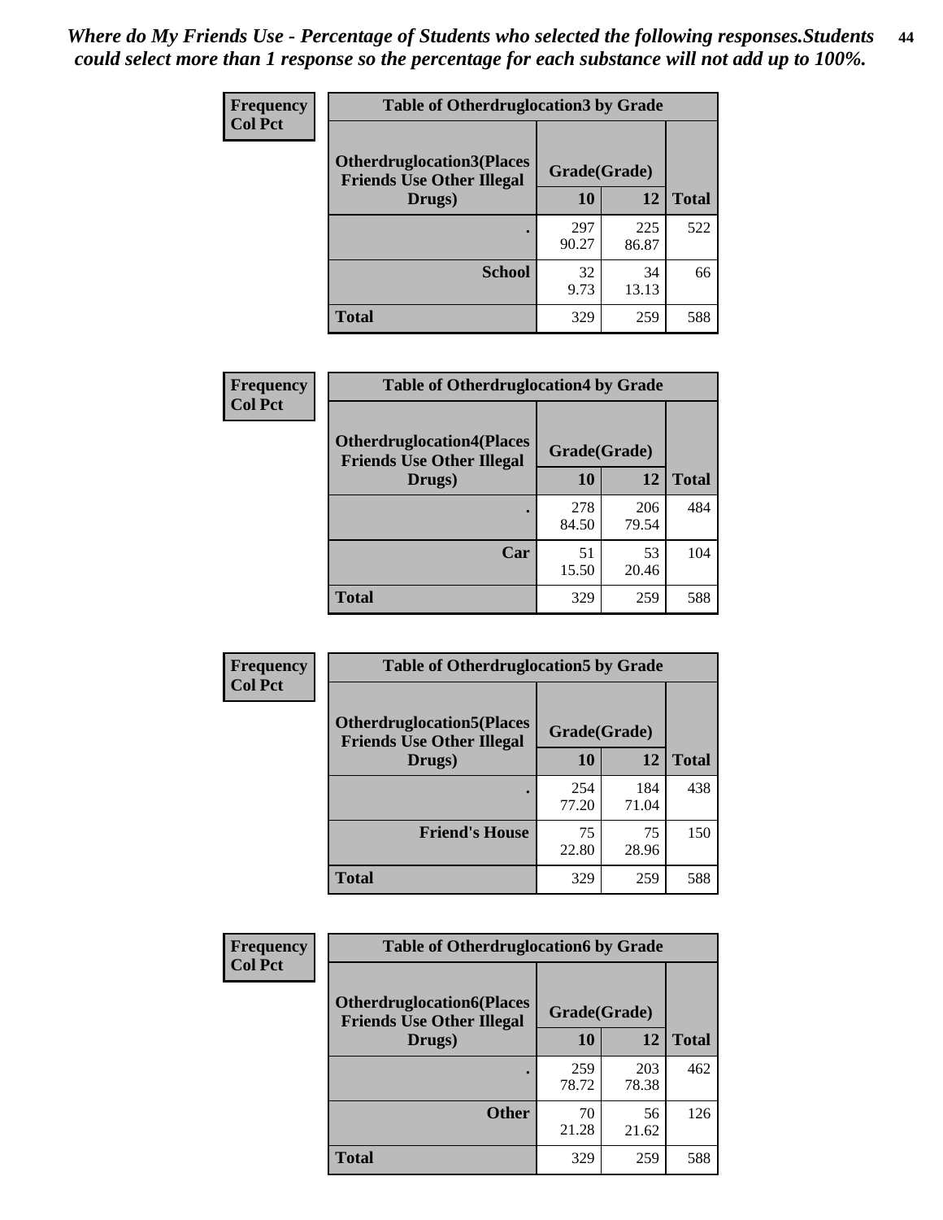*Where do My Friends Use - Percentage of Students who selected the following responses.Students could select more than 1 response so the percentage for each substance will not add up to 100%.*

**Frequency / Col Pct**

**Table of Otherdruglocation3 by Grade**

| Otherdruglocation3(Places Friends Use Other Illegal Drugs) | Grade(Grade) 10 | 12 | Total |
|---|---|---|---|
| . | 297<br>90.27 | 225<br>86.87 | 522 |
| School | 32<br>9.73 | 34<br>13.13 | 66 |
| Total | 329 | 259 | 588 |

**Frequency / Col Pct**

**Table of Otherdruglocation4 by Grade**

| Otherdruglocation4(Places Friends Use Other Illegal Drugs) | Grade(Grade) 10 | 12 | Total |
|---|---|---|---|
| . | 278<br>84.50 | 206<br>79.54 | 484 |
| Car | 51<br>15.50 | 53<br>20.46 | 104 |
| Total | 329 | 259 | 588 |

**Frequency / Col Pct**

**Table of Otherdruglocation5 by Grade**

| Otherdruglocation5(Places Friends Use Other Illegal Drugs) | Grade(Grade) 10 | 12 | Total |
|---|---|---|---|
| . | 254<br>77.20 | 184<br>71.04 | 438 |
| Friend's House | 75<br>22.80 | 75<br>28.96 | 150 |
| Total | 329 | 259 | 588 |

**Frequency / Col Pct**

**Table of Otherdruglocation6 by Grade**

| Otherdruglocation6(Places Friends Use Other Illegal Drugs) | Grade(Grade) 10 | 12 | Total |
|---|---|---|---|
| . | 259<br>78.72 | 203<br>78.38 | 462 |
| Other | 70<br>21.28 | 56<br>21.62 | 126 |
| Total | 329 | 259 | 588 |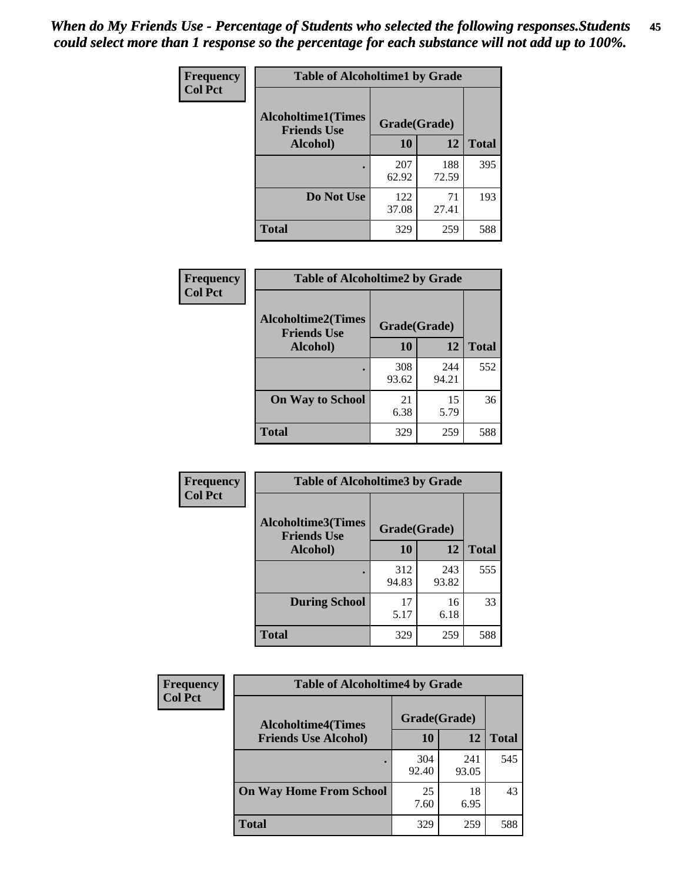*When do My Friends Use - Percentage of Students who selected the following responses.Students could select more than 1 response so the percentage for each substance will not add up to 100%.*

**Frequency**
**Col Pct**

| Table of Alcoholtime1 by Grade | | | |
|---|---|---|---|
| Alcoholtime1(Times Friends Use Alcohol) | Grade(Grade) | | |
| | 10 | 12 | Total |
| . | 207<br>62.92 | 188<br>72.59 | 395 |
| Do Not Use | 122<br>37.08 | 71<br>27.41 | 193 |
| Total | 329 | 259 | 588 |

**Frequency**
**Col Pct**

| Table of Alcoholtime2 by Grade | | | |
|---|---|---|---|
| Alcoholtime2(Times Friends Use Alcohol) | Grade(Grade) | | |
| | 10 | 12 | Total |
| . | 308<br>93.62 | 244<br>94.21 | 552 |
| On Way to School | 21<br>6.38 | 15<br>5.79 | 36 |
| Total | 329 | 259 | 588 |

**Frequency**
**Col Pct**

| Table of Alcoholtime3 by Grade | | | |
|---|---|---|---|
| Alcoholtime3(Times Friends Use Alcohol) | Grade(Grade) | | |
| | 10 | 12 | Total |
| . | 312<br>94.83 | 243<br>93.82 | 555 |
| During School | 17<br>5.17 | 16<br>6.18 | 33 |
| Total | 329 | 259 | 588 |

**Frequency**
**Col Pct**

| Table of Alcoholtime4 by Grade | | | |
|---|---|---|---|
| Alcoholtime4(Times Friends Use Alcohol) | Grade(Grade) | | |
| | 10 | 12 | Total |
| . | 304<br>92.40 | 241<br>93.05 | 545 |
| On Way Home From School | 25<br>7.60 | 18<br>6.95 | 43 |
| Total | 329 | 259 | 588 |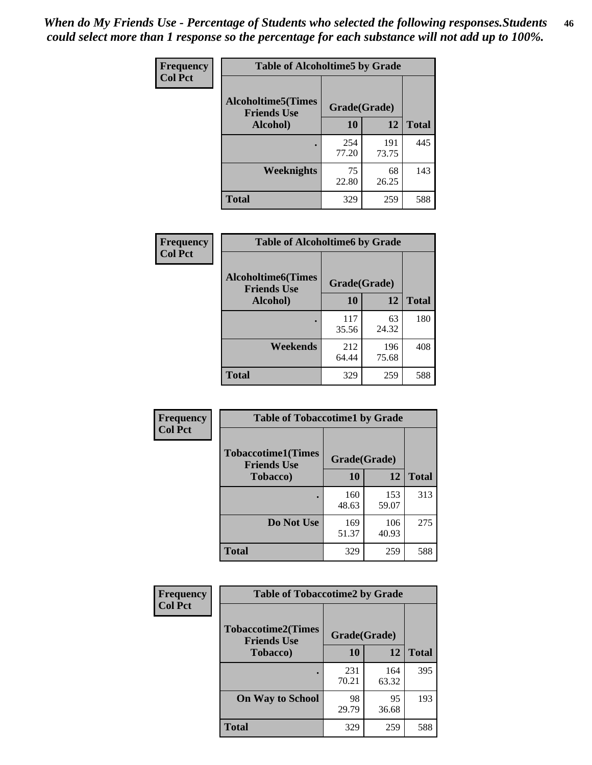*When do My Friends Use - Percentage of Students who selected the following responses.Students could select more than 1 response so the percentage for each substance will not add up to 100%.*

**Frequency**
**Col Pct**

| Table of Alcoholtime5 by Grade | | | |
|---|---|---|---|
| **Alcoholtime5(Times Friends Use Alcohol)** | **Grade(Grade)** | | **Total** |
| | **10** | **12** | |
| **.** | 254<br>77.20 | 191<br>73.75 | 445 |
| **Weeknights** | 75<br>22.80 | 68<br>26.25 | 143 |
| **Total** | 329 | 259 | 588 |

**Frequency**
**Col Pct**

| Table of Alcoholtime6 by Grade | | | |
|---|---|---|---|
| **Alcoholtime6(Times Friends Use Alcohol)** | **Grade(Grade)** | | **Total** |
| | **10** | **12** | |
| **.** | 117<br>35.56 | 63<br>24.32 | 180 |
| **Weekends** | 212<br>64.44 | 196<br>75.68 | 408 |
| **Total** | 329 | 259 | 588 |

**Frequency**
**Col Pct**

| Table of Tobaccotime1 by Grade | | | |
|---|---|---|---|
| **Tobaccotime1(Times Friends Use Tobacco)** | **Grade(Grade)** | | **Total** |
| | **10** | **12** | |
| **.** | 160<br>48.63 | 153<br>59.07 | 313 |
| **Do Not Use** | 169<br>51.37 | 106<br>40.93 | 275 |
| **Total** | 329 | 259 | 588 |

**Frequency**
**Col Pct**

| Table of Tobaccotime2 by Grade | | | |
|---|---|---|---|
| **Tobaccotime2(Times Friends Use Tobacco)** | **Grade(Grade)** | | **Total** |
| | **10** | **12** | |
| **.** | 231<br>70.21 | 164<br>63.32 | 395 |
| **On Way to School** | 98<br>29.79 | 95<br>36.68 | 193 |
| **Total** | 329 | 259 | 588 |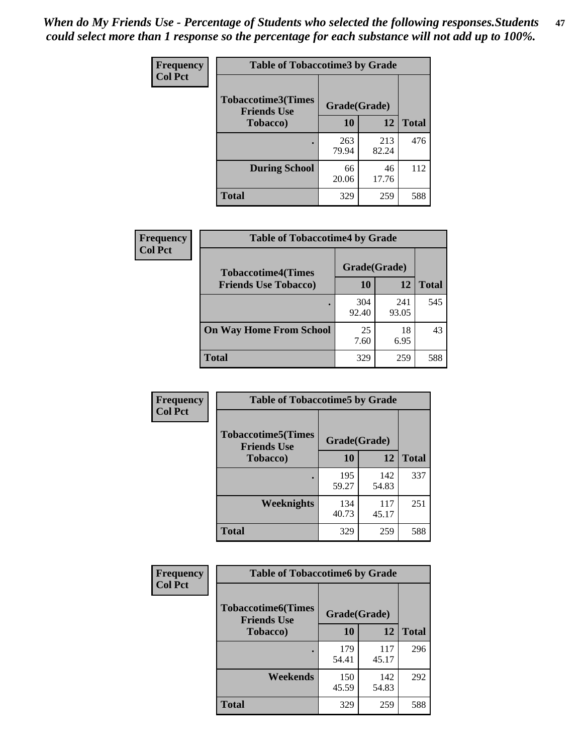*When do My Friends Use - Percentage of Students who selected the following responses.Students could select more than 1 response so the percentage for each substance will not add up to 100%.*

| Frequency<br>Col Pct | Table of Tobaccotime3 by Grade | | |
|---|---|---|---|
| Tobaccotime3(Times Friends Use Tobacco) | Grade(Grade) | | |
| | 10 | 12 | Total |
| . | 263<br>79.94 | 213<br>82.24 | 476 |
| During School | 66<br>20.06 | 46<br>17.76 | 112 |
| Total | 329 | 259 | 588 |

| Frequency<br>Col Pct | Table of Tobaccotime4 by Grade | | |
|---|---|---|---|
| Tobaccotime4(Times Friends Use Tobacco) | Grade(Grade) | | |
| | 10 | 12 | Total |
| . | 304<br>92.40 | 241<br>93.05 | 545 |
| On Way Home From School | 25<br>7.60 | 18<br>6.95 | 43 |
| Total | 329 | 259 | 588 |

| Frequency<br>Col Pct | Table of Tobaccotime5 by Grade | | |
|---|---|---|---|
| Tobaccotime5(Times Friends Use Tobacco) | Grade(Grade) | | |
| | 10 | 12 | Total |
| . | 195<br>59.27 | 142<br>54.83 | 337 |
| Weeknights | 134<br>40.73 | 117<br>45.17 | 251 |
| Total | 329 | 259 | 588 |

| Frequency<br>Col Pct | Table of Tobaccotime6 by Grade | | |
|---|---|---|---|
| Tobaccotime6(Times Friends Use Tobacco) | Grade(Grade) | | |
| | 10 | 12 | Total |
| . | 179<br>54.41 | 117<br>45.17 | 296 |
| Weekends | 150<br>45.59 | 142<br>54.83 | 292 |
| Total | 329 | 259 | 588 |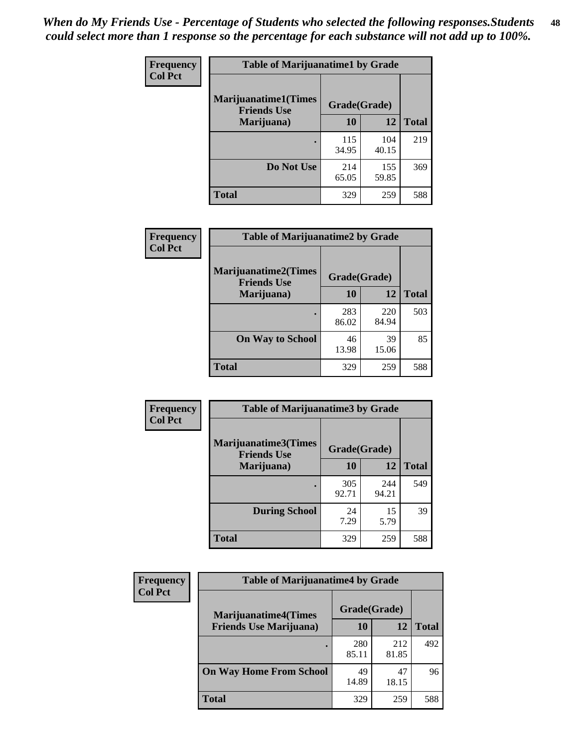*When do My Friends Use - Percentage of Students who selected the following responses.Students could select more than 1 response so the percentage for each substance will not add up to 100%.*

**Frequency**
**Col Pct**

| Table of Marijuanatime1 by Grade | | | |
|---|---|---|---|
| Marijuanatime1(Times Friends Use Marijuana) | Grade(Grade) | | Total |
| | 10 | 12 | |
| . | 115<br>34.95 | 104<br>40.15 | 219 |
| Do Not Use | 214<br>65.05 | 155<br>59.85 | 369 |
| Total | 329 | 259 | 588 |

**Frequency**
**Col Pct**

| Table of Marijuanatime2 by Grade | | | |
|---|---|---|---|
| Marijuanatime2(Times Friends Use Marijuana) | Grade(Grade) | | Total |
| | 10 | 12 | |
| . | 283<br>86.02 | 220<br>84.94 | 503 |
| On Way to School | 46<br>13.98 | 39<br>15.06 | 85 |
| Total | 329 | 259 | 588 |

**Frequency**
**Col Pct**

| Table of Marijuanatime3 by Grade | | | |
|---|---|---|---|
| Marijuanatime3(Times Friends Use Marijuana) | Grade(Grade) | | Total |
| | 10 | 12 | |
| . | 305<br>92.71 | 244<br>94.21 | 549 |
| During School | 24<br>7.29 | 15<br>5.79 | 39 |
| Total | 329 | 259 | 588 |

**Frequency**
**Col Pct**

| Table of Marijuanatime4 by Grade | | | |
|---|---|---|---|
| Marijuanatime4(Times Friends Use Marijuana) | Grade(Grade) | | Total |
| | 10 | 12 | |
| . | 280<br>85.11 | 212<br>81.85 | 492 |
| On Way Home From School | 49<br>14.89 | 47<br>18.15 | 96 |
| Total | 329 | 259 | 588 |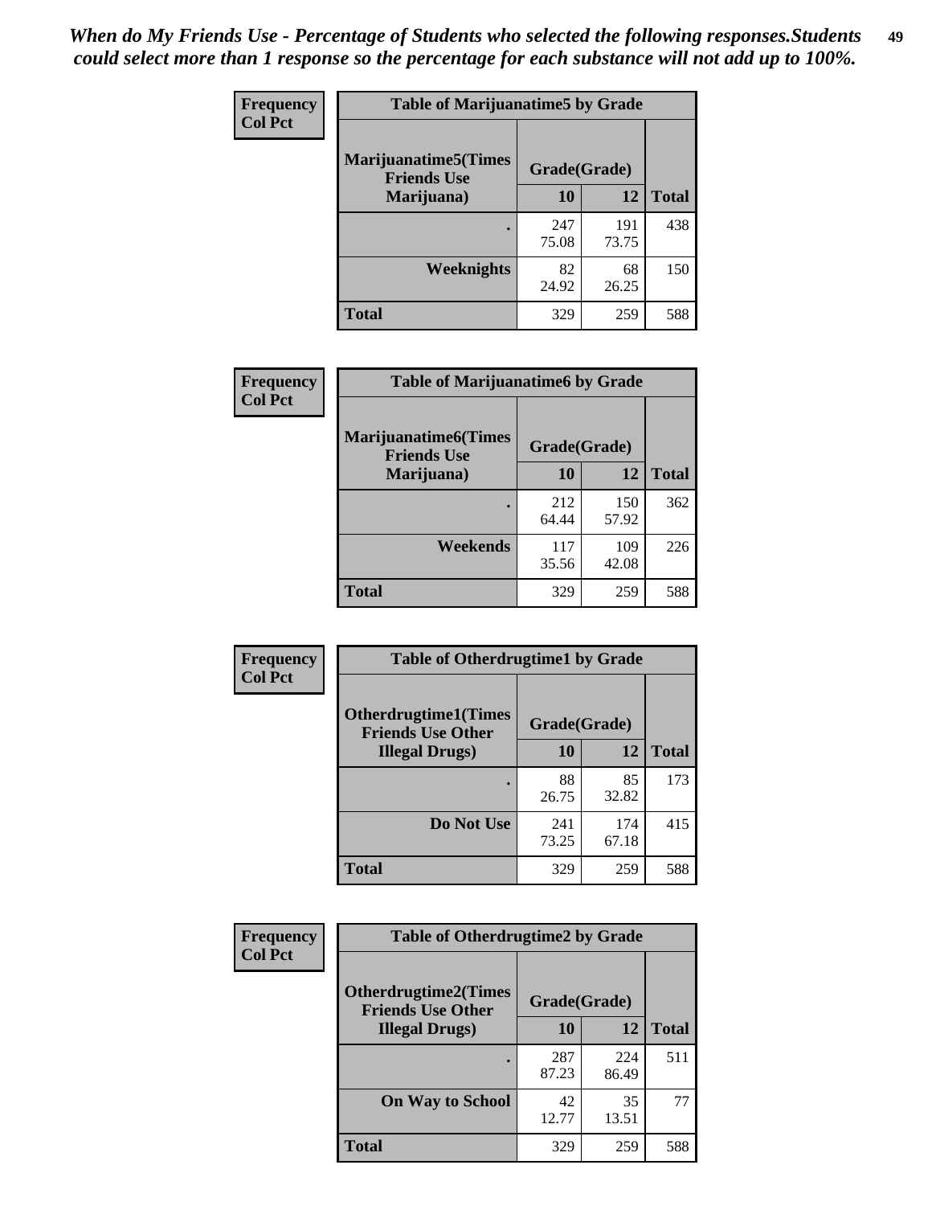*When do My Friends Use - Percentage of Students who selected the following responses.Students could select more than 1 response so the percentage for each substance will not add up to 100%.*

**Frequency**
**Col Pct**

| Table of Marijuanatime5 by Grade | | | |
|---|---|---|---|
| **Marijuanatime5(Times Friends Use Marijuana)** | **Grade(Grade)** | | **Total** |
| | **10** | **12** | |
| **.** | 247<br>75.08 | 191<br>73.75 | 438 |
| **Weeknights** | 82<br>24.92 | 68<br>26.25 | 150 |
| **Total** | 329 | 259 | 588 |

**Frequency**
**Col Pct**

| Table of Marijuanatime6 by Grade | | | |
|---|---|---|---|
| **Marijuanatime6(Times Friends Use Marijuana)** | **Grade(Grade)** | | **Total** |
| | **10** | **12** | |
| **.** | 212<br>64.44 | 150<br>57.92 | 362 |
| **Weekends** | 117<br>35.56 | 109<br>42.08 | 226 |
| **Total** | 329 | 259 | 588 |

**Frequency**
**Col Pct**

| Table of Otherdrugtime1 by Grade | | | |
|---|---|---|---|
| **Otherdrugtime1(Times Friends Use Other Illegal Drugs)** | **Grade(Grade)** | | **Total** |
| | **10** | **12** | |
| **.** | 88<br>26.75 | 85<br>32.82 | 173 |
| **Do Not Use** | 241<br>73.25 | 174<br>67.18 | 415 |
| **Total** | 329 | 259 | 588 |

**Frequency**
**Col Pct**

| Table of Otherdrugtime2 by Grade | | | |
|---|---|---|---|
| **Otherdrugtime2(Times Friends Use Other Illegal Drugs)** | **Grade(Grade)** | | **Total** |
| | **10** | **12** | |
| **.** | 287<br>87.23 | 224<br>86.49 | 511 |
| **On Way to School** | 42<br>12.77 | 35<br>13.51 | 77 |
| **Total** | 329 | 259 | 588 |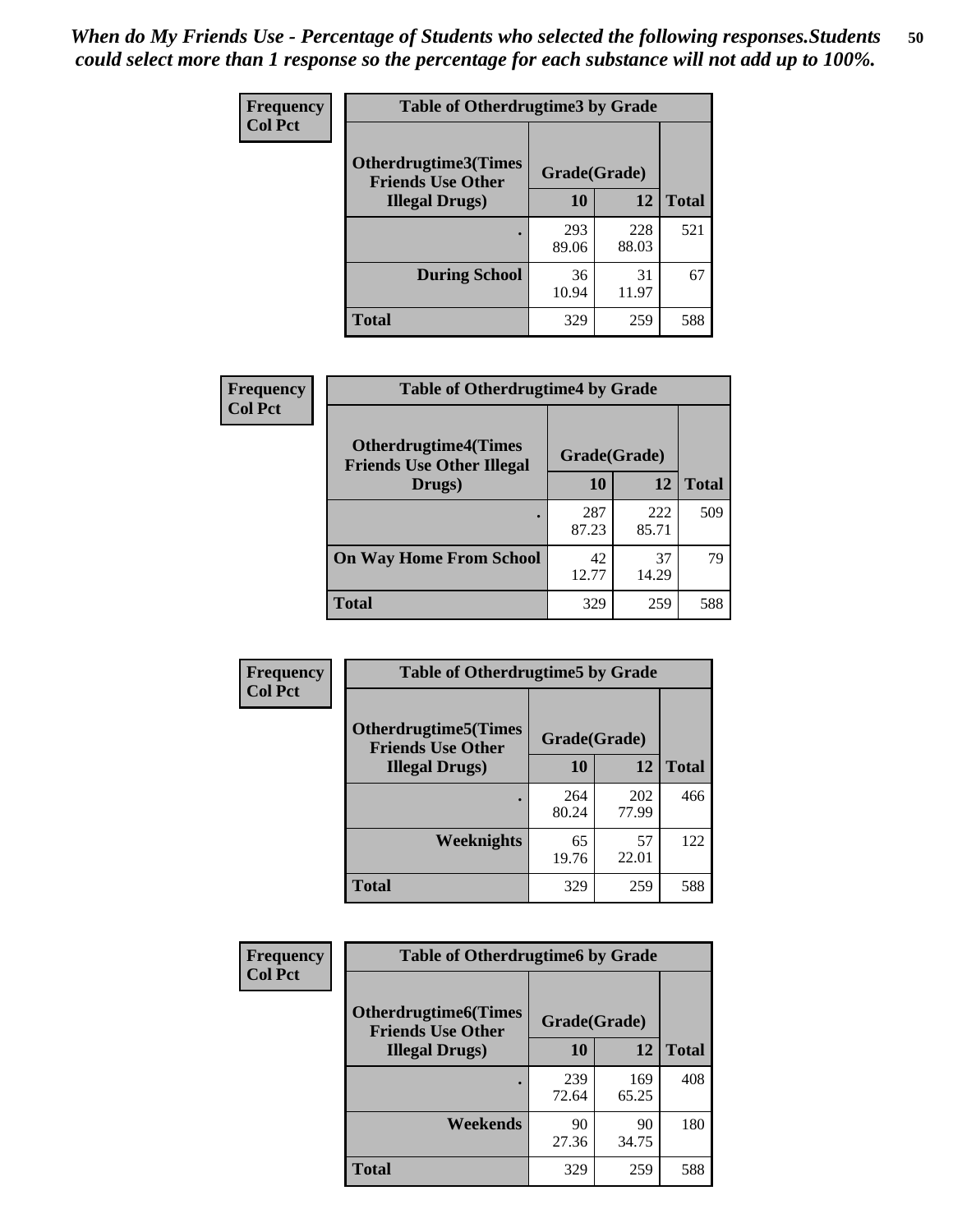*When do My Friends Use - Percentage of Students who selected the following responses.Students could select more than 1 response so the percentage for each substance will not add up to 100%.*

**Frequency**
**Col Pct**

| Table of Otherdrugtime3 by Grade | | | |
|---|---|---|---|
| **Otherdrugtime3(Times Friends Use Other Illegal Drugs)** | **Grade(Grade)** | | |
| | **10** | **12** | **Total** |
| . | 293<br>89.06 | 228<br>88.03 | 521 |
| **During School** | 36<br>10.94 | 31<br>11.97 | 67 |
| **Total** | 329 | 259 | 588 |

**Frequency**
**Col Pct**

| Table of Otherdrugtime4 by Grade | | | |
|---|---|---|---|
| **Otherdrugtime4(Times Friends Use Other Illegal Drugs)** | **Grade(Grade)** | | |
| | **10** | **12** | **Total** |
| . | 287<br>87.23 | 222<br>85.71 | 509 |
| **On Way Home From School** | 42<br>12.77 | 37<br>14.29 | 79 |
| **Total** | 329 | 259 | 588 |

**Frequency**
**Col Pct**

| Table of Otherdrugtime5 by Grade | | | |
|---|---|---|---|
| **Otherdrugtime5(Times Friends Use Other Illegal Drugs)** | **Grade(Grade)** | | |
| | **10** | **12** | **Total** |
| . | 264<br>80.24 | 202<br>77.99 | 466 |
| **Weeknights** | 65<br>19.76 | 57<br>22.01 | 122 |
| **Total** | 329 | 259 | 588 |

**Frequency**
**Col Pct**

| Table of Otherdrugtime6 by Grade | | | |
|---|---|---|---|
| **Otherdrugtime6(Times Friends Use Other Illegal Drugs)** | **Grade(Grade)** | | |
| | **10** | **12** | **Total** |
| . | 239<br>72.64 | 169<br>65.25 | 408 |
| **Weekends** | 90<br>27.36 | 90<br>34.75 | 180 |
| **Total** | 329 | 259 | 588 |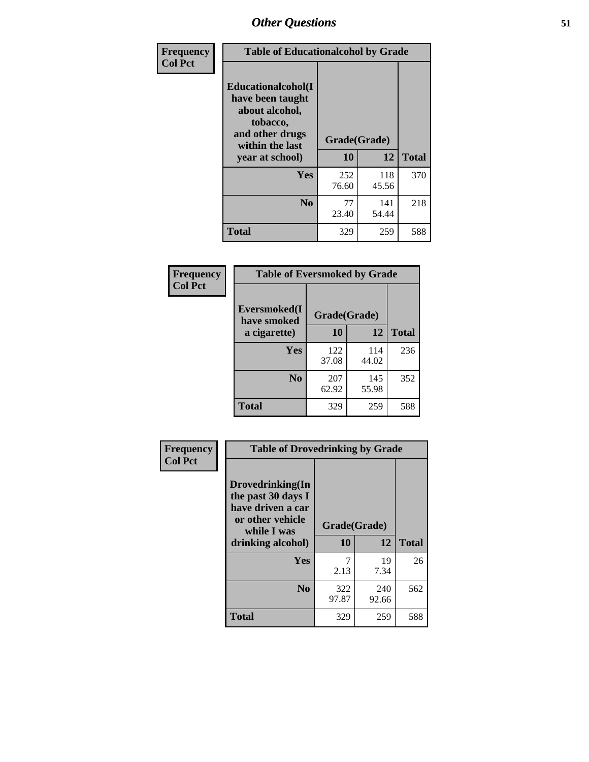| Frequency Col Pct | Table of Educationalalcohol by Grade | | |
|---|---|---|---|
| Educationalalcohol(I have been taught about alcohol, tobacco, and other drugs within the last year at school) | Grade(Grade) | | |
| | 10 | 12 | Total |
| Yes | 252<br>76.60 | 118<br>45.56 | 370 |
| No | 77<br>23.40 | 141<br>54.44 | 218 |
| Total | 329 | 259 | 588 |

| Frequency Col Pct | Table of Eversmoked by Grade | | |
|---|---|---|---|
| Eversmoked(I have smoked a cigarette) | Grade(Grade) | | |
| | 10 | 12 | Total |
| Yes | 122<br>37.08 | 114<br>44.02 | 236 |
| No | 207<br>62.92 | 145<br>55.98 | 352 |
| Total | 329 | 259 | 588 |

| Frequency Col Pct | Table of Drovedrinking by Grade | | |
|---|---|---|---|
| Drovedrinking(In the past 30 days I have driven a car or other vehicle while I was drinking alcohol) | Grade(Grade) | | |
| | 10 | 12 | Total |
| Yes | 7<br>2.13 | 19<br>7.34 | 26 |
| No | 322<br>97.87 | 240<br>92.66 | 562 |
| Total | 329 | 259 | 588 |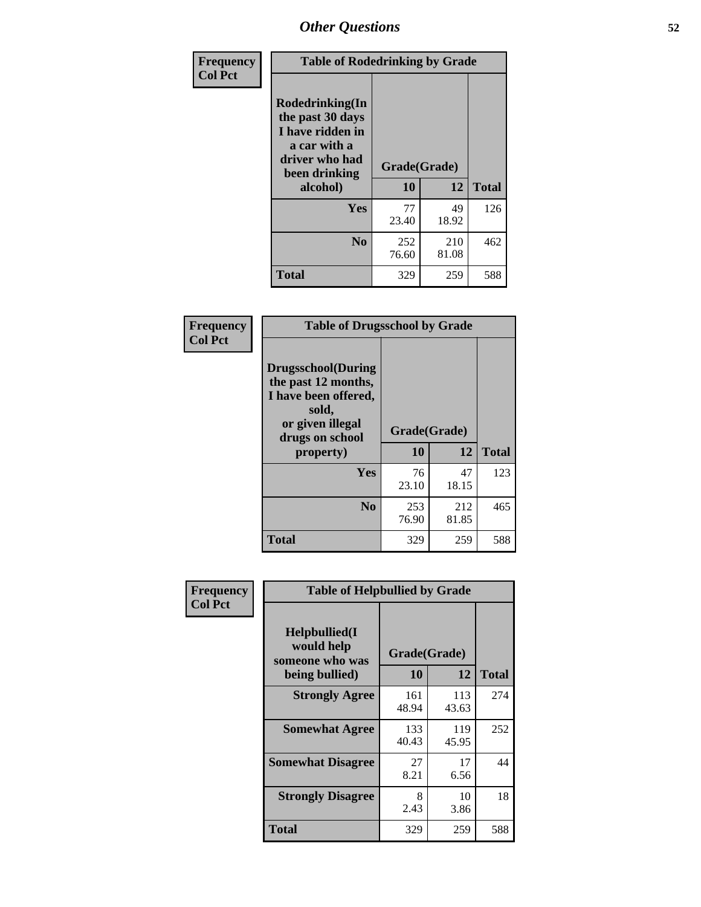## Other Questions

**Frequency**
**Col Pct**

| Table of Rodedrinking by Grade | | | |
|---|---|---|---|
| Rodedrinking(In the past 30 days I have ridden in a car with a driver who had been drinking alcohol) | Grade(Grade) | | |
| | 10 | 12 | Total |
| Yes | 77<br>23.40 | 49<br>18.92 | 126 |
| No | 252<br>76.60 | 210<br>81.08 | 462 |
| Total | 329 | 259 | 588 |

**Frequency**
**Col Pct**

| Table of Drugsschool by Grade | | | |
|---|---|---|---|
| Drugsschool(During the past 12 months, I have been offered, sold, or given illegal drugs on school property) | Grade(Grade) | | |
| | 10 | 12 | Total |
| Yes | 76<br>23.10 | 47<br>18.15 | 123 |
| No | 253<br>76.90 | 212<br>81.85 | 465 |
| Total | 329 | 259 | 588 |

**Frequency**
**Col Pct**

| Table of Helpbullied by Grade | | | |
|---|---|---|---|
| Helpbullied(I would help someone who was being bullied) | Grade(Grade) | | |
| | 10 | 12 | Total |
| Strongly Agree | 161<br>48.94 | 113<br>43.63 | 274 |
| Somewhat Agree | 133<br>40.43 | 119<br>45.95 | 252 |
| Somewhat Disagree | 27<br>8.21 | 17<br>6.56 | 44 |
| Strongly Disagree | 8<br>2.43 | 10<br>3.86 | 18 |
| Total | 329 | 259 | 588 |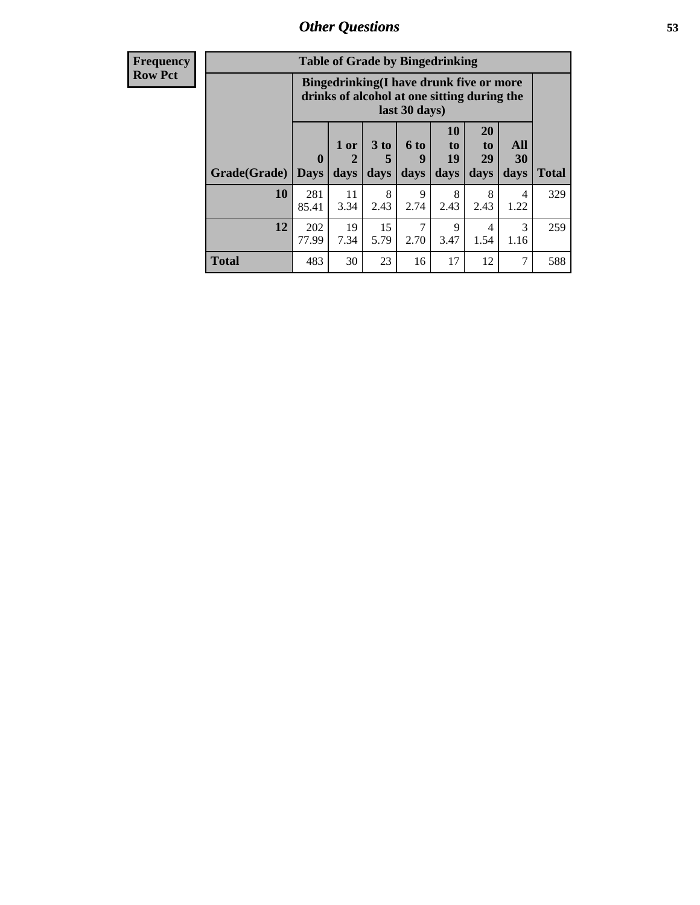## Other Questions

**Frequency**
**Row Pct**

| Table of Grade by Bingedrinking | | | | | | | | |
|---|---|---|---|---|---|---|---|---|
| | Bingedrinking(I have drunk five or more drinks of alcohol at one sitting during the last 30 days) | | | | | | | |
| Grade(Grade) | 0 Days | 1 or 2 days | 3 to 5 days | 6 to 9 days | 10 to 19 days | 20 to 29 days | All 30 days | Total |
| **10** | 281<br>85.41 | 11<br>3.34 | 8<br>2.43 | 9<br>2.74 | 8<br>2.43 | 8<br>2.43 | 4<br>1.22 | 329 |
| **12** | 202<br>77.99 | 19<br>7.34 | 15<br>5.79 | 7<br>2.70 | 9<br>3.47 | 4<br>1.54 | 3<br>1.16 | 259 |
| **Total** | 483 | 30 | 23 | 16 | 17 | 12 | 7 | 588 |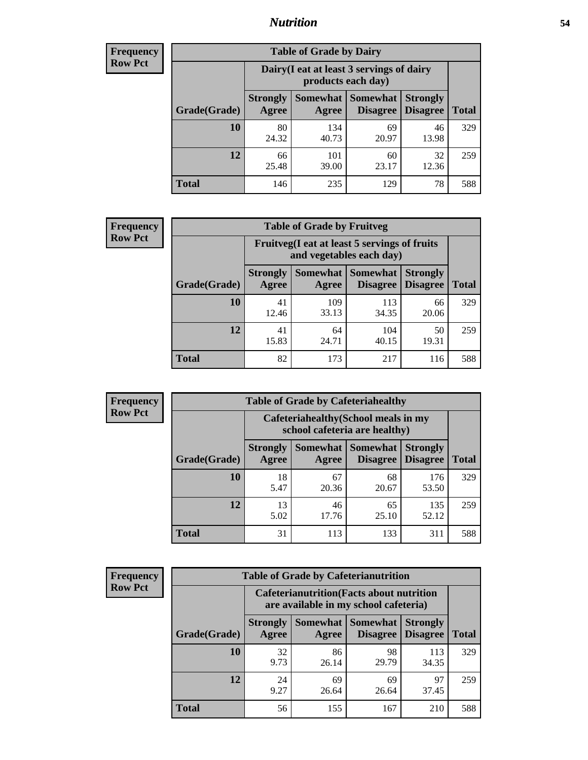# Nutrition

**Frequency Row Pct**

| Table of Grade by Dairy | | | | | |
|---|---|---|---|---|---|
| | Dairy(I eat at least 3 servings of dairy products each day) | | | | |
| Grade(Grade) | Strongly Agree | Somewhat Agree | Somewhat Disagree | Strongly Disagree | Total |
| **10** | 80<br>24.32 | 134<br>40.73 | 69<br>20.97 | 46<br>13.98 | 329 |
| **12** | 66<br>25.48 | 101<br>39.00 | 60<br>23.17 | 32<br>12.36 | 259 |
| **Total** | 146 | 235 | 129 | 78 | 588 |

**Frequency Row Pct**

| Table of Grade by Fruitveg | | | | | |
|---|---|---|---|---|---|
| | Fruitveg(I eat at least 5 servings of fruits and vegetables each day) | | | | |
| Grade(Grade) | Strongly Agree | Somewhat Agree | Somewhat Disagree | Strongly Disagree | Total |
| **10** | 41<br>12.46 | 109<br>33.13 | 113<br>34.35 | 66<br>20.06 | 329 |
| **12** | 41<br>15.83 | 64<br>24.71 | 104<br>40.15 | 50<br>19.31 | 259 |
| **Total** | 82 | 173 | 217 | 116 | 588 |

**Frequency Row Pct**

| Table of Grade by Cafeteriahealthy | | | | | |
|---|---|---|---|---|---|
| | Cafeteriahealthy(School meals in my school cafeteria are healthy) | | | | |
| Grade(Grade) | Strongly Agree | Somewhat Agree | Somewhat Disagree | Strongly Disagree | Total |
| **10** | 18<br>5.47 | 67<br>20.36 | 68<br>20.67 | 176<br>53.50 | 329 |
| **12** | 13<br>5.02 | 46<br>17.76 | 65<br>25.10 | 135<br>52.12 | 259 |
| **Total** | 31 | 113 | 133 | 311 | 588 |

**Frequency Row Pct**

| Table of Grade by Cafeterianutrition | | | | | |
|---|---|---|---|---|---|
| | Cafeterianutrition(Facts about nutrition are available in my school cafeteria) | | | | |
| Grade(Grade) | Strongly Agree | Somewhat Agree | Somewhat Disagree | Strongly Disagree | Total |
| **10** | 32<br>9.73 | 86<br>26.14 | 98<br>29.79 | 113<br>34.35 | 329 |
| **12** | 24<br>9.27 | 69<br>26.64 | 69<br>26.64 | 97<br>37.45 | 259 |
| **Total** | 56 | 155 | 167 | 210 | 588 |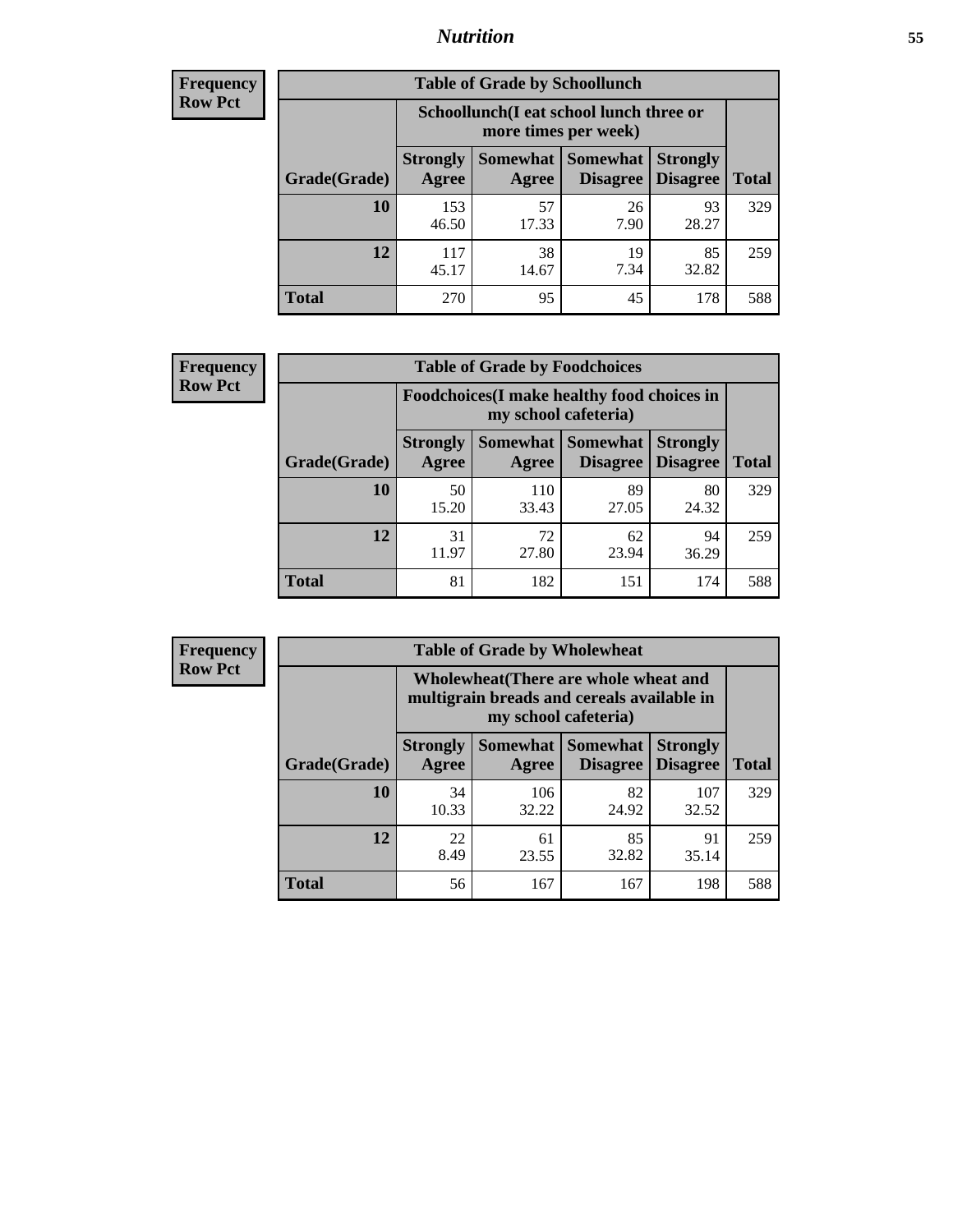| Frequency Row Pct | | | | | |
|---|---|---|---|---|---|
| **Table of Grade by Schoollunch** | | | | | |
| | **Schoollunch(I eat school lunch three or more times per week)** | | | | |
| **Grade(Grade)** | **Strongly Agree** | **Somewhat Agree** | **Somewhat Disagree** | **Strongly Disagree** | **Total** |
| **10** | 153<br>46.50 | 57<br>17.33 | 26<br>7.90 | 93<br>28.27 | 329 |
| **12** | 117<br>45.17 | 38<br>14.67 | 19<br>7.34 | 85<br>32.82 | 259 |
| **Total** | 270 | 95 | 45 | 178 | 588 |

| Frequency Row Pct | | | | | |
|---|---|---|---|---|---|
| **Table of Grade by Foodchoices** | | | | | |
| | **Foodchoices(I make healthy food choices in my school cafeteria)** | | | | |
| **Grade(Grade)** | **Strongly Agree** | **Somewhat Agree** | **Somewhat Disagree** | **Strongly Disagree** | **Total** |
| **10** | 50<br>15.20 | 110<br>33.43 | 89<br>27.05 | 80<br>24.32 | 329 |
| **12** | 31<br>11.97 | 72<br>27.80 | 62<br>23.94 | 94<br>36.29 | 259 |
| **Total** | 81 | 182 | 151 | 174 | 588 |

| Frequency Row Pct | | | | | |
|---|---|---|---|---|---|
| **Table of Grade by Wholewheat** | | | | | |
| | **Wholewheat(There are whole wheat and multigrain breads and cereals available in my school cafeteria)** | | | | |
| **Grade(Grade)** | **Strongly Agree** | **Somewhat Agree** | **Somewhat Disagree** | **Strongly Disagree** | **Total** |
| **10** | 34<br>10.33 | 106<br>32.22 | 82<br>24.92 | 107<br>32.52 | 329 |
| **12** | 22<br>8.49 | 61<br>23.55 | 85<br>32.82 | 91<br>35.14 | 259 |
| **Total** | 56 | 167 | 167 | 198 | 588 |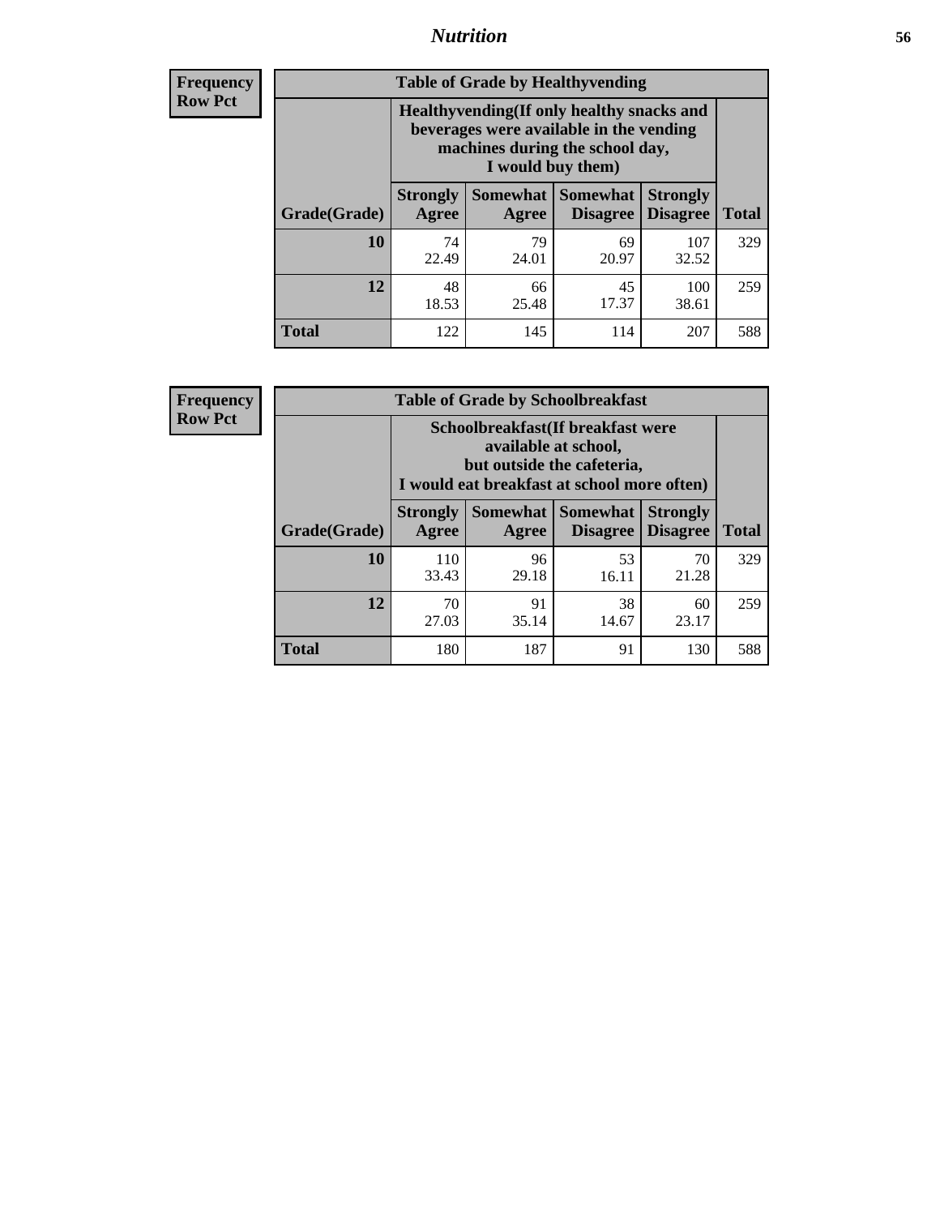| Frequency<br>Row Pct |
|---|

**Table of Grade by Healthyvending**

| Grade(Grade) | Healthyvending(If only healthy snacks and beverages were available in the vending machines during the school day, I would buy them) | | | | Total |
|---|---|---|---|---|---|
| | Strongly Agree | Somewhat Agree | Somewhat Disagree | Strongly Disagree | Total |
| **10** | 74<br>22.49 | 79<br>24.01 | 69<br>20.97 | 107<br>32.52 | 329 |
| **12** | 48<br>18.53 | 66<br>25.48 | 45<br>17.37 | 100<br>38.61 | 259 |
| **Total** | 122 | 145 | 114 | 207 | 588 |

| Frequency<br>Row Pct |
|---|

**Table of Grade by Schoolbreakfast**

| Grade(Grade) | Schoolbreakfast(If breakfast were available at school, but outside the cafeteria, I would eat breakfast at school more often) | | | | Total |
|---|---|---|---|---|---|
| | Strongly Agree | Somewhat Agree | Somewhat Disagree | Strongly Disagree | Total |
| **10** | 110<br>33.43 | 96<br>29.18 | 53<br>16.11 | 70<br>21.28 | 329 |
| **12** | 70<br>27.03 | 91<br>35.14 | 38<br>14.67 | 60<br>23.17 | 259 |
| **Total** | 180 | 187 | 91 | 130 | 588 |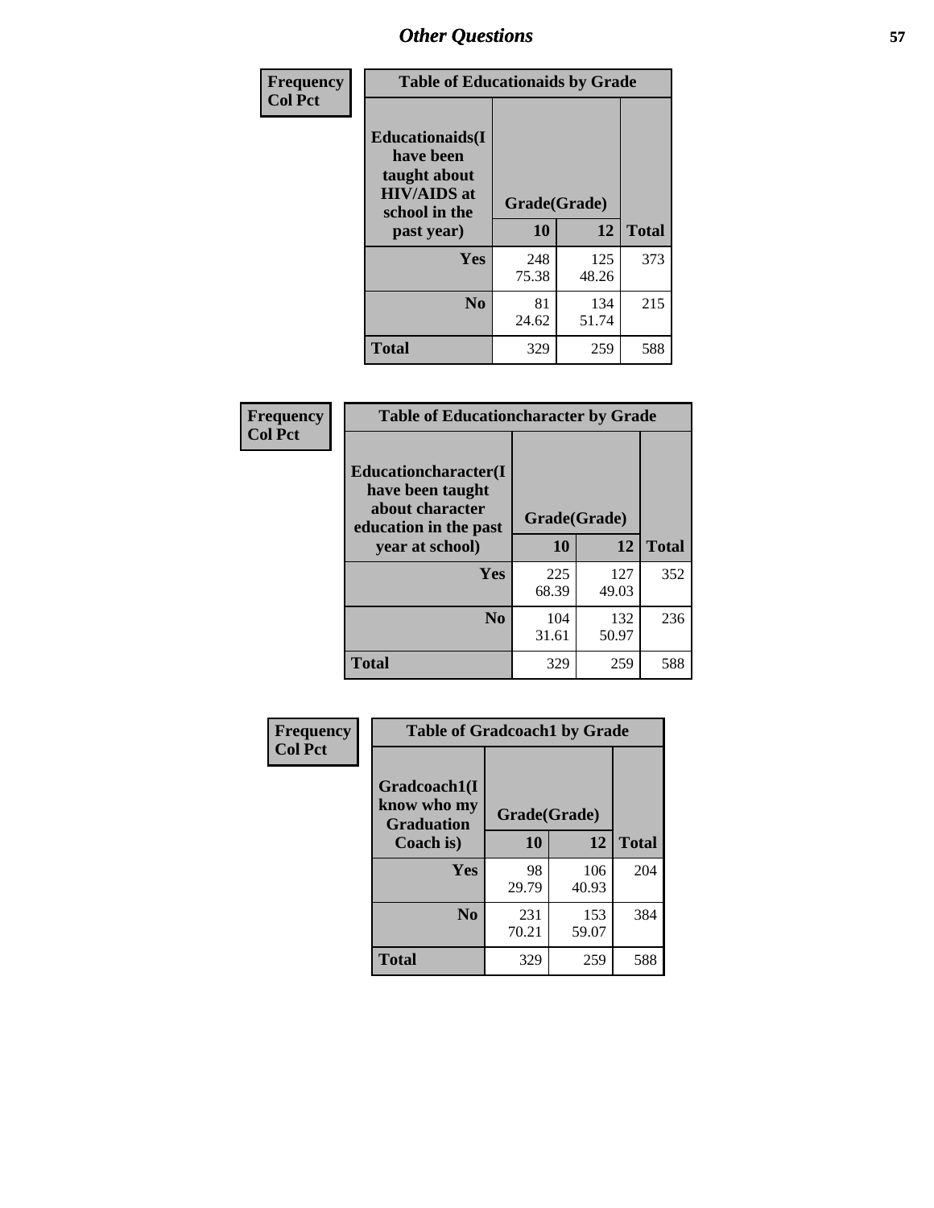# Other Questions

| Frequency<br>Col Pct | Table of Educationaids by Grade | | |
|---|---|---|---|
| Educationaids(I have been taught about HIV/AIDS at school in the past year) | Grade(Grade) | | |
| | 10 | 12 | Total |
| Yes | 248<br>75.38 | 125<br>48.26 | 373 |
| No | 81<br>24.62 | 134<br>51.74 | 215 |
| Total | 329 | 259 | 588 |

| Frequency<br>Col Pct | Table of Educationcharacter by Grade | | |
|---|---|---|---|
| Educationcharacter(I have been taught about character education in the past year at school) | Grade(Grade) | | |
| | 10 | 12 | Total |
| Yes | 225<br>68.39 | 127<br>49.03 | 352 |
| No | 104<br>31.61 | 132<br>50.97 | 236 |
| Total | 329 | 259 | 588 |

| Frequency<br>Col Pct | Table of Gradcoach1 by Grade | | |
|---|---|---|---|
| Gradcoach1(I know who my Graduation Coach is) | Grade(Grade) | | |
| | 10 | 12 | Total |
| Yes | 98<br>29.79 | 106<br>40.93 | 204 |
| No | 231<br>70.21 | 153<br>59.07 | 384 |
| Total | 329 | 259 | 588 |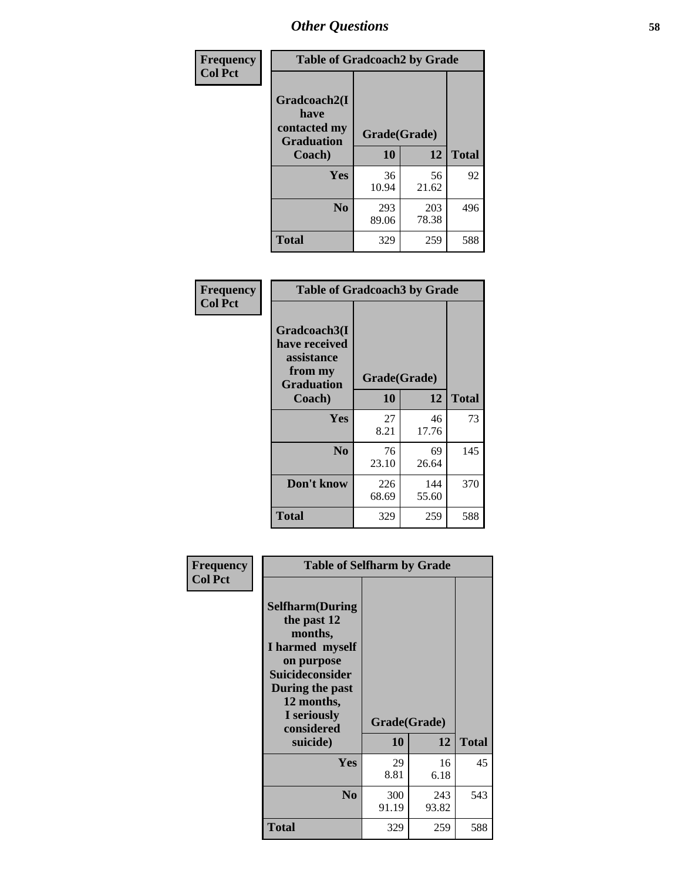# Other Questions

Frequency
Col Pct

**Table of Gradcoach2 by Grade**

| Gradcoach2(I have contacted my Graduation Coach) | Grade(Grade) 10 | 12 | Total |
|---|---|---|---|
| Yes | 36<br>10.94 | 56<br>21.62 | 92 |
| No | 293<br>89.06 | 203<br>78.38 | 496 |
| Total | 329 | 259 | 588 |

Frequency
Col Pct

**Table of Gradcoach3 by Grade**

| Gradcoach3(I have received assistance from my Graduation Coach) | Grade(Grade) 10 | 12 | Total |
|---|---|---|---|
| Yes | 27<br>8.21 | 46<br>17.76 | 73 |
| No | 76<br>23.10 | 69<br>26.64 | 145 |
| Don't know | 226<br>68.69 | 144<br>55.60 | 370 |
| Total | 329 | 259 | 588 |

Frequency
Col Pct

**Table of Selfharm by Grade**

| Selfharm(During the past 12 months, I harmed myself on purpose Suicideconsider During the past 12 months, I seriously considered suicide) | Grade(Grade) 10 | 12 | Total |
|---|---|---|---|
| Yes | 29<br>8.81 | 16<br>6.18 | 45 |
| No | 300<br>91.19 | 243<br>93.82 | 543 |
| Total | 329 | 259 | 588 |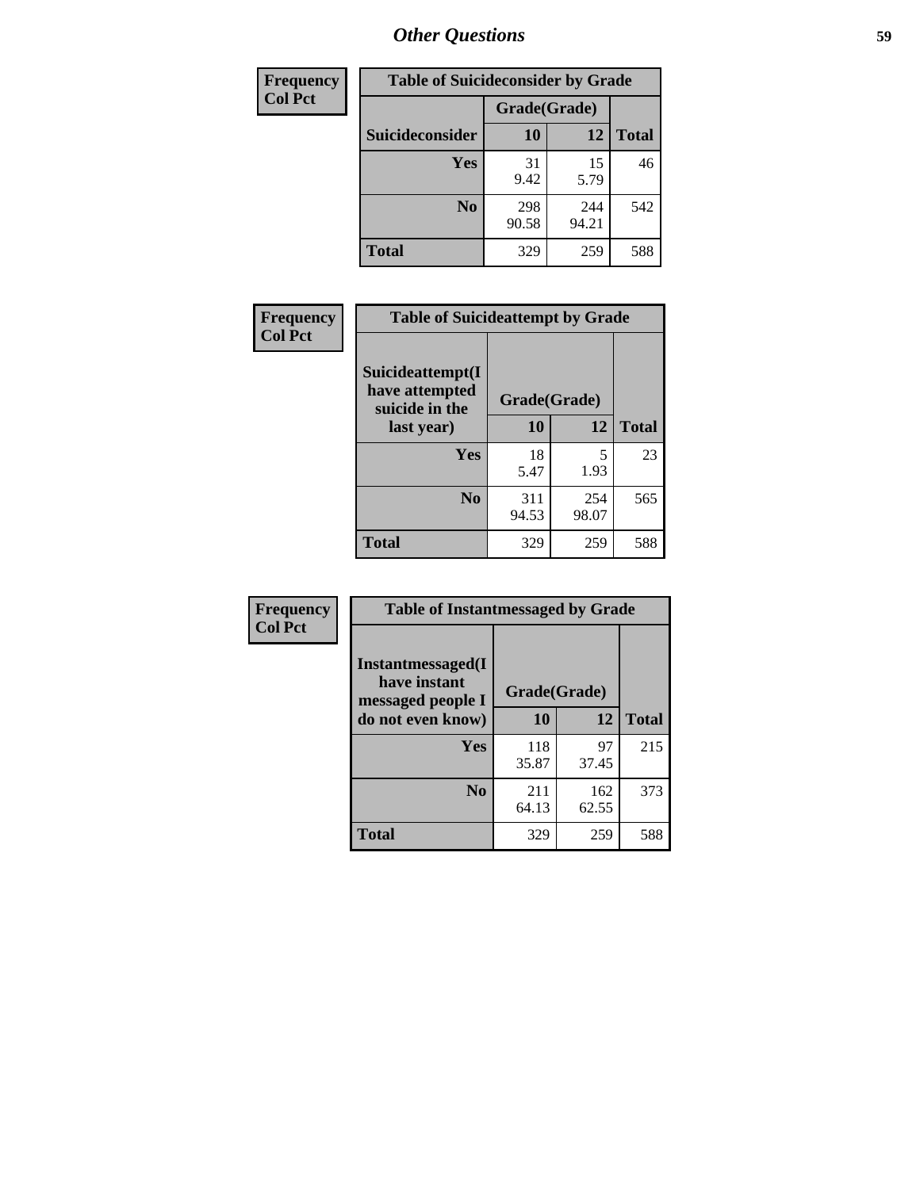## Other Questions

| Frequency Col Pct | Table of Suicideconsider by Grade | | |
|---|---|---|---|
| | Grade(Grade) | | |
| Suicideconsider | 10 | 12 | Total |
| Yes | 31<br>9.42 | 15<br>5.79 | 46 |
| No | 298<br>90.58 | 244<br>94.21 | 542 |
| Total | 329 | 259 | 588 |

| Frequency Col Pct | Table of Suicideattempt by Grade | | |
|---|---|---|---|
| Suicideattempt(I have attempted suicide in the last year) | Grade(Grade) | | |
| | 10 | 12 | Total |
| Yes | 18<br>5.47 | 5<br>1.93 | 23 |
| No | 311<br>94.53 | 254<br>98.07 | 565 |
| Total | 329 | 259 | 588 |

| Frequency Col Pct | Table of Instantmessaged by Grade | | |
|---|---|---|---|
| Instantmessaged(I have instant messaged people I do not even know) | Grade(Grade) | | |
| | 10 | 12 | Total |
| Yes | 118<br>35.87 | 97<br>37.45 | 215 |
| No | 211<br>64.13 | 162<br>62.55 | 373 |
| Total | 329 | 259 | 588 |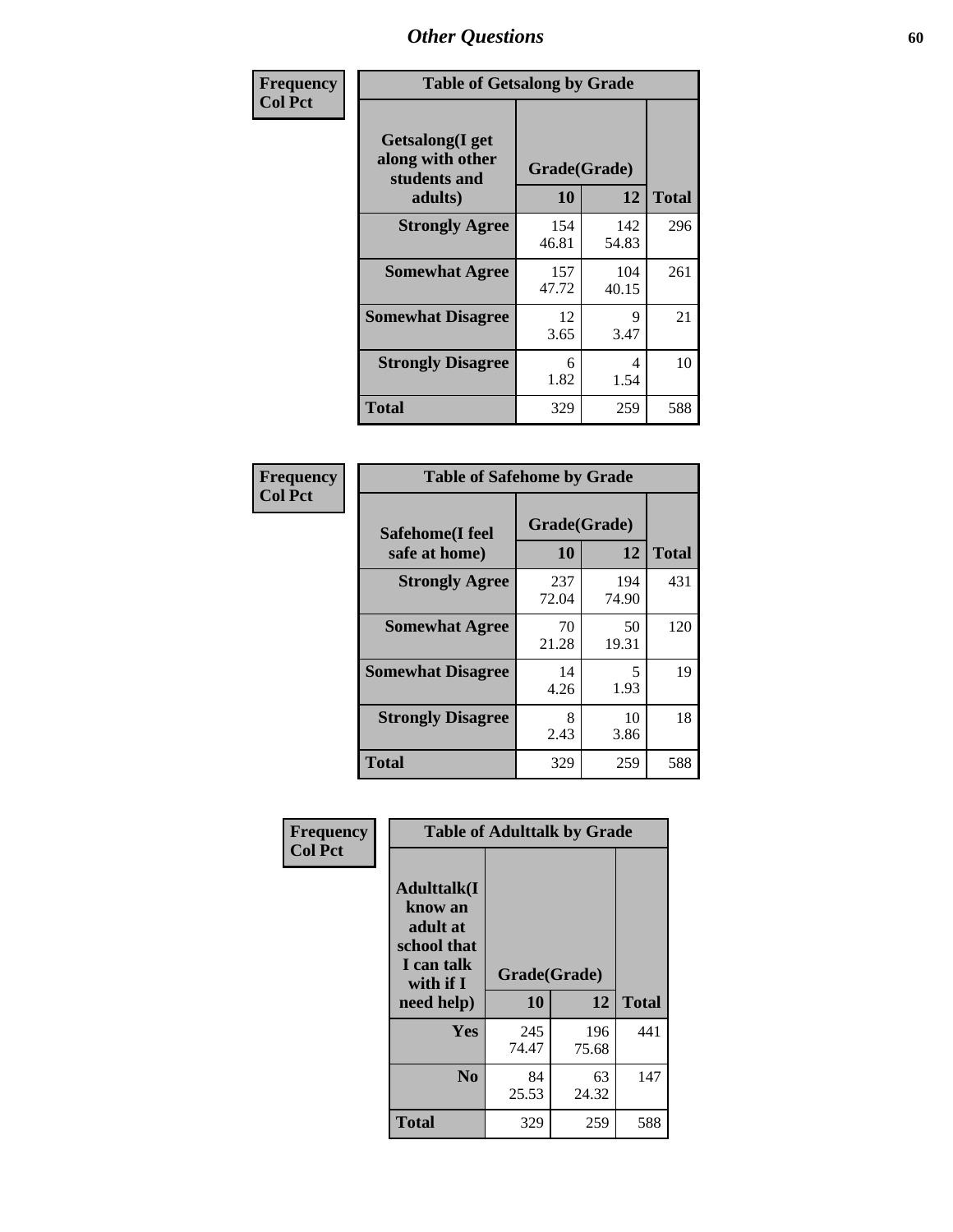| Frequency<br>Col Pct | Table of Getsalong by Grade | | |
|---|---|---|---|
| Getsalong(I get along with other students and adults) | Grade(Grade) | | |
| | 10 | 12 | Total |
| Strongly Agree | 154<br>46.81 | 142<br>54.83 | 296 |
| Somewhat Agree | 157<br>47.72 | 104<br>40.15 | 261 |
| Somewhat Disagree | 12<br>3.65 | 9<br>3.47 | 21 |
| Strongly Disagree | 6<br>1.82 | 4<br>1.54 | 10 |
| Total | 329 | 259 | 588 |

| Frequency<br>Col Pct | Table of Safehome by Grade | | |
|---|---|---|---|
| Safehome(I feel safe at home) | Grade(Grade) | | |
| | 10 | 12 | Total |
| Strongly Agree | 237<br>72.04 | 194<br>74.90 | 431 |
| Somewhat Agree | 70<br>21.28 | 50<br>19.31 | 120 |
| Somewhat Disagree | 14<br>4.26 | 5<br>1.93 | 19 |
| Strongly Disagree | 8<br>2.43 | 10<br>3.86 | 18 |
| Total | 329 | 259 | 588 |

| Frequency<br>Col Pct | Table of Adulttalk by Grade | | |
|---|---|---|---|
| Adulttalk(I know an adult at school that I can talk with if I need help) | Grade(Grade) | | |
| | 10 | 12 | Total |
| Yes | 245<br>74.47 | 196<br>75.68 | 441 |
| No | 84<br>25.53 | 63<br>24.32 | 147 |
| Total | 329 | 259 | 588 |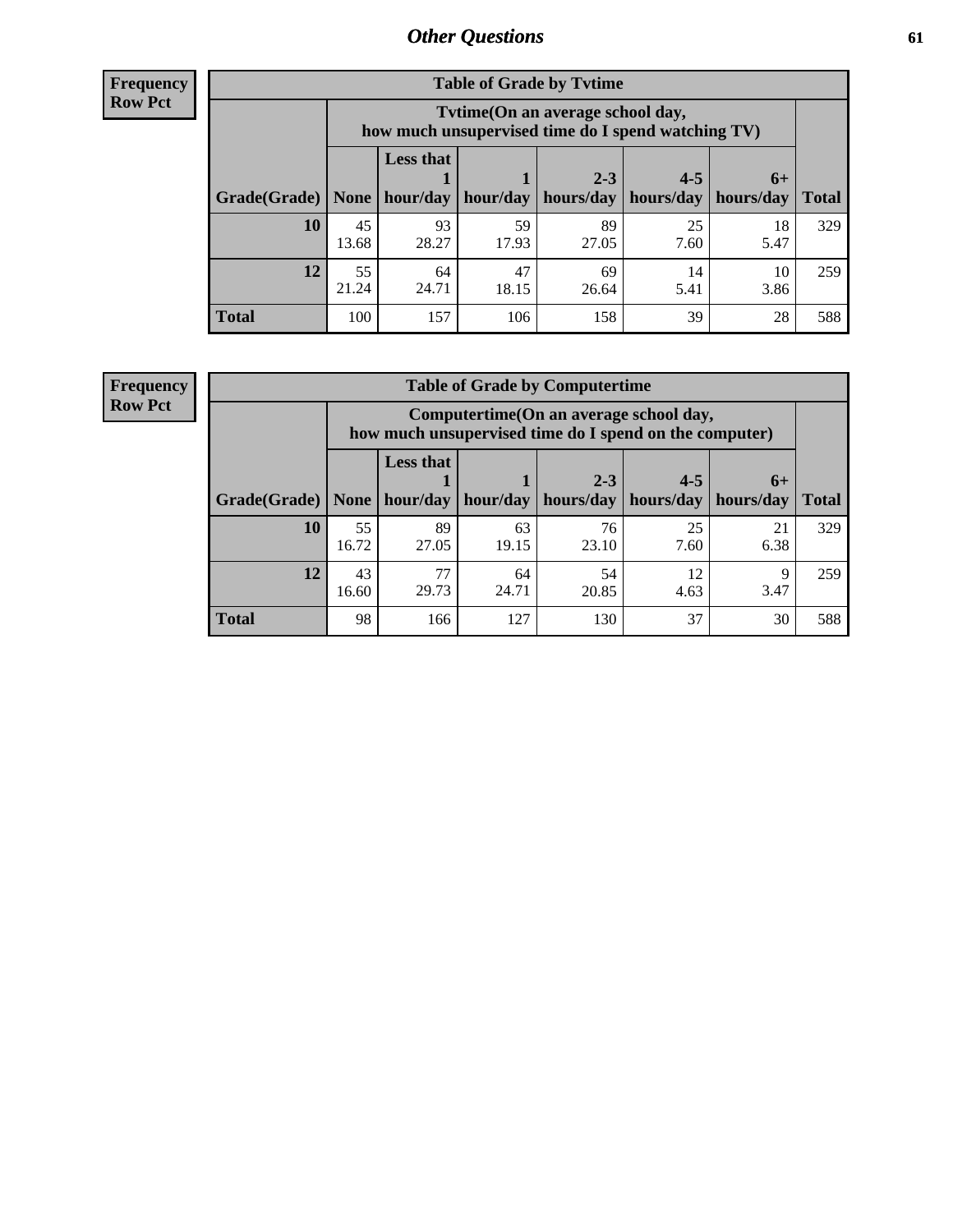## Other Questions

**Frequency Row Pct**

**Table of Grade by Tvtime**

| Grade(Grade) | Tvtime(On an average school day, how much unsupervised time do I spend watching TV) | | | | | | Total |
|---|---|---|---|---|---|---|---|
| | None | Less that 1 hour/day | 1 hour/day | 2-3 hours/day | 4-5 hours/day | 6+ hours/day | |
| **10** | 45<br>13.68 | 93<br>28.27 | 59<br>17.93 | 89<br>27.05 | 25<br>7.60 | 18<br>5.47 | 329 |
| **12** | 55<br>21.24 | 64<br>24.71 | 47<br>18.15 | 69<br>26.64 | 14<br>5.41 | 10<br>3.86 | 259 |
| **Total** | 100 | 157 | 106 | 158 | 39 | 28 | 588 |

**Frequency Row Pct**

**Table of Grade by Computertime**

| Grade(Grade) | Computertime(On an average school day, how much unsupervised time do I spend on the computer) | | | | | | Total |
|---|---|---|---|---|---|---|---|
| | None | Less that 1 hour/day | 1 hour/day | 2-3 hours/day | 4-5 hours/day | 6+ hours/day | |
| **10** | 55<br>16.72 | 89<br>27.05 | 63<br>19.15 | 76<br>23.10 | 25<br>7.60 | 21<br>6.38 | 329 |
| **12** | 43<br>16.60 | 77<br>29.73 | 64<br>24.71 | 54<br>20.85 | 12<br>4.63 | 9<br>3.47 | 259 |
| **Total** | 98 | 166 | 127 | 130 | 37 | 30 | 588 |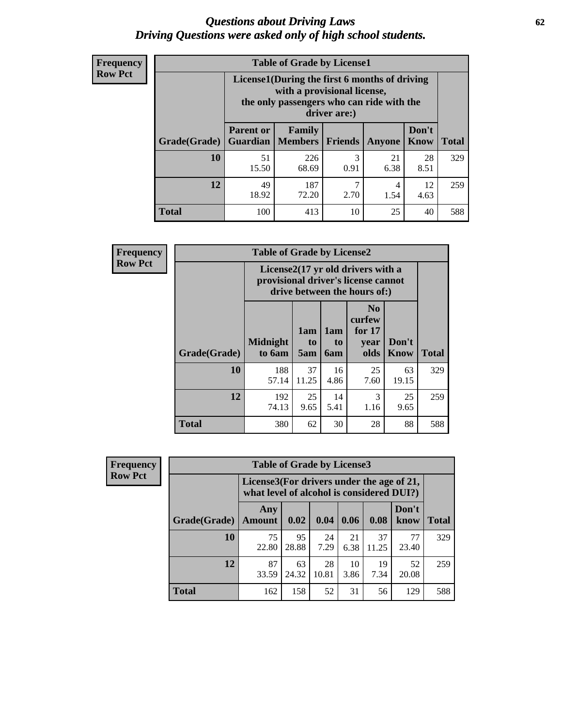# *Questions about Driving Laws*
## *Driving Questions were asked only of high school students.*

**Frequency**
**Row Pct**

**Table of Grade by License1**

| Grade(Grade) | License1(During the first 6 months of driving with a provisional license, the only passengers who can ride with the driver are:) | | | | | Total |
|---|---|---|---|---|---|---|
| | Parent or Guardian | Family Members | Friends | Anyone | Don't Know | |
| 10 | 51<br>15.50 | 226<br>68.69 | 3<br>0.91 | 21<br>6.38 | 28<br>8.51 | 329 |
| 12 | 49<br>18.92 | 187<br>72.20 | 7<br>2.70 | 4<br>1.54 | 12<br>4.63 | 259 |
| Total | 100 | 413 | 10 | 25 | 40 | 588 |

**Frequency**
**Row Pct**

**Table of Grade by License2**

| Grade(Grade) | License2(17 yr old drivers with a provisional driver's license cannot drive between the hours of:) | | | | | Total |
|---|---|---|---|---|---|---|
| | Midnight to 6am | 1am to 5am | 1am to 6am | No curfew for 17 year olds | Don't Know | |
| 10 | 188<br>57.14 | 37<br>11.25 | 16<br>4.86 | 25<br>7.60 | 63<br>19.15 | 329 |
| 12 | 192<br>74.13 | 25<br>9.65 | 14<br>5.41 | 3<br>1.16 | 25<br>9.65 | 259 |
| Total | 380 | 62 | 30 | 28 | 88 | 588 |

**Frequency**
**Row Pct**

**Table of Grade by License3**

| Grade(Grade) | License3(For drivers under the age of 21, what level of alcohol is considered DUI?) | | | | | | Total |
|---|---|---|---|---|---|---|---|
| | Any Amount | 0.02 | 0.04 | 0.06 | 0.08 | Don't know | |
| 10 | 75<br>22.80 | 95<br>28.88 | 24<br>7.29 | 21<br>6.38 | 37<br>11.25 | 77<br>23.40 | 329 |
| 12 | 87<br>33.59 | 63<br>24.32 | 28<br>10.81 | 10<br>3.86 | 19<br>7.34 | 52<br>20.08 | 259 |
| Total | 162 | 158 | 52 | 31 | 56 | 129 | 588 |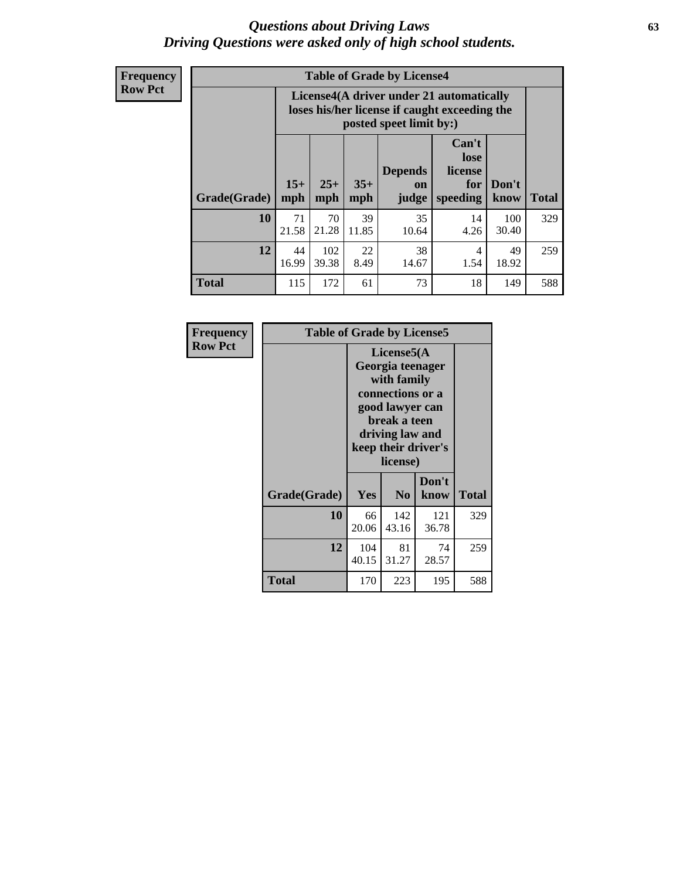# *Questions about Driving Laws*
## *Driving Questions were asked only of high school students.*

**Frequency**
**Row Pct**

**Table of Grade by License4**

| Grade(Grade) | License4(A driver under 21 automatically loses his/her license if caught exceeding the posted speet limit by:) | | | | | | Total |
|---|---|---|---|---|---|---|---|
| | 15+ mph | 25+ mph | 35+ mph | Depends on judge | Can't lose license for speeding | Don't know | |
| **10** | 71<br>21.58 | 70<br>21.28 | 39<br>11.85 | 35<br>10.64 | 14<br>4.26 | 100<br>30.40 | 329 |
| **12** | 44<br>16.99 | 102<br>39.38 | 22<br>8.49 | 38<br>14.67 | 4<br>1.54 | 49<br>18.92 | 259 |
| **Total** | 115 | 172 | 61 | 73 | 18 | 149 | 588 |

**Frequency**
**Row Pct**

**Table of Grade by License5**

| Grade(Grade) | License5(A Georgia teenager with family connections or a good lawyer can break a teen driving law and keep their driver's license) | | | Total |
|---|---|---|---|---|
| | Yes | No | Don't know | |
| **10** | 66<br>20.06 | 142<br>43.16 | 121<br>36.78 | 329 |
| **12** | 104<br>40.15 | 81<br>31.27 | 74<br>28.57 | 259 |
| **Total** | 170 | 223 | 195 | 588 |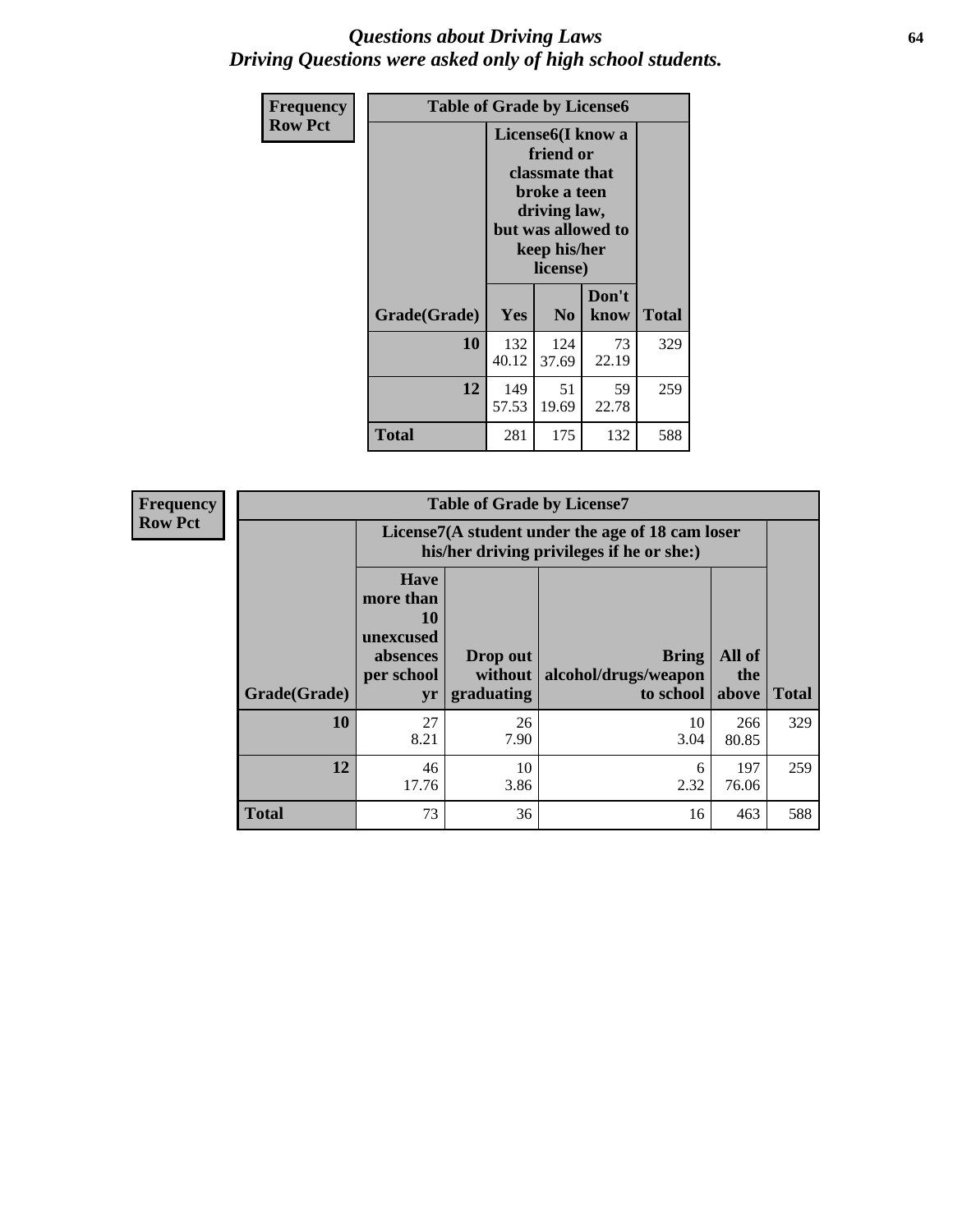# *Questions about Driving Laws*
## *Driving Questions were asked only of high school students.*

**Frequency**
**Row Pct**

| Table of Grade by License6 | | | | |
|---|---|---|---|---|
| | License6(I know a friend or classmate that broke a teen driving law, but was allowed to keep his/her license) | | | |
| Grade(Grade) | Yes | No | Don't know | Total |
| 10 | 132<br>40.12 | 124<br>37.69 | 73<br>22.19 | 329 |
| 12 | 149<br>57.53 | 51<br>19.69 | 59<br>22.78 | 259 |
| Total | 281 | 175 | 132 | 588 |

**Frequency**
**Row Pct**

| Table of Grade by License7 | | | | | |
|---|---|---|---|---|---|
| | License7(A student under the age of 18 cam loser his/her driving privileges if he or she:) | | | | |
| Grade(Grade) | Have more than 10 unexcused absences per school yr | Drop out without graduating | Bring alcohol/drugs/weapon to school | All of the above | Total |
| 10 | 27<br>8.21 | 26<br>7.90 | 10<br>3.04 | 266<br>80.85 | 329 |
| 12 | 46<br>17.76 | 10<br>3.86 | 6<br>2.32 | 197<br>76.06 | 259 |
| Total | 73 | 36 | 16 | 463 | 588 |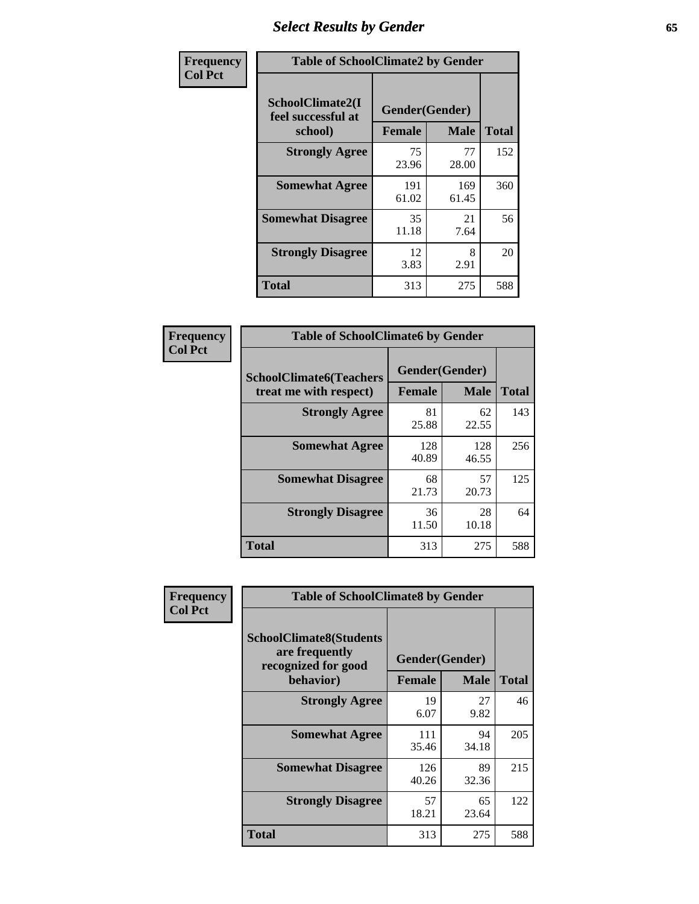# Select Results by Gender

**Frequency / Col Pct**

| Table of SchoolClimate2 by Gender | | | |
|---|---|---|---|
| SchoolClimate2(I feel successful at school) | Gender(Gender) | | |
| | Female | Male | Total |
| Strongly Agree | 75<br>23.96 | 77<br>28.00 | 152 |
| Somewhat Agree | 191<br>61.02 | 169<br>61.45 | 360 |
| Somewhat Disagree | 35<br>11.18 | 21<br>7.64 | 56 |
| Strongly Disagree | 12<br>3.83 | 8<br>2.91 | 20 |
| Total | 313 | 275 | 588 |

**Frequency / Col Pct**

| Table of SchoolClimate6 by Gender | | | |
|---|---|---|---|
| SchoolClimate6(Teachers treat me with respect) | Gender(Gender) | | |
| | Female | Male | Total |
| Strongly Agree | 81<br>25.88 | 62<br>22.55 | 143 |
| Somewhat Agree | 128<br>40.89 | 128<br>46.55 | 256 |
| Somewhat Disagree | 68<br>21.73 | 57<br>20.73 | 125 |
| Strongly Disagree | 36<br>11.50 | 28<br>10.18 | 64 |
| Total | 313 | 275 | 588 |

**Frequency / Col Pct**

| Table of SchoolClimate8 by Gender | | | |
|---|---|---|---|
| SchoolClimate8(Students are frequently recognized for good behavior) | Gender(Gender) | | |
| | Female | Male | Total |
| Strongly Agree | 19<br>6.07 | 27<br>9.82 | 46 |
| Somewhat Agree | 111<br>35.46 | 94<br>34.18 | 205 |
| Somewhat Disagree | 126<br>40.26 | 89<br>32.36 | 215 |
| Strongly Disagree | 57<br>18.21 | 65<br>23.64 | 122 |
| Total | 313 | 275 | 588 |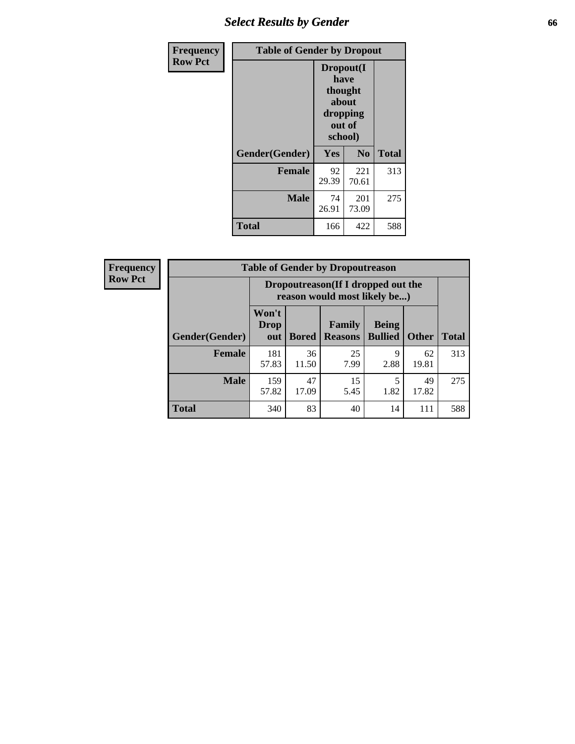# Select Results by Gender

| Frequency<br>Row Pct | Table of Gender by Dropout | | |
|---|---|---|---|
| Gender(Gender) | Dropout(I have thought about dropping out of school) | | Total |
| | Yes | No | |
| Female | 92<br>29.39 | 221<br>70.61 | 313 |
| Male | 74<br>26.91 | 201<br>73.09 | 275 |
| Total | 166 | 422 | 588 |

| Frequency<br>Row Pct | Table of Gender by Dropoutreason | | | | | |
|---|---|---|---|---|---|---|
| Gender(Gender) | Dropoutreason(If I dropped out the reason would most likely be...) | | | | | Total |
| | Won't Drop out | Bored | Family Reasons | Being Bullied | Other | |
| Female | 181<br>57.83 | 36<br>11.50 | 25<br>7.99 | 9<br>2.88 | 62<br>19.81 | 313 |
| Male | 159<br>57.82 | 47<br>17.09 | 15<br>5.45 | 5<br>1.82 | 49<br>17.82 | 275 |
| Total | 340 | 83 | 40 | 14 | 111 | 588 |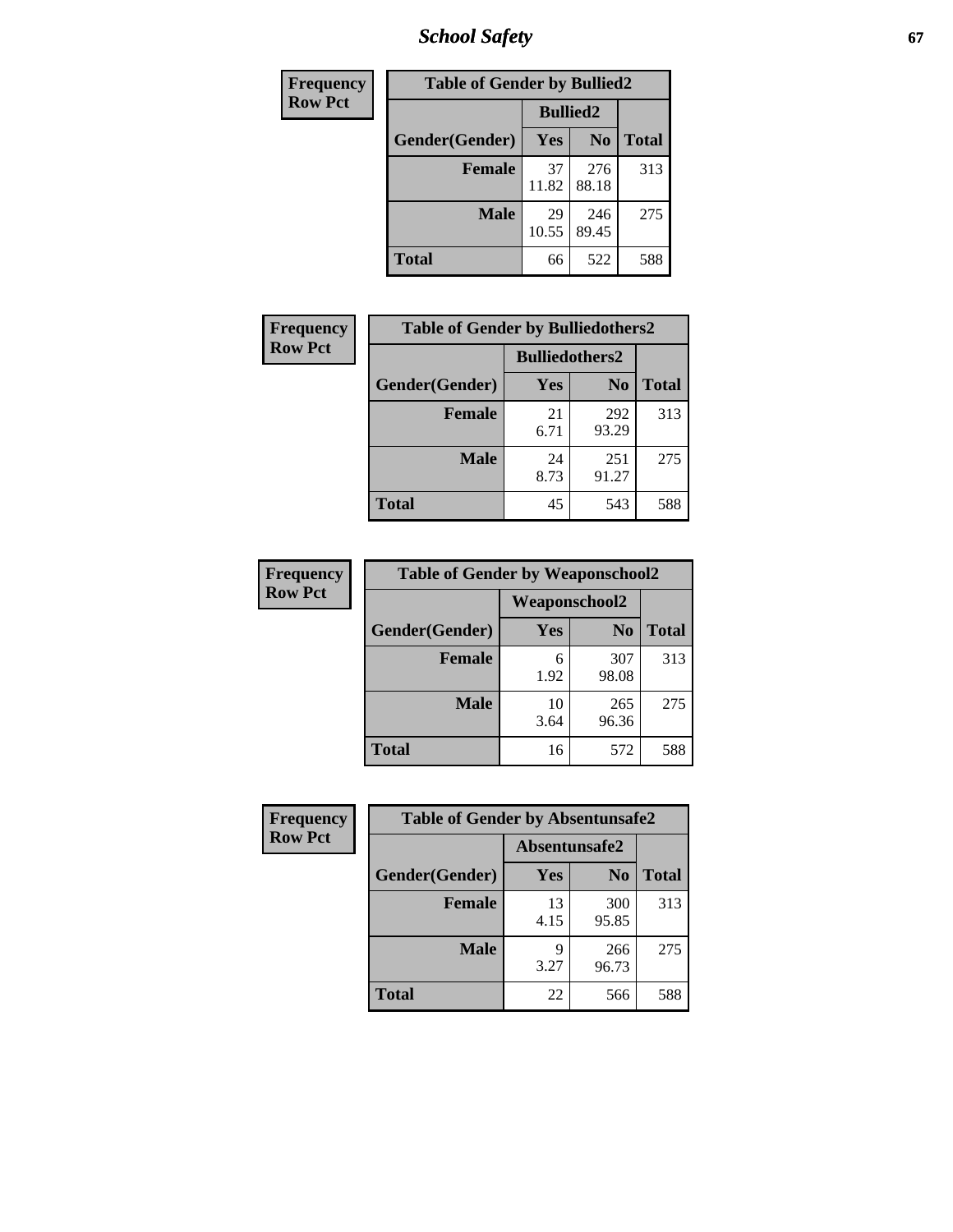# School Safety

| Frequency Row Pct |
|---|

**Table of Gender by Bullied2**

| Gender(Gender) | Bullied2 Yes | Bullied2 No | Total |
|---|---|---|---|
| **Female** | 37<br>11.82 | 276<br>88.18 | 313 |
| **Male** | 29<br>10.55 | 246<br>89.45 | 275 |
| **Total** | 66 | 522 | 588 |

| Frequency Row Pct |
|---|

**Table of Gender by Bulliedothers2**

| Gender(Gender) | Bulliedothers2 Yes | Bulliedothers2 No | Total |
|---|---|---|---|
| **Female** | 21<br>6.71 | 292<br>93.29 | 313 |
| **Male** | 24<br>8.73 | 251<br>91.27 | 275 |
| **Total** | 45 | 543 | 588 |

| Frequency Row Pct |
|---|

**Table of Gender by Weaponschool2**

| Gender(Gender) | Weaponschool2 Yes | Weaponschool2 No | Total |
|---|---|---|---|
| **Female** | 6<br>1.92 | 307<br>98.08 | 313 |
| **Male** | 10<br>3.64 | 265<br>96.36 | 275 |
| **Total** | 16 | 572 | 588 |

| Frequency Row Pct |
|---|

**Table of Gender by Absentunsafe2**

| Gender(Gender) | Absentunsafe2 Yes | Absentunsafe2 No | Total |
|---|---|---|---|
| **Female** | 13<br>4.15 | 300<br>95.85 | 313 |
| **Male** | 9<br>3.27 | 266<br>96.73 | 275 |
| **Total** | 22 | 566 | 588 |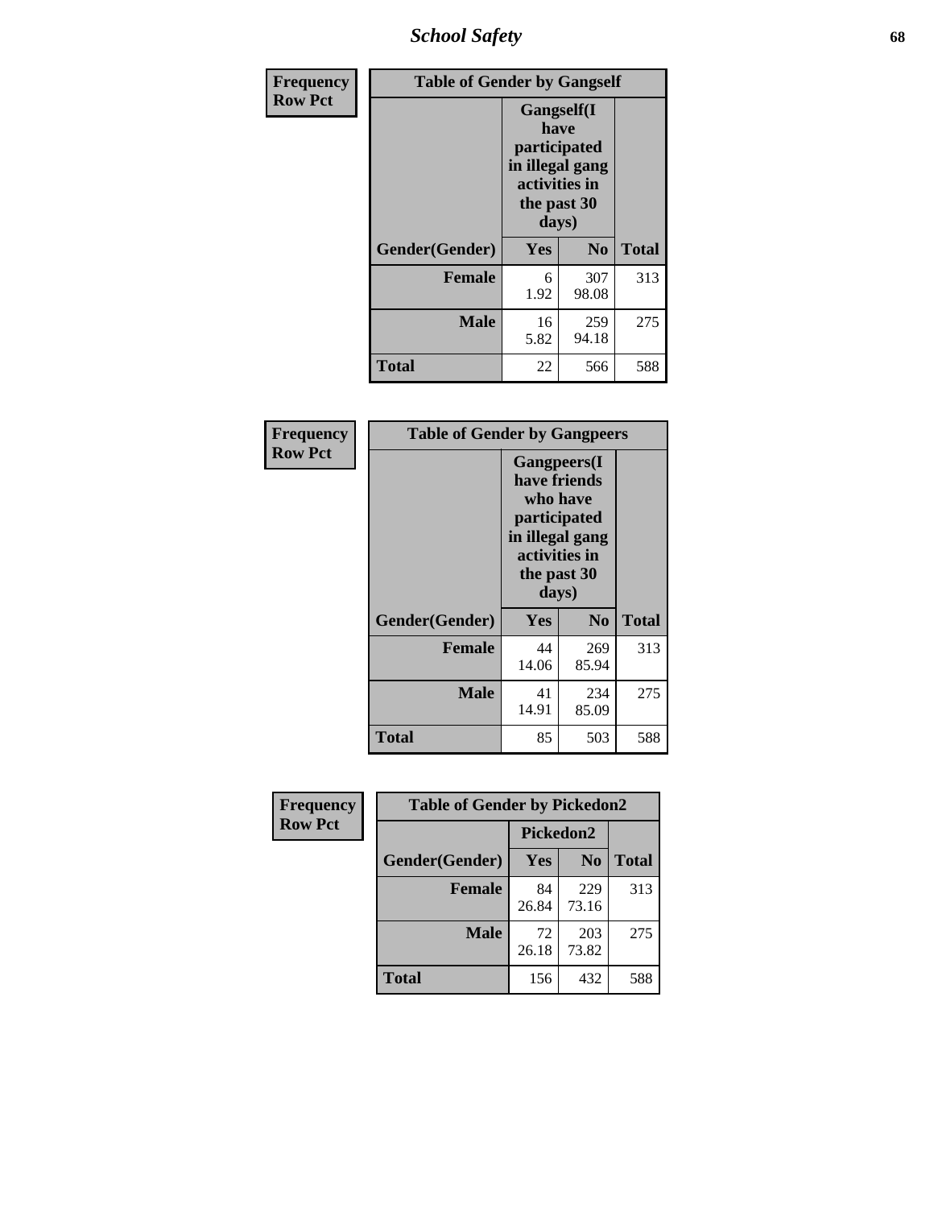# School Safety

| Frequency Row Pct | Table of Gender by Gangself | | |
|---|---|---|---|
| | Gangself(I have participated in illegal gang activities in the past 30 days) | | |
| Gender(Gender) | Yes | No | Total |
| Female | 6<br>1.92 | 307<br>98.08 | 313 |
| Male | 16<br>5.82 | 259<br>94.18 | 275 |
| Total | 22 | 566 | 588 |

| Frequency Row Pct | Table of Gender by Gangpeers | | |
|---|---|---|---|
| | Gangpeers(I have friends who have participated in illegal gang activities in the past 30 days) | | |
| Gender(Gender) | Yes | No | Total |
| Female | 44<br>14.06 | 269<br>85.94 | 313 |
| Male | 41<br>14.91 | 234<br>85.09 | 275 |
| Total | 85 | 503 | 588 |

| Frequency Row Pct | Table of Gender by Pickedon2 | | |
|---|---|---|---|
| | Pickedon2 | | |
| Gender(Gender) | Yes | No | Total |
| Female | 84<br>26.84 | 229<br>73.16 | 313 |
| Male | 72<br>26.18 | 203<br>73.82 | 275 |
| Total | 156 | 432 | 588 |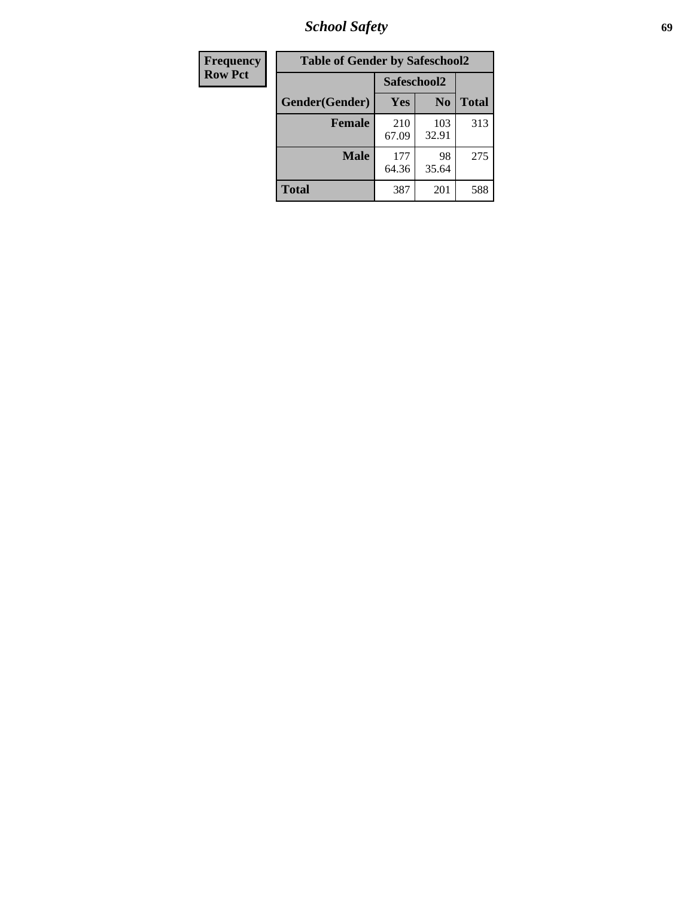| Frequency Row Pct | Table of Gender by Safeschool2 | | |
|---|---|---|---|
| | Safeschool2 | | |
| Gender(Gender) | Yes | No | Total |
| Female | 210 67.09 | 103 32.91 | 313 |
| Male | 177 64.36 | 98 35.64 | 275 |
| Total | 387 | 201 | 588 |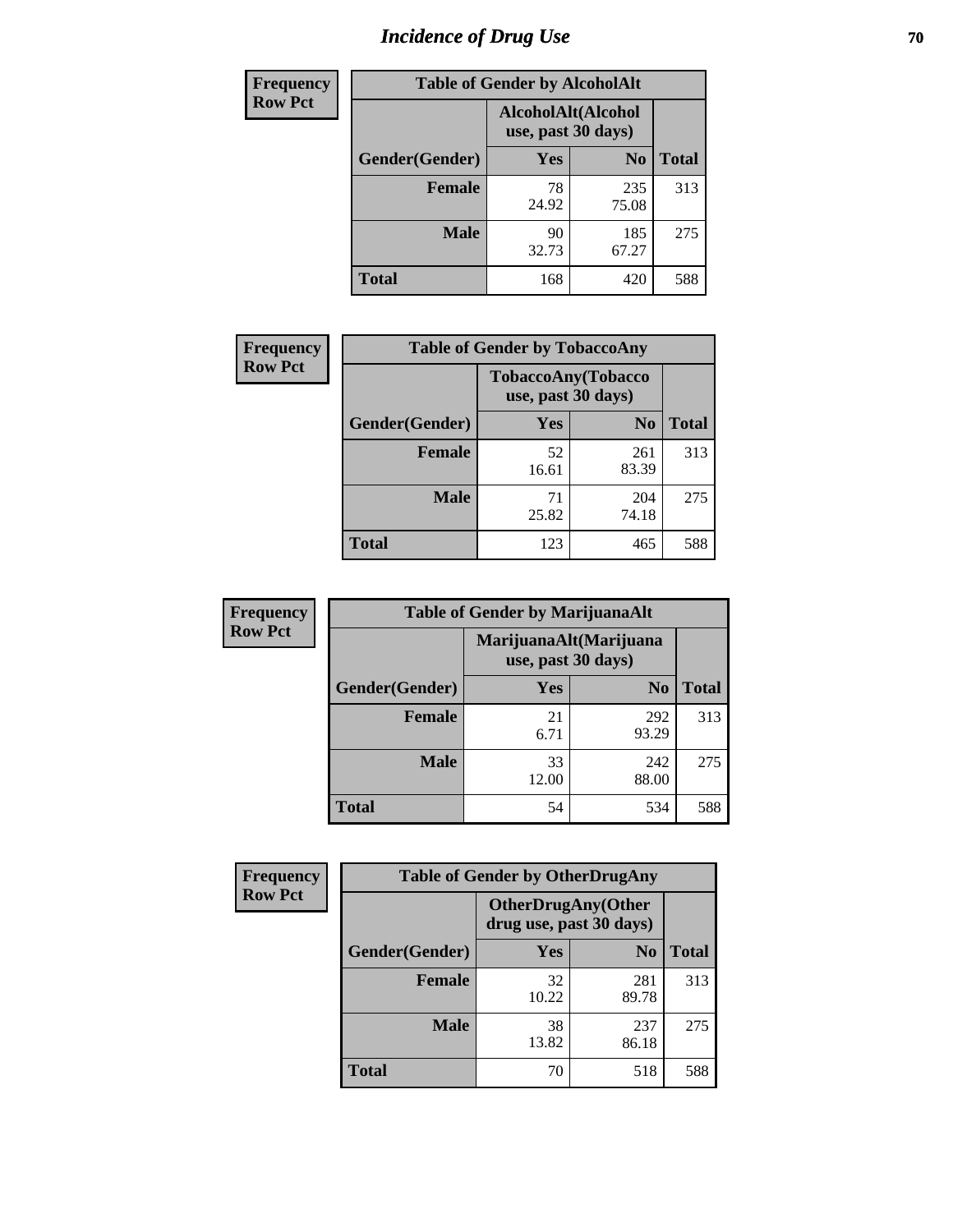# Incidence of Drug Use

**Frequency**
**Row Pct**

| Table of Gender by AlcoholAlt | | | |
|---|---|---|---|
| | AlcoholAlt(Alcohol use, past 30 days) | | |
| Gender(Gender) | Yes | No | Total |
| Female | 78<br>24.92 | 235<br>75.08 | 313 |
| Male | 90<br>32.73 | 185<br>67.27 | 275 |
| Total | 168 | 420 | 588 |

**Frequency**
**Row Pct**

| Table of Gender by TobaccoAny | | | |
|---|---|---|---|
| | TobaccoAny(Tobacco use, past 30 days) | | |
| Gender(Gender) | Yes | No | Total |
| Female | 52<br>16.61 | 261<br>83.39 | 313 |
| Male | 71<br>25.82 | 204<br>74.18 | 275 |
| Total | 123 | 465 | 588 |

**Frequency**
**Row Pct**

| Table of Gender by MarijuanaAlt | | | |
|---|---|---|---|
| | MarijuanaAlt(Marijuana use, past 30 days) | | |
| Gender(Gender) | Yes | No | Total |
| Female | 21<br>6.71 | 292<br>93.29 | 313 |
| Male | 33<br>12.00 | 242<br>88.00 | 275 |
| Total | 54 | 534 | 588 |

**Frequency**
**Row Pct**

| Table of Gender by OtherDrugAny | | | |
|---|---|---|---|
| | OtherDrugAny(Other drug use, past 30 days) | | |
| Gender(Gender) | Yes | No | Total |
| Female | 32<br>10.22 | 281<br>89.78 | 313 |
| Male | 38<br>13.82 | 237<br>86.18 | 275 |
| Total | 70 | 518 | 588 |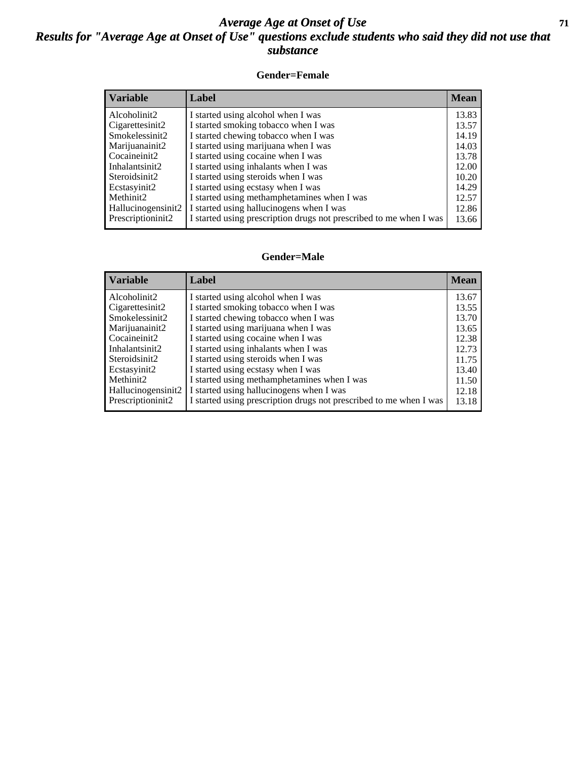# Average Age at Onset of Use

## Results for "Average Age at Onset of Use" questions exclude students who said they did not use that substance

### Gender=Female

| Variable | Label | Mean |
|---|---|---|
| Alcoholinit2 | I started using alcohol when I was | 13.83 |
| Cigarettesinit2 | I started smoking tobacco when I was | 13.57 |
| Smokelessinit2 | I started chewing tobacco when I was | 14.19 |
| Marijuanainit2 | I started using marijuana when I was | 14.03 |
| Cocaineinit2 | I started using cocaine when I was | 13.78 |
| Inhalantsinit2 | I started using inhalants when I was | 12.00 |
| Steroidsinit2 | I started using steroids when I was | 10.20 |
| Ecstasyinit2 | I started using ecstasy when I was | 14.29 |
| Methinit2 | I started using methamphetamines when I was | 12.57 |
| Hallucinogensinit2 | I started using hallucinogens when I was | 12.86 |
| Prescriptioninit2 | I started using prescription drugs not prescribed to me when I was | 13.66 |

### Gender=Male

| Variable | Label | Mean |
|---|---|---|
| Alcoholinit2 | I started using alcohol when I was | 13.67 |
| Cigarettesinit2 | I started smoking tobacco when I was | 13.55 |
| Smokelessinit2 | I started chewing tobacco when I was | 13.70 |
| Marijuanainit2 | I started using marijuana when I was | 13.65 |
| Cocaineinit2 | I started using cocaine when I was | 12.38 |
| Inhalantsinit2 | I started using inhalants when I was | 12.73 |
| Steroidsinit2 | I started using steroids when I was | 11.75 |
| Ecstasyinit2 | I started using ecstasy when I was | 13.40 |
| Methinit2 | I started using methamphetamines when I was | 11.50 |
| Hallucinogensinit2 | I started using hallucinogens when I was | 12.18 |
| Prescriptioninit2 | I started using prescription drugs not prescribed to me when I was | 13.18 |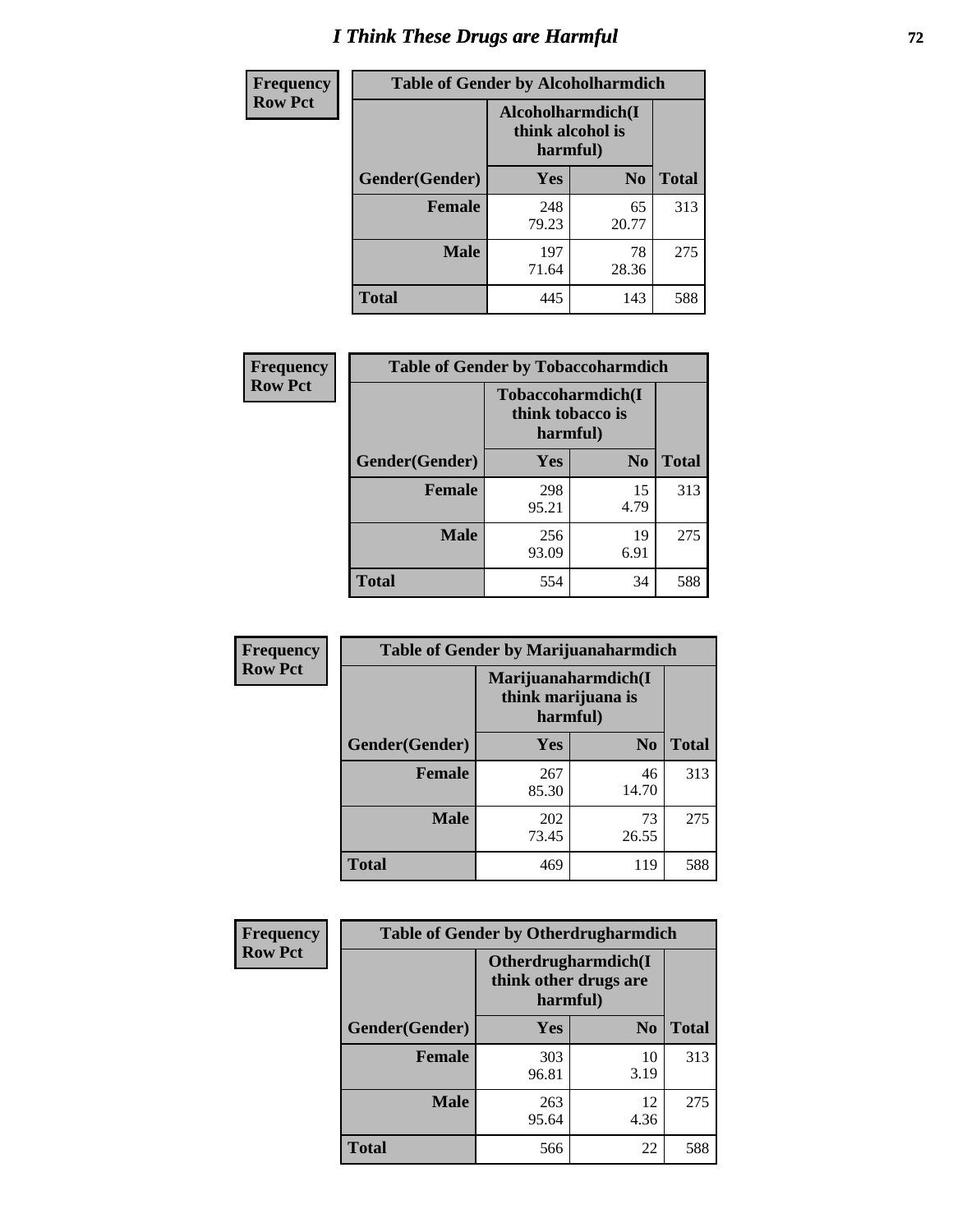# I Think These Drugs are Harmful

**Frequency**
**Row Pct**

| Table of Gender by Alcoholharmdich | | | |
|---|---|---|---|
| | Alcoholharmdich(I think alcohol is harmful) | | |
| Gender(Gender) | Yes | No | Total |
| Female | 248<br>79.23 | 65<br>20.77 | 313 |
| Male | 197<br>71.64 | 78<br>28.36 | 275 |
| Total | 445 | 143 | 588 |

**Frequency**
**Row Pct**

| Table of Gender by Tobaccoharmdich | | | |
|---|---|---|---|
| | Tobaccoharmdich(I think tobacco is harmful) | | |
| Gender(Gender) | Yes | No | Total |
| Female | 298<br>95.21 | 15<br>4.79 | 313 |
| Male | 256<br>93.09 | 19<br>6.91 | 275 |
| Total | 554 | 34 | 588 |

**Frequency**
**Row Pct**

| Table of Gender by Marijuanaharmdich | | | |
|---|---|---|---|
| | Marijuanaharmdich(I think marijuana is harmful) | | |
| Gender(Gender) | Yes | No | Total |
| Female | 267<br>85.30 | 46<br>14.70 | 313 |
| Male | 202<br>73.45 | 73<br>26.55 | 275 |
| Total | 469 | 119 | 588 |

**Frequency**
**Row Pct**

| Table of Gender by Otherdrugharmdich | | | |
|---|---|---|---|
| | Otherdrugharmdich(I think other drugs are harmful) | | |
| Gender(Gender) | Yes | No | Total |
| Female | 303<br>96.81 | 10<br>3.19 | 313 |
| Male | 263<br>95.64 | 12<br>4.36 | 275 |
| Total | 566 | 22 | 588 |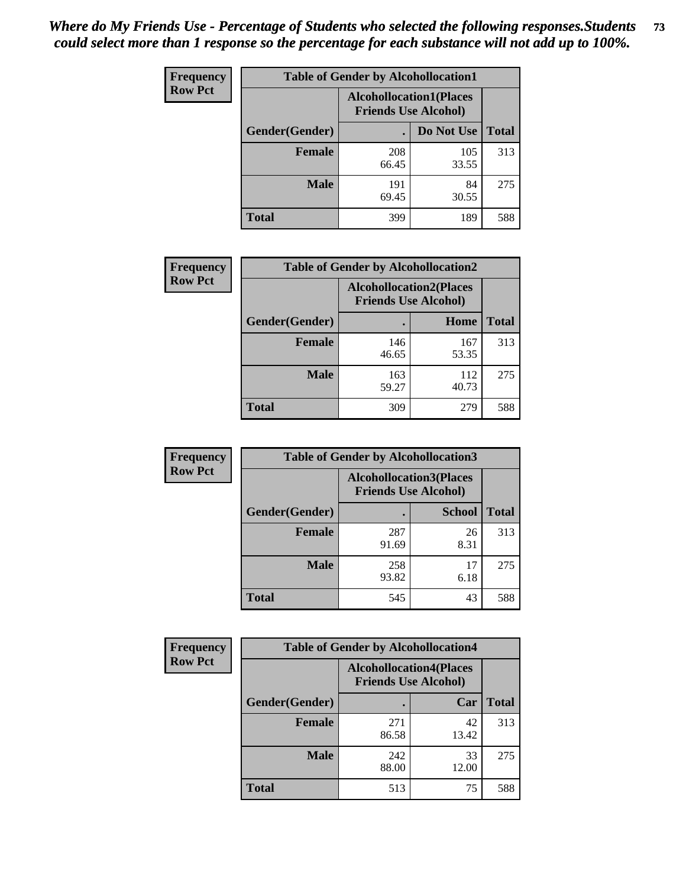*Where do My Friends Use - Percentage of Students who selected the following responses.Students could select more than 1 response so the percentage for each substance will not add up to 100%.*

**Frequency**
**Row Pct**

| Table of Gender by Alcohollocation1 | | | |
|---|---|---|---|
| | Alcohollocation1(Places Friends Use Alcohol) | | |
| Gender(Gender) | . | Do Not Use | Total |
| Female | 208<br>66.45 | 105<br>33.55 | 313 |
| Male | 191<br>69.45 | 84<br>30.55 | 275 |
| Total | 399 | 189 | 588 |

**Frequency**
**Row Pct**

| Table of Gender by Alcohollocation2 | | | |
|---|---|---|---|
| | Alcohollocation2(Places Friends Use Alcohol) | | |
| Gender(Gender) | . | Home | Total |
| Female | 146<br>46.65 | 167<br>53.35 | 313 |
| Male | 163<br>59.27 | 112<br>40.73 | 275 |
| Total | 309 | 279 | 588 |

**Frequency**
**Row Pct**

| Table of Gender by Alcohollocation3 | | | |
|---|---|---|---|
| | Alcohollocation3(Places Friends Use Alcohol) | | |
| Gender(Gender) | . | School | Total |
| Female | 287<br>91.69 | 26<br>8.31 | 313 |
| Male | 258<br>93.82 | 17<br>6.18 | 275 |
| Total | 545 | 43 | 588 |

**Frequency**
**Row Pct**

| Table of Gender by Alcohollocation4 | | | |
|---|---|---|---|
| | Alcohollocation4(Places Friends Use Alcohol) | | |
| Gender(Gender) | . | Car | Total |
| Female | 271<br>86.58 | 42<br>13.42 | 313 |
| Male | 242<br>88.00 | 33<br>12.00 | 275 |
| Total | 513 | 75 | 588 |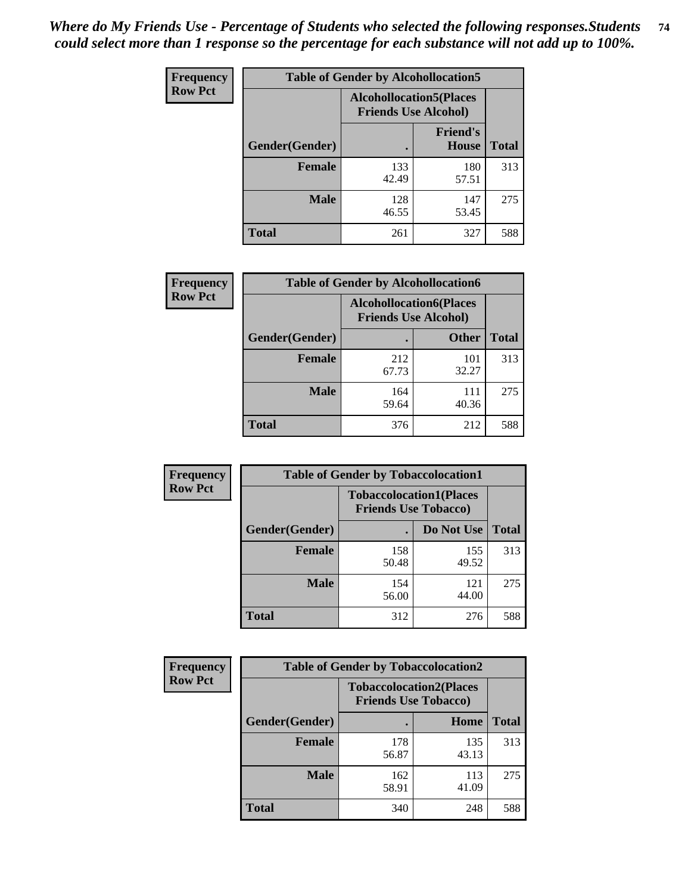*Where do My Friends Use - Percentage of Students who selected the following responses.Students could select more than 1 response so the percentage for each substance will not add up to 100%.*

**Frequency**
**Row Pct**

| Table of Gender by Alcohollocation5 | | | |
|---|---|---|---|
| | Alcohollocation5(Places Friends Use Alcohol) | | |
| Gender(Gender) | . | Friend's House | Total |
| **Female** | 133<br>42.49 | 180<br>57.51 | 313 |
| **Male** | 128<br>46.55 | 147<br>53.45 | 275 |
| **Total** | 261 | 327 | 588 |

**Frequency**
**Row Pct**

| Table of Gender by Alcohollocation6 | | | |
|---|---|---|---|
| | Alcohollocation6(Places Friends Use Alcohol) | | |
| Gender(Gender) | . | Other | Total |
| **Female** | 212<br>67.73 | 101<br>32.27 | 313 |
| **Male** | 164<br>59.64 | 111<br>40.36 | 275 |
| **Total** | 376 | 212 | 588 |

**Frequency**
**Row Pct**

| Table of Gender by Tobaccolocation1 | | | |
|---|---|---|---|
| | Tobaccolocation1(Places Friends Use Tobacco) | | |
| Gender(Gender) | . | Do Not Use | Total |
| **Female** | 158<br>50.48 | 155<br>49.52 | 313 |
| **Male** | 154<br>56.00 | 121<br>44.00 | 275 |
| **Total** | 312 | 276 | 588 |

**Frequency**
**Row Pct**

| Table of Gender by Tobaccolocation2 | | | |
|---|---|---|---|
| | Tobaccolocation2(Places Friends Use Tobacco) | | |
| Gender(Gender) | . | Home | Total |
| **Female** | 178<br>56.87 | 135<br>43.13 | 313 |
| **Male** | 162<br>58.91 | 113<br>41.09 | 275 |
| **Total** | 340 | 248 | 588 |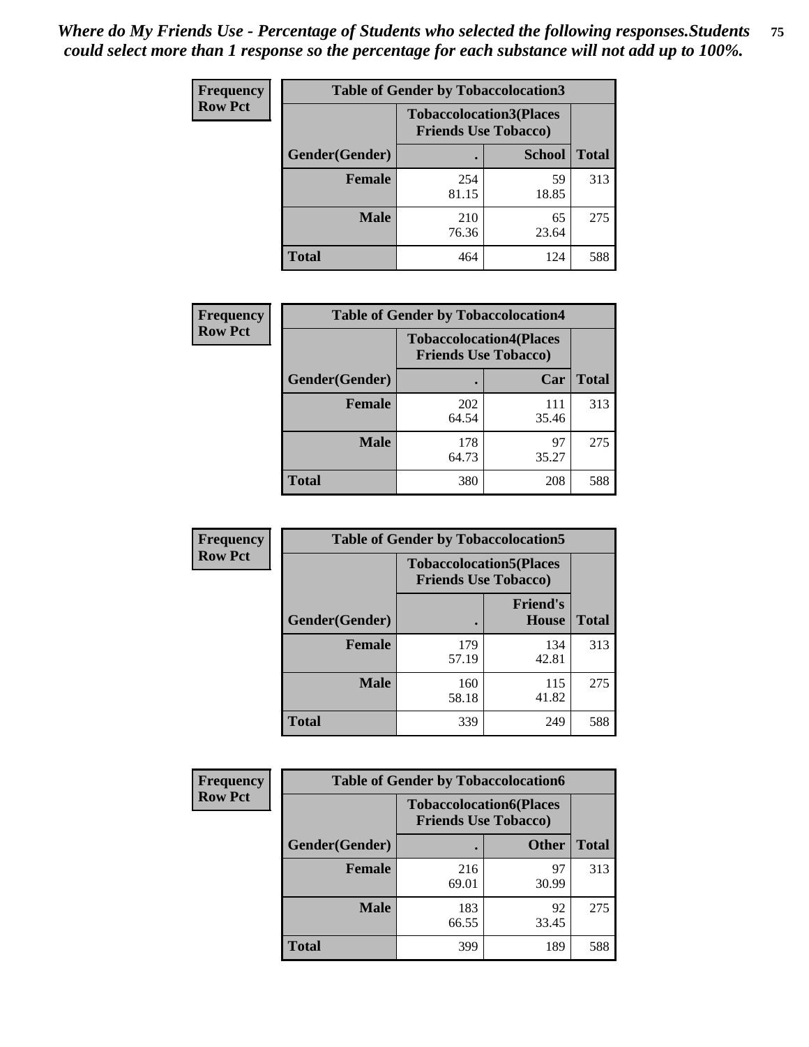*Where do My Friends Use - Percentage of Students who selected the following responses.Students could select more than 1 response so the percentage for each substance will not add up to 100%.*

**Frequency**
**Row Pct**

**Table of Gender by Tobaccolocation3**

| Gender(Gender) | Tobaccolocation3(Places Friends Use Tobacco) . | School | Total |
|---|---|---|---|
| Female | 254<br>81.15 | 59<br>18.85 | 313 |
| Male | 210<br>76.36 | 65<br>23.64 | 275 |
| Total | 464 | 124 | 588 |

**Frequency**
**Row Pct**

**Table of Gender by Tobaccolocation4**

| Gender(Gender) | Tobaccolocation4(Places Friends Use Tobacco) . | Car | Total |
|---|---|---|---|
| Female | 202<br>64.54 | 111<br>35.46 | 313 |
| Male | 178<br>64.73 | 97<br>35.27 | 275 |
| Total | 380 | 208 | 588 |

**Frequency**
**Row Pct**

**Table of Gender by Tobaccolocation5**

| Gender(Gender) | Tobaccolocation5(Places Friends Use Tobacco) . | Friend's House | Total |
|---|---|---|---|
| Female | 179<br>57.19 | 134<br>42.81 | 313 |
| Male | 160<br>58.18 | 115<br>41.82 | 275 |
| Total | 339 | 249 | 588 |

**Frequency**
**Row Pct**

**Table of Gender by Tobaccolocation6**

| Gender(Gender) | Tobaccolocation6(Places Friends Use Tobacco) . | Other | Total |
|---|---|---|---|
| Female | 216<br>69.01 | 97<br>30.99 | 313 |
| Male | 183<br>66.55 | 92<br>33.45 | 275 |
| Total | 399 | 189 | 588 |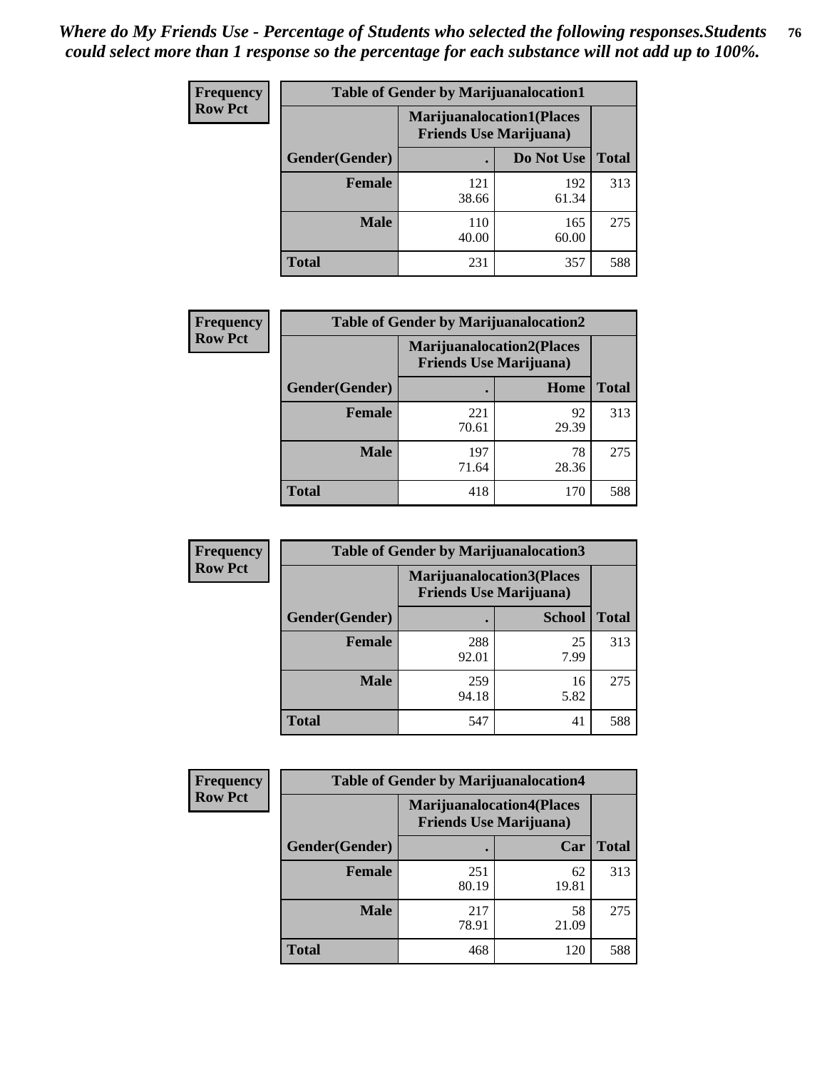*Where do My Friends Use - Percentage of Students who selected the following responses.Students could select more than 1 response so the percentage for each substance will not add up to 100%.*

**Frequency**
**Row Pct**

| Table of Gender by Marijuanalocation1 | | | |
|---|---|---|---|
| | Marijuanalocation1(Places Friends Use Marijuana) | | |
| Gender(Gender) | . | Do Not Use | Total |
| Female | 121<br>38.66 | 192<br>61.34 | 313 |
| Male | 110<br>40.00 | 165<br>60.00 | 275 |
| Total | 231 | 357 | 588 |

**Frequency**
**Row Pct**

| Table of Gender by Marijuanalocation2 | | | |
|---|---|---|---|
| | Marijuanalocation2(Places Friends Use Marijuana) | | |
| Gender(Gender) | . | Home | Total |
| Female | 221<br>70.61 | 92<br>29.39 | 313 |
| Male | 197<br>71.64 | 78<br>28.36 | 275 |
| Total | 418 | 170 | 588 |

**Frequency**
**Row Pct**

| Table of Gender by Marijuanalocation3 | | | |
|---|---|---|---|
| | Marijuanalocation3(Places Friends Use Marijuana) | | |
| Gender(Gender) | . | School | Total |
| Female | 288<br>92.01 | 25<br>7.99 | 313 |
| Male | 259<br>94.18 | 16<br>5.82 | 275 |
| Total | 547 | 41 | 588 |

**Frequency**
**Row Pct**

| Table of Gender by Marijuanalocation4 | | | |
|---|---|---|---|
| | Marijuanalocation4(Places Friends Use Marijuana) | | |
| Gender(Gender) | . | Car | Total |
| Female | 251<br>80.19 | 62<br>19.81 | 313 |
| Male | 217<br>78.91 | 58<br>21.09 | 275 |
| Total | 468 | 120 | 588 |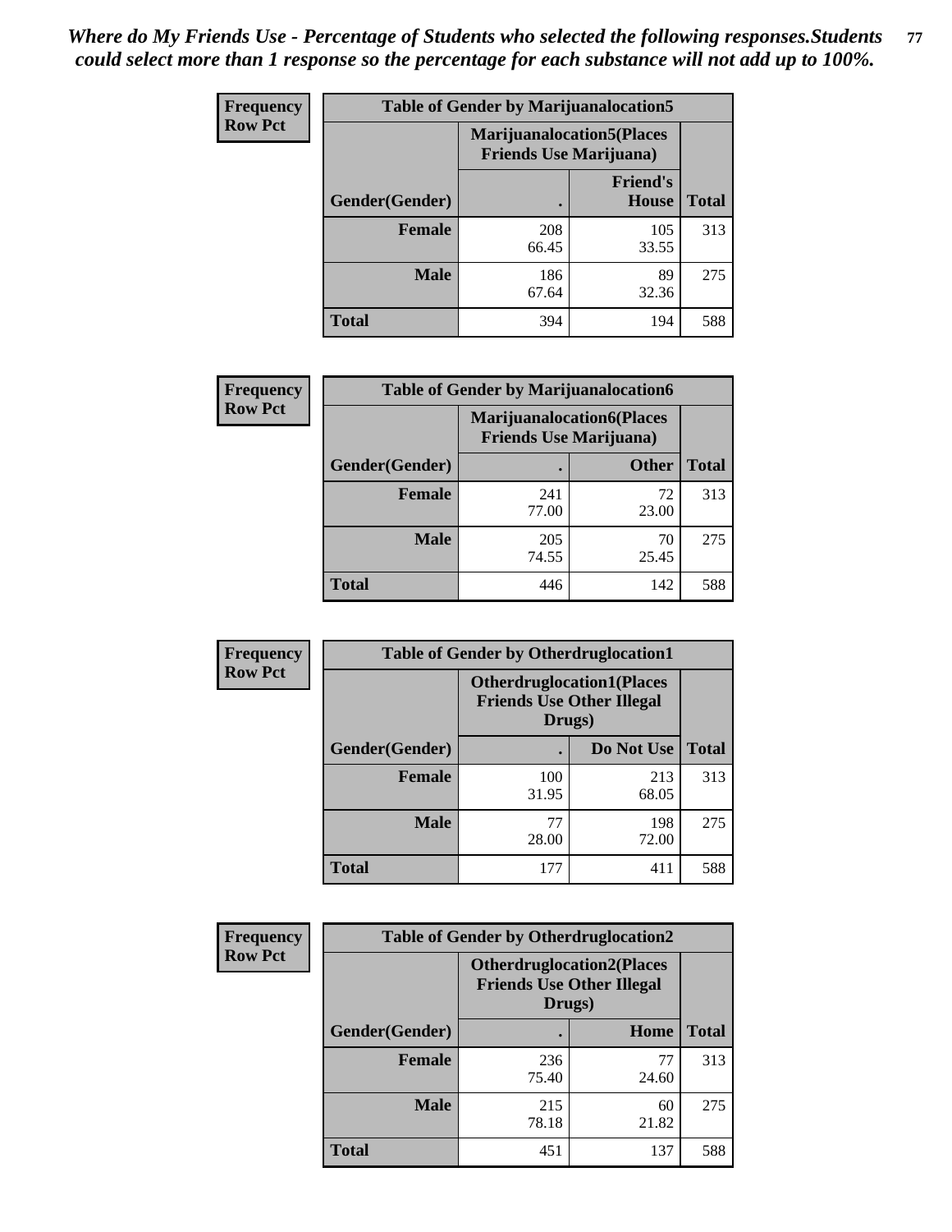*Where do My Friends Use - Percentage of Students who selected the following responses.Students could select more than 1 response so the percentage for each substance will not add up to 100%.*

**Frequency Row Pct**

| Table of Gender by Marijuanalocation5 | | | |
|---|---|---|---|
| | Marijuanalocation5(Places Friends Use Marijuana) | | |
| Gender(Gender) | . | Friend's House | Total |
| **Female** | 208<br>66.45 | 105<br>33.55 | 313 |
| **Male** | 186<br>67.64 | 89<br>32.36 | 275 |
| **Total** | 394 | 194 | 588 |

**Frequency Row Pct**

| Table of Gender by Marijuanalocation6 | | | |
|---|---|---|---|
| | Marijuanalocation6(Places Friends Use Marijuana) | | |
| Gender(Gender) | . | Other | Total |
| **Female** | 241<br>77.00 | 72<br>23.00 | 313 |
| **Male** | 205<br>74.55 | 70<br>25.45 | 275 |
| **Total** | 446 | 142 | 588 |

**Frequency Row Pct**

| Table of Gender by Otherdruglocation1 | | | |
|---|---|---|---|
| | Otherdruglocation1(Places Friends Use Other Illegal Drugs) | | |
| Gender(Gender) | . | Do Not Use | Total |
| **Female** | 100<br>31.95 | 213<br>68.05 | 313 |
| **Male** | 77<br>28.00 | 198<br>72.00 | 275 |
| **Total** | 177 | 411 | 588 |

**Frequency Row Pct**

| Table of Gender by Otherdruglocation2 | | | |
|---|---|---|---|
| | Otherdruglocation2(Places Friends Use Other Illegal Drugs) | | |
| Gender(Gender) | . | Home | Total |
| **Female** | 236<br>75.40 | 77<br>24.60 | 313 |
| **Male** | 215<br>78.18 | 60<br>21.82 | 275 |
| **Total** | 451 | 137 | 588 |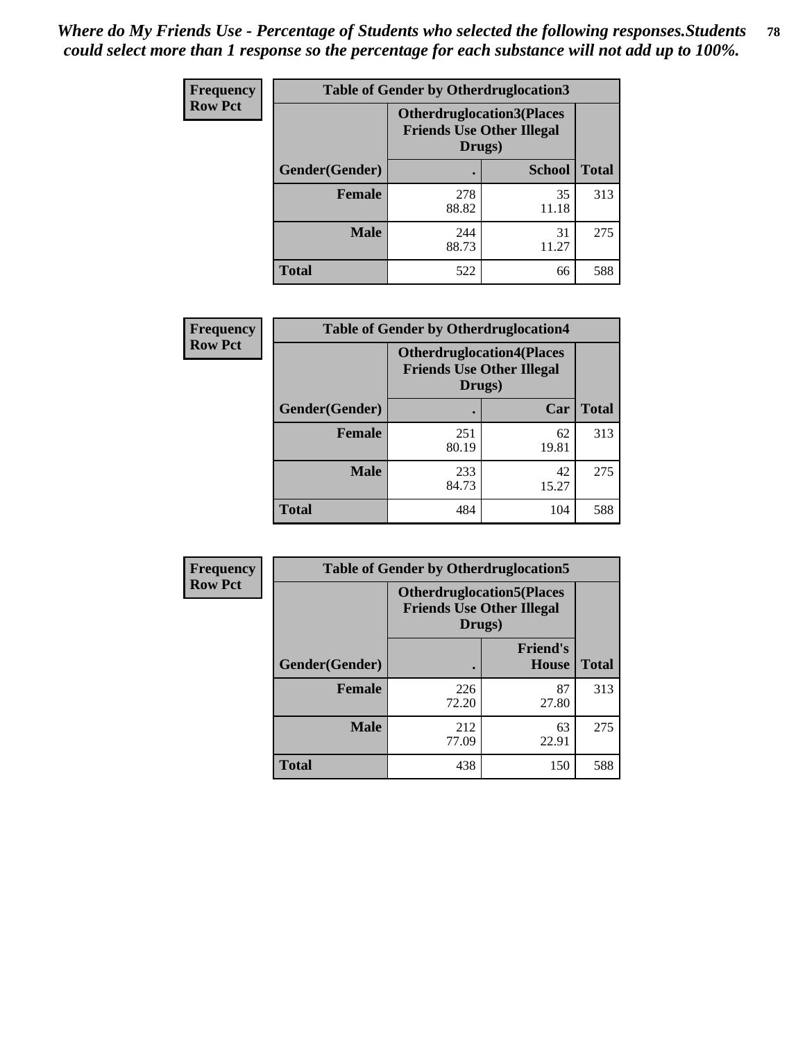*Where do My Friends Use - Percentage of Students who selected the following responses.Students could select more than 1 response so the percentage for each substance will not add up to 100%.*

**Frequency**
**Row Pct**

| Table of Gender by Otherdruglocation3 | | | |
|---|---|---|---|
| | Otherdruglocation3(Places Friends Use Other Illegal Drugs) | | |
| Gender(Gender) | . | School | Total |
| Female | 278<br>88.82 | 35<br>11.18 | 313 |
| Male | 244<br>88.73 | 31<br>11.27 | 275 |
| Total | 522 | 66 | 588 |

**Frequency**
**Row Pct**

| Table of Gender by Otherdruglocation4 | | | |
|---|---|---|---|
| | Otherdruglocation4(Places Friends Use Other Illegal Drugs) | | |
| Gender(Gender) | . | Car | Total |
| Female | 251<br>80.19 | 62<br>19.81 | 313 |
| Male | 233<br>84.73 | 42<br>15.27 | 275 |
| Total | 484 | 104 | 588 |

**Frequency**
**Row Pct**

| Table of Gender by Otherdruglocation5 | | | |
|---|---|---|---|
| | Otherdruglocation5(Places Friends Use Other Illegal Drugs) | | |
| Gender(Gender) | . | Friend's House | Total |
| Female | 226<br>72.20 | 87<br>27.80 | 313 |
| Male | 212<br>77.09 | 63<br>22.91 | 275 |
| Total | 438 | 150 | 588 |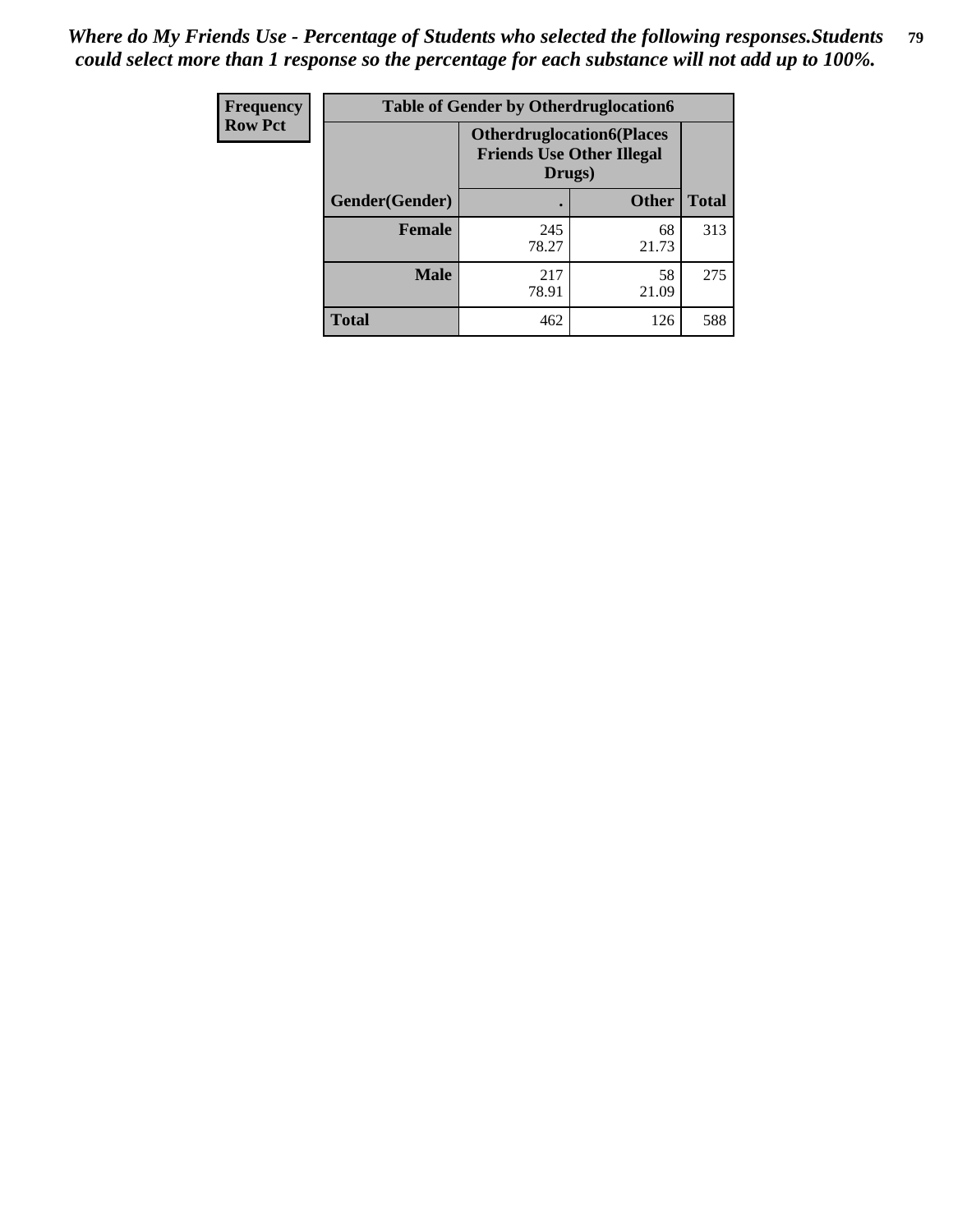*Where do My Friends Use - Percentage of Students who selected the following responses.Students could select more than 1 response so the percentage for each substance will not add up to 100%.*

| Frequency<br>Row Pct | Table of Gender by Otherdruglocation6 | | |
|---|---|---|---|
| | **Otherdruglocation6(Places Friends Use Other Illegal Drugs)** | | |
| **Gender(Gender)** | **.** | **Other** | **Total** |
| **Female** | 245<br>78.27 | 68<br>21.73 | 313 |
| **Male** | 217<br>78.91 | 58<br>21.09 | 275 |
| **Total** | 462 | 126 | 588 |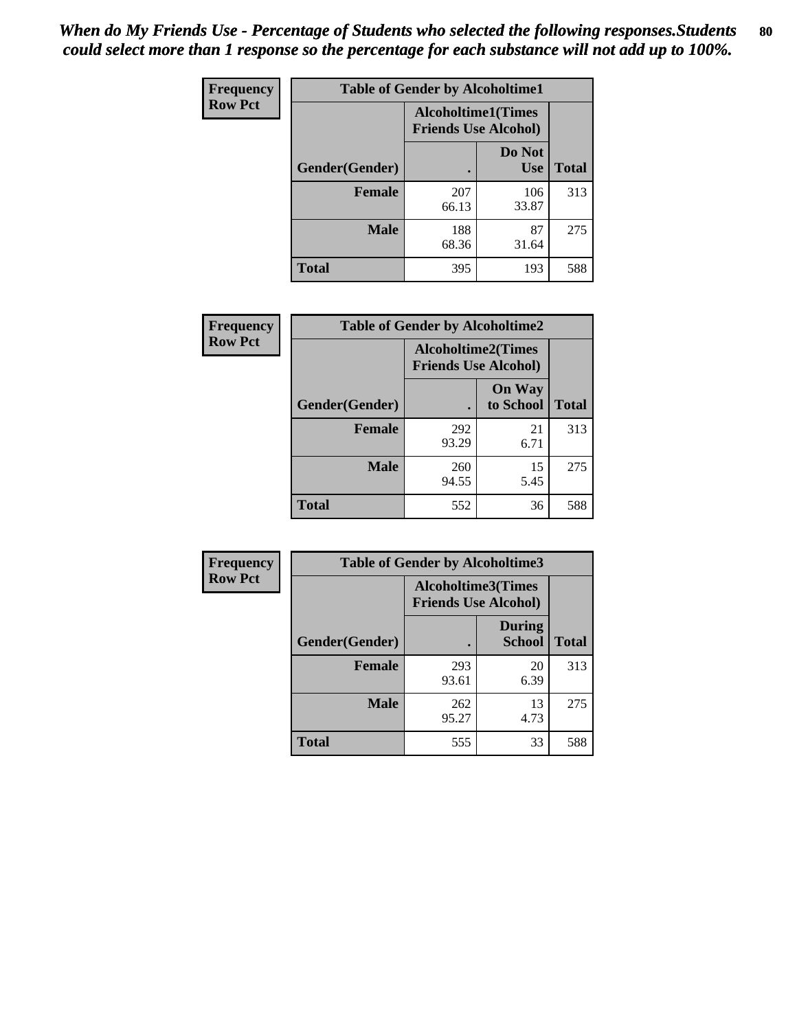*When do My Friends Use - Percentage of Students who selected the following responses.Students could select more than 1 response so the percentage for each substance will not add up to 100%.*

**Frequency**
**Row Pct**

**Table of Gender by Alcoholtime1**

| Gender(Gender) | Alcoholtime1(Times Friends Use Alcohol) . | Do Not Use | Total |
|---|---|---|---|
| **Female** | 207<br>66.13 | 106<br>33.87 | 313 |
| **Male** | 188<br>68.36 | 87<br>31.64 | 275 |
| **Total** | 395 | 193 | 588 |

**Frequency**
**Row Pct**

**Table of Gender by Alcoholtime2**

| Gender(Gender) | Alcoholtime2(Times Friends Use Alcohol) . | On Way to School | Total |
|---|---|---|---|
| **Female** | 292<br>93.29 | 21<br>6.71 | 313 |
| **Male** | 260<br>94.55 | 15<br>5.45 | 275 |
| **Total** | 552 | 36 | 588 |

**Frequency**
**Row Pct**

**Table of Gender by Alcoholtime3**

| Gender(Gender) | Alcoholtime3(Times Friends Use Alcohol) . | During School | Total |
|---|---|---|---|
| **Female** | 293<br>93.61 | 20<br>6.39 | 313 |
| **Male** | 262<br>95.27 | 13<br>4.73 | 275 |
| **Total** | 555 | 33 | 588 |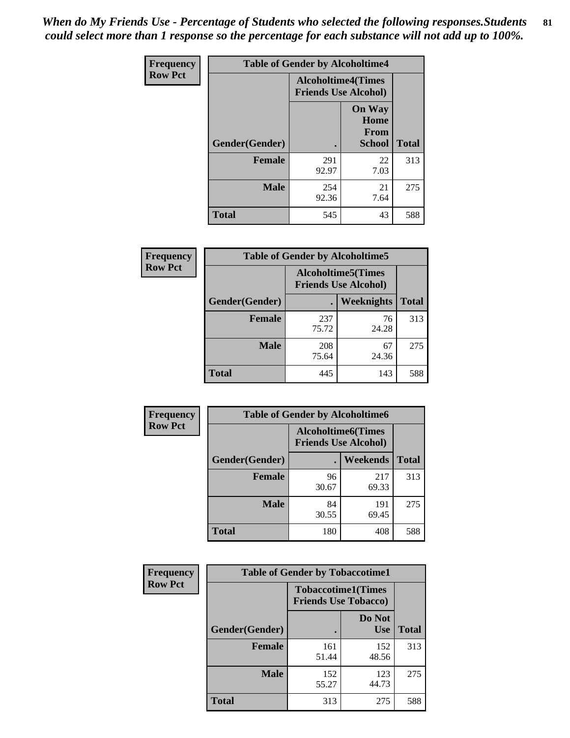*When do My Friends Use - Percentage of Students who selected the following responses.Students could select more than 1 response so the percentage for each substance will not add up to 100%.*

**Frequency**
**Row Pct**

| Table of Gender by Alcoholtime4 | | | |
|---|---|---|---|
| | Alcoholtime4(Times Friends Use Alcohol) | | |
| Gender(Gender) | . | On Way Home From School | Total |
| **Female** | 291<br>92.97 | 22<br>7.03 | 313 |
| **Male** | 254<br>92.36 | 21<br>7.64 | 275 |
| **Total** | 545 | 43 | 588 |

**Frequency**
**Row Pct**

| Table of Gender by Alcoholtime5 | | | |
|---|---|---|---|
| | Alcoholtime5(Times Friends Use Alcohol) | | |
| Gender(Gender) | . | Weeknights | Total |
| **Female** | 237<br>75.72 | 76<br>24.28 | 313 |
| **Male** | 208<br>75.64 | 67<br>24.36 | 275 |
| **Total** | 445 | 143 | 588 |

**Frequency**
**Row Pct**

| Table of Gender by Alcoholtime6 | | | |
|---|---|---|---|
| | Alcoholtime6(Times Friends Use Alcohol) | | |
| Gender(Gender) | . | Weekends | Total |
| **Female** | 96<br>30.67 | 217<br>69.33 | 313 |
| **Male** | 84<br>30.55 | 191<br>69.45 | 275 |
| **Total** | 180 | 408 | 588 |

**Frequency**
**Row Pct**

| Table of Gender by Tobaccotime1 | | | |
|---|---|---|---|
| | Tobaccotime1(Times Friends Use Tobacco) | | |
| Gender(Gender) | . | Do Not Use | Total |
| **Female** | 161<br>51.44 | 152<br>48.56 | 313 |
| **Male** | 152<br>55.27 | 123<br>44.73 | 275 |
| **Total** | 313 | 275 | 588 |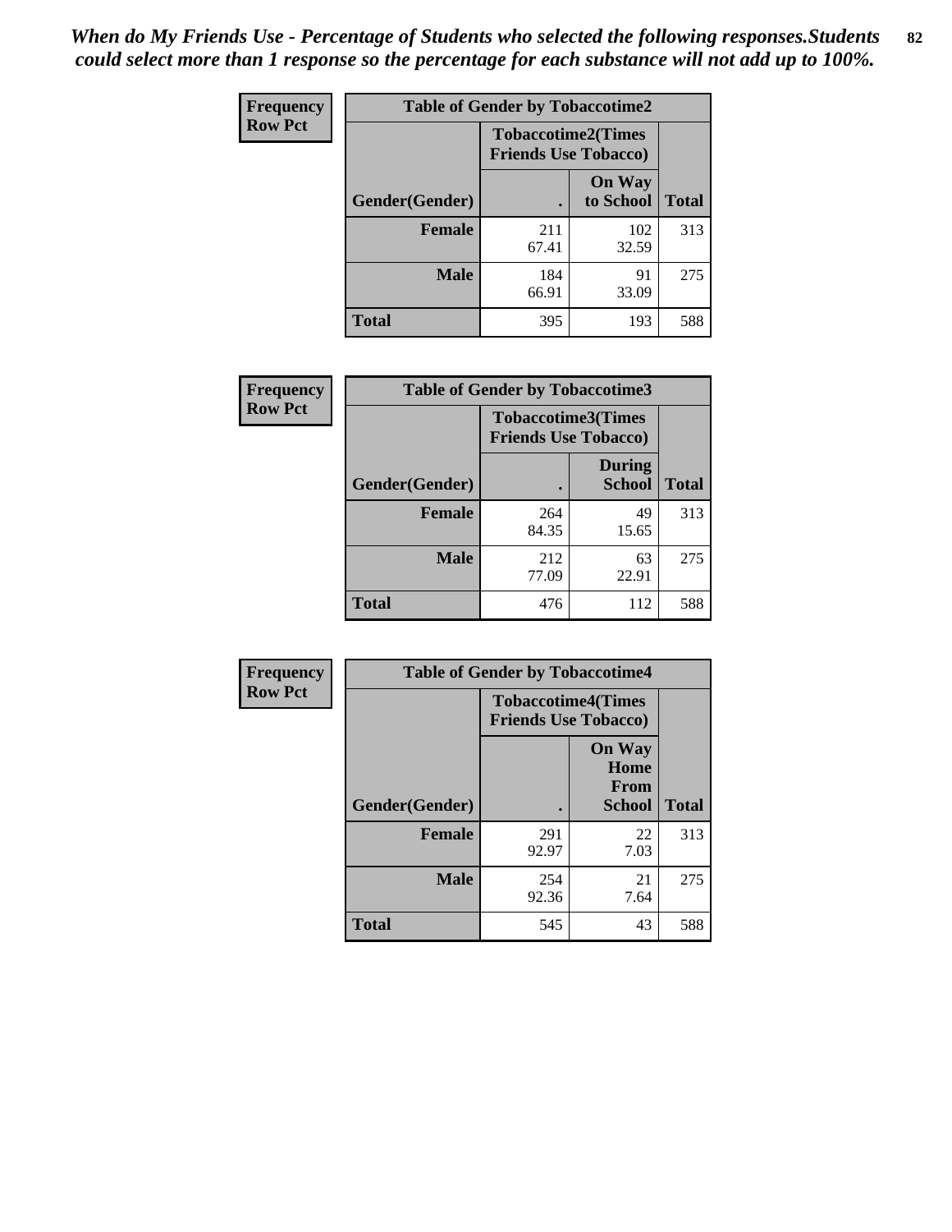*When do My Friends Use - Percentage of Students who selected the following responses.Students could select more than 1 response so the percentage for each substance will not add up to 100%.*

**Frequency**
**Row Pct**

| Table of Gender by Tobaccotime2 | | | |
|---|---|---|---|
| | Tobaccotime2(Times Friends Use Tobacco) | | |
| Gender(Gender) | . | On Way to School | Total |
| **Female** | 211<br>67.41 | 102<br>32.59 | 313 |
| **Male** | 184<br>66.91 | 91<br>33.09 | 275 |
| **Total** | 395 | 193 | 588 |

**Frequency**
**Row Pct**

| Table of Gender by Tobaccotime3 | | | |
|---|---|---|---|
| | Tobaccotime3(Times Friends Use Tobacco) | | |
| Gender(Gender) | . | During School | Total |
| **Female** | 264<br>84.35 | 49<br>15.65 | 313 |
| **Male** | 212<br>77.09 | 63<br>22.91 | 275 |
| **Total** | 476 | 112 | 588 |

**Frequency**
**Row Pct**

| Table of Gender by Tobaccotime4 | | | |
|---|---|---|---|
| | Tobaccotime4(Times Friends Use Tobacco) | | |
| Gender(Gender) | . | On Way Home From School | Total |
| **Female** | 291<br>92.97 | 22<br>7.03 | 313 |
| **Male** | 254<br>92.36 | 21<br>7.64 | 275 |
| **Total** | 545 | 43 | 588 |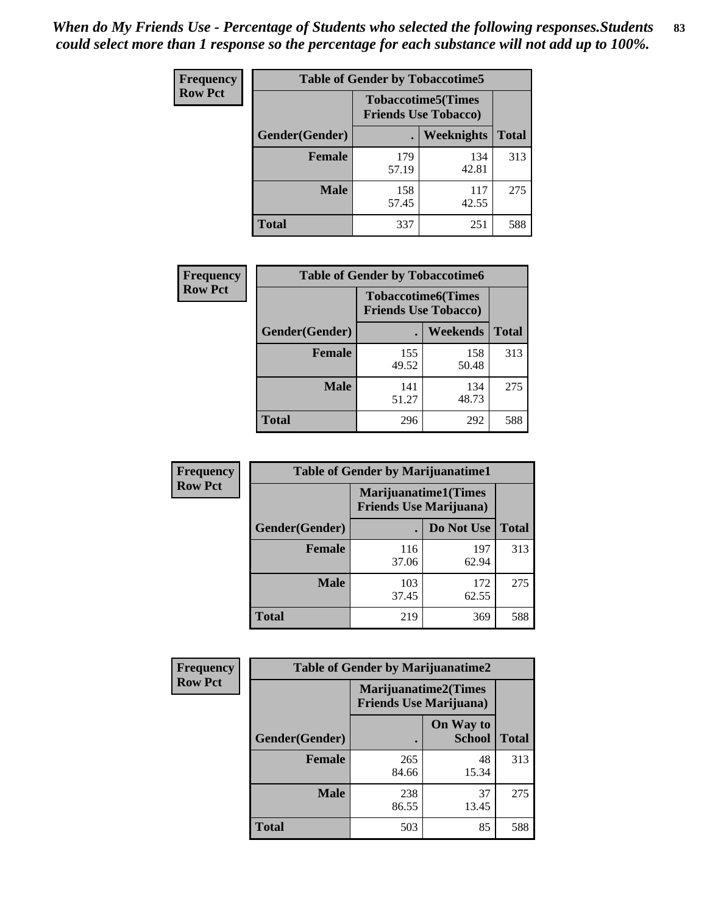*When do My Friends Use - Percentage of Students who selected the following responses.Students could select more than 1 response so the percentage for each substance will not add up to 100%.*

**Frequency**
**Row Pct**

| Table of Gender by Tobaccotime5 | | | |
|---|---|---|---|
| | Tobaccotime5(Times Friends Use Tobacco) | | |
| Gender(Gender) | . | Weeknights | Total |
| **Female** | 179<br>57.19 | 134<br>42.81 | 313 |
| **Male** | 158<br>57.45 | 117<br>42.55 | 275 |
| **Total** | 337 | 251 | 588 |

**Frequency**
**Row Pct**

| Table of Gender by Tobaccotime6 | | | |
|---|---|---|---|
| | Tobaccotime6(Times Friends Use Tobacco) | | |
| Gender(Gender) | . | Weekends | Total |
| **Female** | 155<br>49.52 | 158<br>50.48 | 313 |
| **Male** | 141<br>51.27 | 134<br>48.73 | 275 |
| **Total** | 296 | 292 | 588 |

**Frequency**
**Row Pct**

| Table of Gender by Marijuanatime1 | | | |
|---|---|---|---|
| | Marijuanatime1(Times Friends Use Marijuana) | | |
| Gender(Gender) | . | Do Not Use | Total |
| **Female** | 116<br>37.06 | 197<br>62.94 | 313 |
| **Male** | 103<br>37.45 | 172<br>62.55 | 275 |
| **Total** | 219 | 369 | 588 |

**Frequency**
**Row Pct**

| Table of Gender by Marijuanatime2 | | | |
|---|---|---|---|
| | Marijuanatime2(Times Friends Use Marijuana) | | |
| Gender(Gender) | . | On Way to School | Total |
| **Female** | 265<br>84.66 | 48<br>15.34 | 313 |
| **Male** | 238<br>86.55 | 37<br>13.45 | 275 |
| **Total** | 503 | 85 | 588 |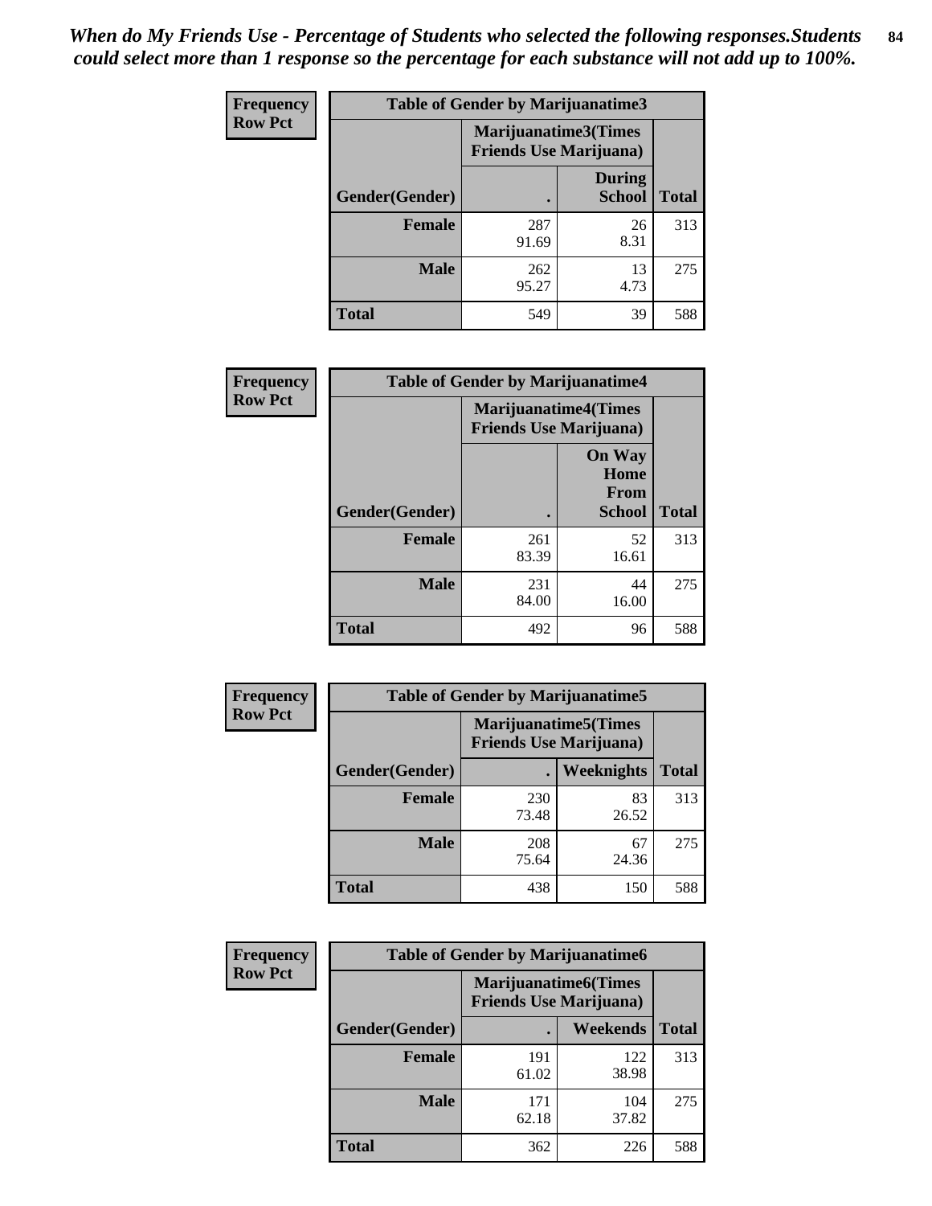*When do My Friends Use - Percentage of Students who selected the following responses.Students could select more than 1 response so the percentage for each substance will not add up to 100%.*

**Frequency Row Pct**

| Table of Gender by Marijuanatime3 | | | |
|---|---|---|---|
| | Marijuanatime3(Times Friends Use Marijuana) | | |
| Gender(Gender) | . | During School | Total |
| **Female** | 287<br>91.69 | 26<br>8.31 | 313 |
| **Male** | 262<br>95.27 | 13<br>4.73 | 275 |
| **Total** | 549 | 39 | 588 |

**Frequency Row Pct**

| Table of Gender by Marijuanatime4 | | | |
|---|---|---|---|
| | Marijuanatime4(Times Friends Use Marijuana) | | |
| Gender(Gender) | . | On Way Home From School | Total |
| **Female** | 261<br>83.39 | 52<br>16.61 | 313 |
| **Male** | 231<br>84.00 | 44<br>16.00 | 275 |
| **Total** | 492 | 96 | 588 |

**Frequency Row Pct**

| Table of Gender by Marijuanatime5 | | | |
|---|---|---|---|
| | Marijuanatime5(Times Friends Use Marijuana) | | |
| Gender(Gender) | . | Weeknights | Total |
| **Female** | 230<br>73.48 | 83<br>26.52 | 313 |
| **Male** | 208<br>75.64 | 67<br>24.36 | 275 |
| **Total** | 438 | 150 | 588 |

**Frequency Row Pct**

| Table of Gender by Marijuanatime6 | | | |
|---|---|---|---|
| | Marijuanatime6(Times Friends Use Marijuana) | | |
| Gender(Gender) | . | Weekends | Total |
| **Female** | 191<br>61.02 | 122<br>38.98 | 313 |
| **Male** | 171<br>62.18 | 104<br>37.82 | 275 |
| **Total** | 362 | 226 | 588 |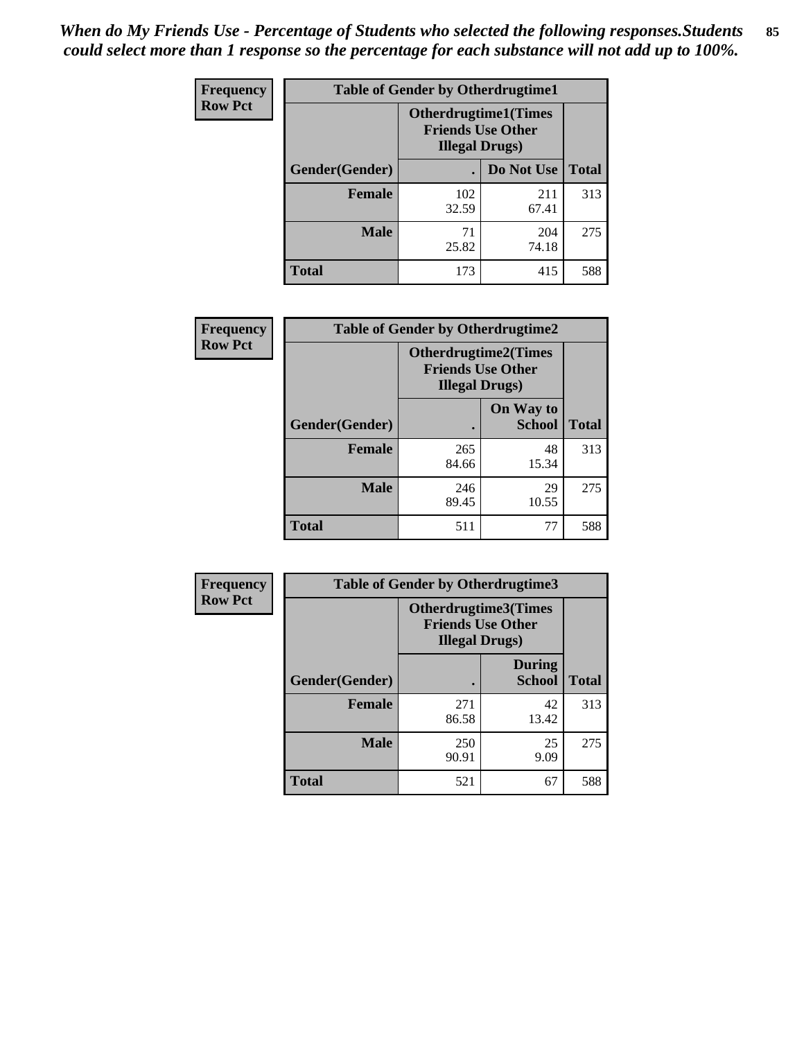*When do My Friends Use - Percentage of Students who selected the following responses.Students could select more than 1 response so the percentage for each substance will not add up to 100%.*

**Frequency**
**Row Pct**

| Table of Gender by Otherdrugtime1 | | | |
|---|---|---|---|
| | Otherdrugtime1(Times Friends Use Other Illegal Drugs) | | |
| Gender(Gender) | . | Do Not Use | Total |
| **Female** | 102<br>32.59 | 211<br>67.41 | 313 |
| **Male** | 71<br>25.82 | 204<br>74.18 | 275 |
| **Total** | 173 | 415 | 588 |

**Frequency**
**Row Pct**

| Table of Gender by Otherdrugtime2 | | | |
|---|---|---|---|
| | Otherdrugtime2(Times Friends Use Other Illegal Drugs) | | |
| Gender(Gender) | . | On Way to School | Total |
| **Female** | 265<br>84.66 | 48<br>15.34 | 313 |
| **Male** | 246<br>89.45 | 29<br>10.55 | 275 |
| **Total** | 511 | 77 | 588 |

**Frequency**
**Row Pct**

| Table of Gender by Otherdrugtime3 | | | |
|---|---|---|---|
| | Otherdrugtime3(Times Friends Use Other Illegal Drugs) | | |
| Gender(Gender) | . | During School | Total |
| **Female** | 271<br>86.58 | 42<br>13.42 | 313 |
| **Male** | 250<br>90.91 | 25<br>9.09 | 275 |
| **Total** | 521 | 67 | 588 |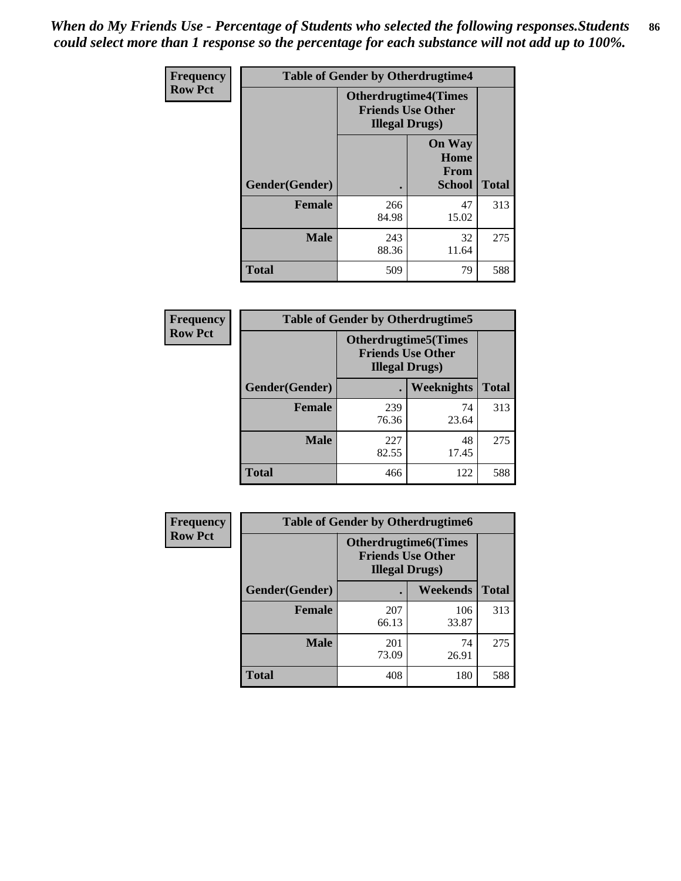*When do My Friends Use - Percentage of Students who selected the following responses.Students could select more than 1 response so the percentage for each substance will not add up to 100%.*

**Frequency**
**Row Pct**

| Table of Gender by Otherdrugtime4 | | | |
|---|---|---|---|
| | Otherdrugtime4(Times Friends Use Other Illegal Drugs) | | |
| Gender(Gender) | . | On Way Home From School | Total |
| Female | 266<br>84.98 | 47<br>15.02 | 313 |
| Male | 243<br>88.36 | 32<br>11.64 | 275 |
| Total | 509 | 79 | 588 |

**Frequency**
**Row Pct**

| Table of Gender by Otherdrugtime5 | | | |
|---|---|---|---|
| | Otherdrugtime5(Times Friends Use Other Illegal Drugs) | | |
| Gender(Gender) | . | Weeknights | Total |
| Female | 239<br>76.36 | 74<br>23.64 | 313 |
| Male | 227<br>82.55 | 48<br>17.45 | 275 |
| Total | 466 | 122 | 588 |

**Frequency**
**Row Pct**

| Table of Gender by Otherdrugtime6 | | | |
|---|---|---|---|
| | Otherdrugtime6(Times Friends Use Other Illegal Drugs) | | |
| Gender(Gender) | . | Weekends | Total |
| Female | 207<br>66.13 | 106<br>33.87 | 313 |
| Male | 201<br>73.09 | 74<br>26.91 | 275 |
| Total | 408 | 180 | 588 |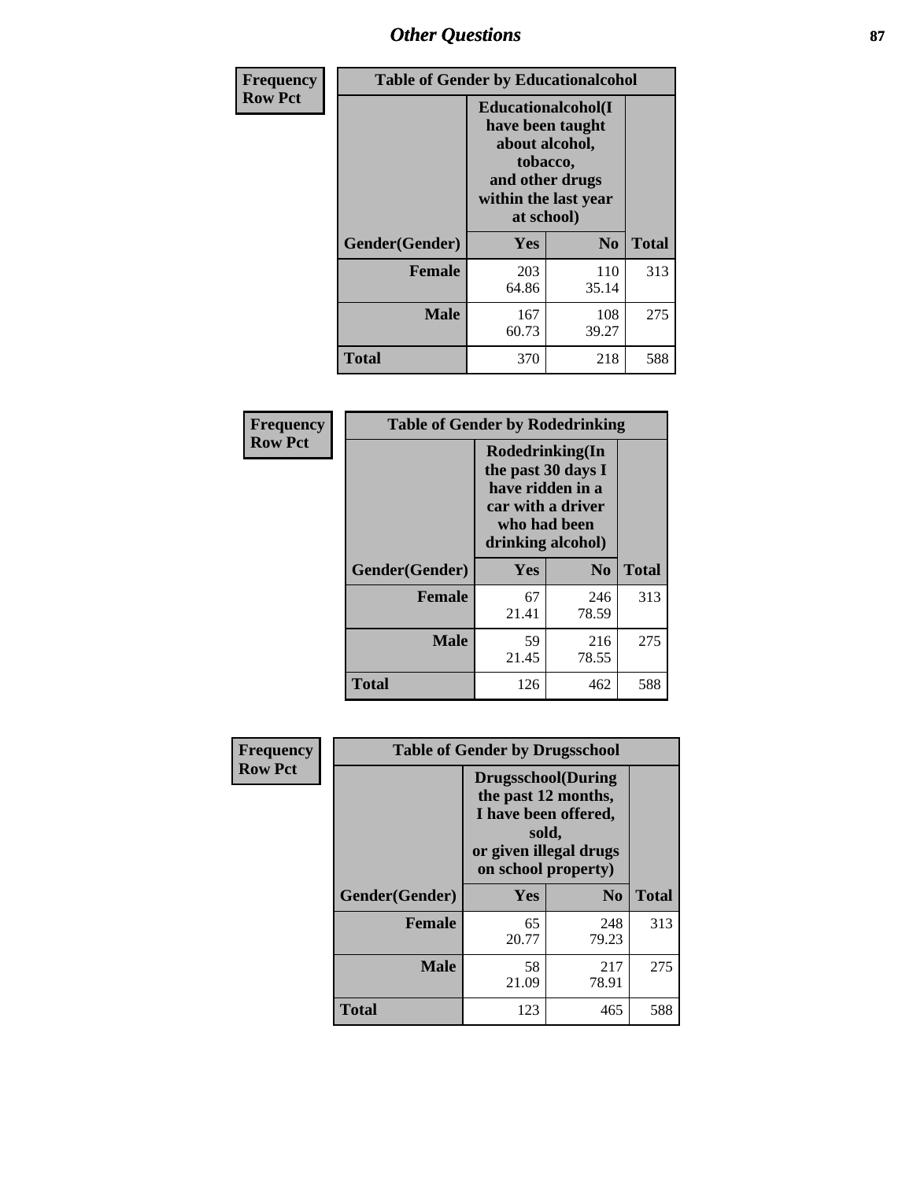# Other Questions

**Frequency**
**Row Pct**

| Table of Gender by Educationalcohol | | | |
|---|---|---|---|
| | Educationalcohol(I have been taught about alcohol, tobacco, and other drugs within the last year at school) | | |
| Gender(Gender) | Yes | No | Total |
| Female | 203<br>64.86 | 110<br>35.14 | 313 |
| Male | 167<br>60.73 | 108<br>39.27 | 275 |
| Total | 370 | 218 | 588 |

**Frequency**
**Row Pct**

| Table of Gender by Rodedrinking | | | |
|---|---|---|---|
| | Rodedrinking(In the past 30 days I have ridden in a car with a driver who had been drinking alcohol) | | |
| Gender(Gender) | Yes | No | Total |
| Female | 67<br>21.41 | 246<br>78.59 | 313 |
| Male | 59<br>21.45 | 216<br>78.55 | 275 |
| Total | 126 | 462 | 588 |

**Frequency**
**Row Pct**

| Table of Gender by Drugsschool | | | |
|---|---|---|---|
| | Drugsschool(During the past 12 months, I have been offered, sold, or given illegal drugs on school property) | | |
| Gender(Gender) | Yes | No | Total |
| Female | 65<br>20.77 | 248<br>79.23 | 313 |
| Male | 58<br>21.09 | 217<br>78.91 | 275 |
| Total | 123 | 465 | 588 |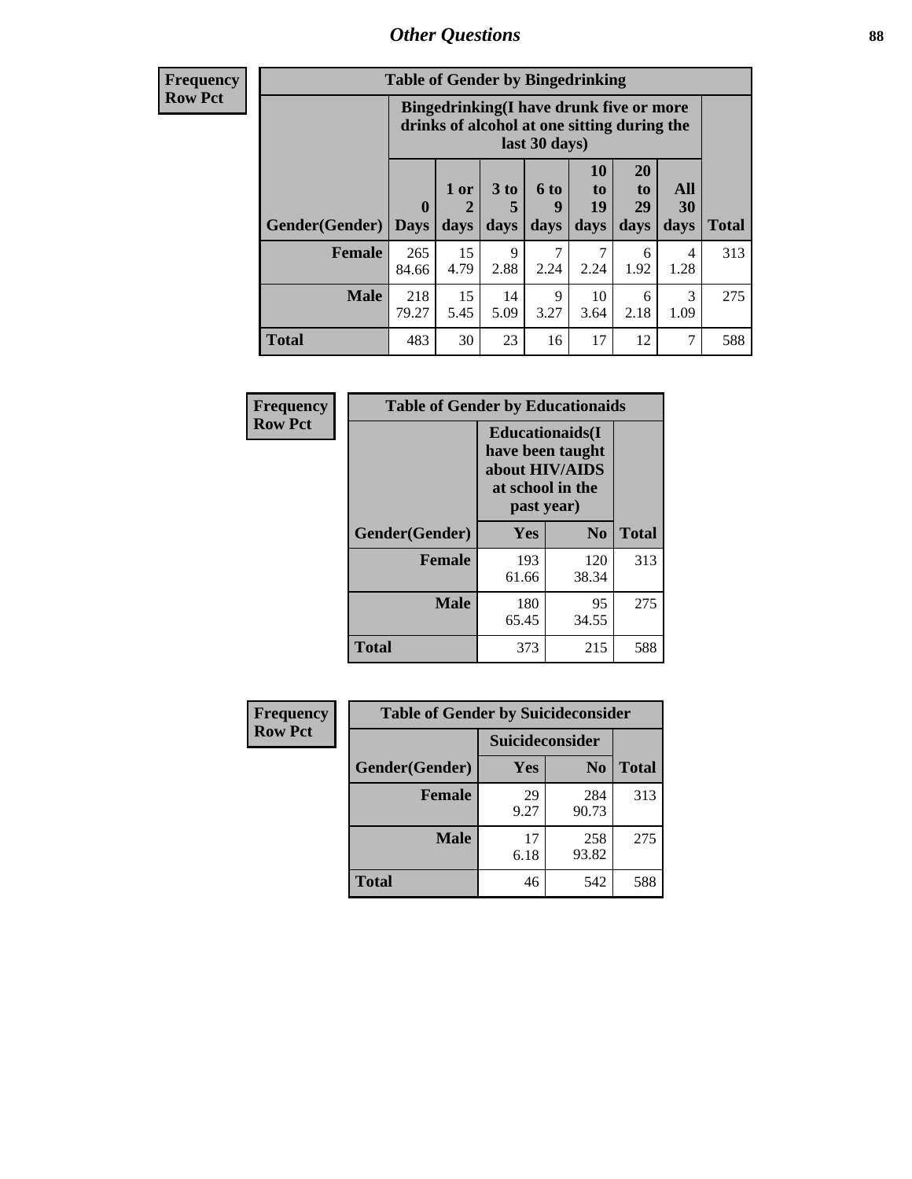# Other Questions

**Frequency**
**Row Pct**

| Table of Gender by Bingedrinking | | | | | | | | |
|---|---|---|---|---|---|---|---|---|
| | Bingedrinking(I have drunk five or more drinks of alcohol at one sitting during the last 30 days) | | | | | | | |
| Gender(Gender) | 0 Days | 1 or 2 days | 3 to 5 days | 6 to 9 days | 10 to 19 days | 20 to 29 days | All 30 days | Total |
| **Female** | 265<br>84.66 | 15<br>4.79 | 9<br>2.88 | 7<br>2.24 | 7<br>2.24 | 6<br>1.92 | 4<br>1.28 | 313 |
| **Male** | 218<br>79.27 | 15<br>5.45 | 14<br>5.09 | 9<br>3.27 | 10<br>3.64 | 6<br>2.18 | 3<br>1.09 | 275 |
| **Total** | 483 | 30 | 23 | 16 | 17 | 12 | 7 | 588 |

**Frequency**
**Row Pct**

| Table of Gender by Educationaids | | | |
|---|---|---|---|
| | Educationaids(I have been taught about HIV/AIDS at school in the past year) | | |
| Gender(Gender) | Yes | No | Total |
| **Female** | 193<br>61.66 | 120<br>38.34 | 313 |
| **Male** | 180<br>65.45 | 95<br>34.55 | 275 |
| **Total** | 373 | 215 | 588 |

**Frequency**
**Row Pct**

| Table of Gender by Suicideconsider | | | |
|---|---|---|---|
| | Suicideconsider | | |
| Gender(Gender) | Yes | No | Total |
| **Female** | 29<br>9.27 | 284<br>90.73 | 313 |
| **Male** | 17<br>6.18 | 258<br>93.82 | 275 |
| **Total** | 46 | 542 | 588 |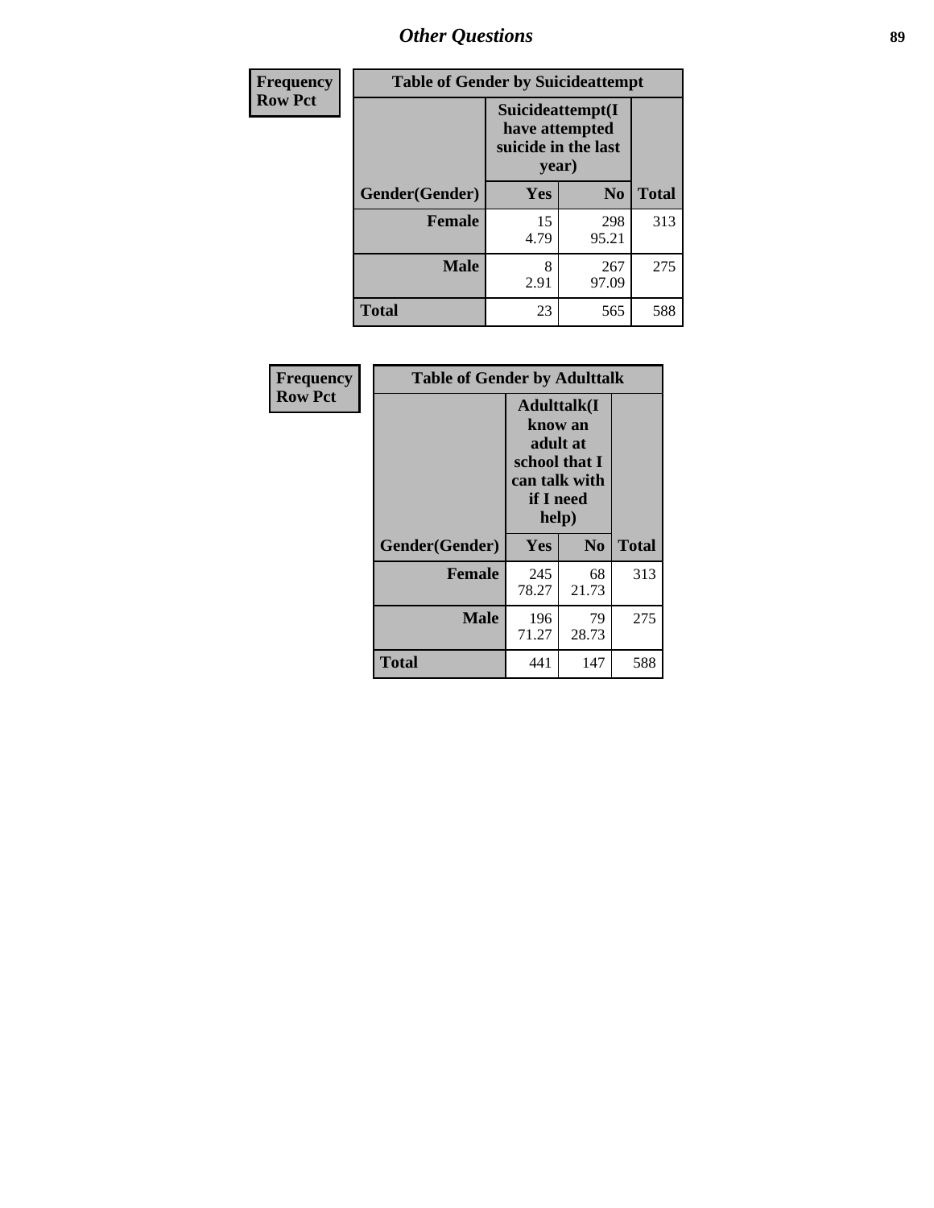| Frequency Row Pct |
|---|

| Table of Gender by Suicideattempt | | | |
|---|---|---|---|
| | Suicideattempt(I have attempted suicide in the last year) | | |
| Gender(Gender) | Yes | No | Total |
| Female | 15<br>4.79 | 298<br>95.21 | 313 |
| Male | 8<br>2.91 | 267<br>97.09 | 275 |
| Total | 23 | 565 | 588 |

| Frequency Row Pct |
|---|

| Table of Gender by Adulttalk | | | |
|---|---|---|---|
| | Adulttalk(I know an adult at school that I can talk with if I need help) | | |
| Gender(Gender) | Yes | No | Total |
| Female | 245<br>78.27 | 68<br>21.73 | 313 |
| Male | 196<br>71.27 | 79<br>28.73 | 275 |
| Total | 441 | 147 | 588 |